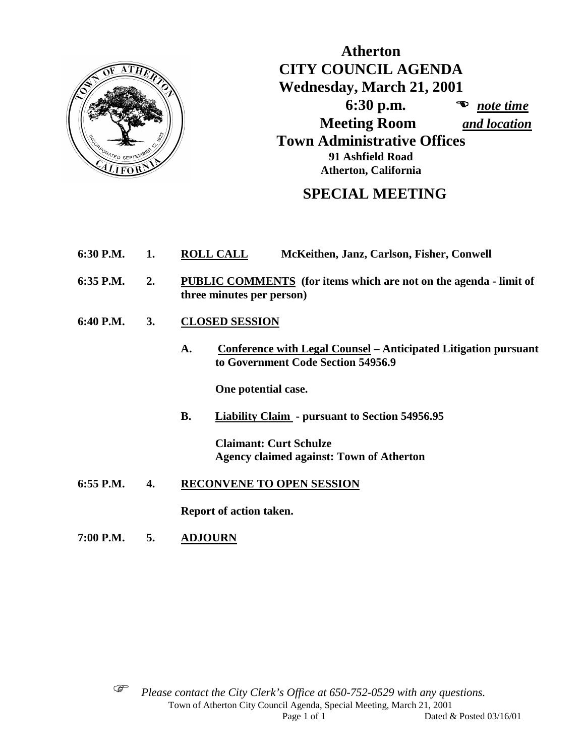# Atherton
# CITY COUNCIL AGENDA

**Wednesday, March 21, 2001**

**6:30 p.m.** ☜ ***note time***

**Meeting Room** ***and location***

**Town Administrative Offices**

**91 Ashfield Road**

**Atherton, California**

## SPECIAL MEETING

**6:30 P.M. 1. ROLL CALL** McKeithen, Janz, Carlson, Fisher, Conwell

**6:35 P.M. 2. PUBLIC COMMENTS (for items which are not on the agenda - limit of three minutes per person)**

**6:40 P.M. 3. CLOSED SESSION**

**A. Conference with Legal Counsel – Anticipated Litigation pursuant to Government Code Section 54956.9**

**One potential case.**

**B. Liability Claim - pursuant to Section 54956.95**

**Claimant: Curt Schulze**
**Agency claimed against: Town of Atherton**

**6:55 P.M. 4. RECONVENE TO OPEN SESSION**

**Report of action taken.**

**7:00 P.M. 5. ADJOURN**

☞ *Please contact the City Clerk's Office at 650-752-0529 with any questions.*

Town of Atherton City Council Agenda, Special Meeting, March 21, 2001

Dated & Posted 03/16/01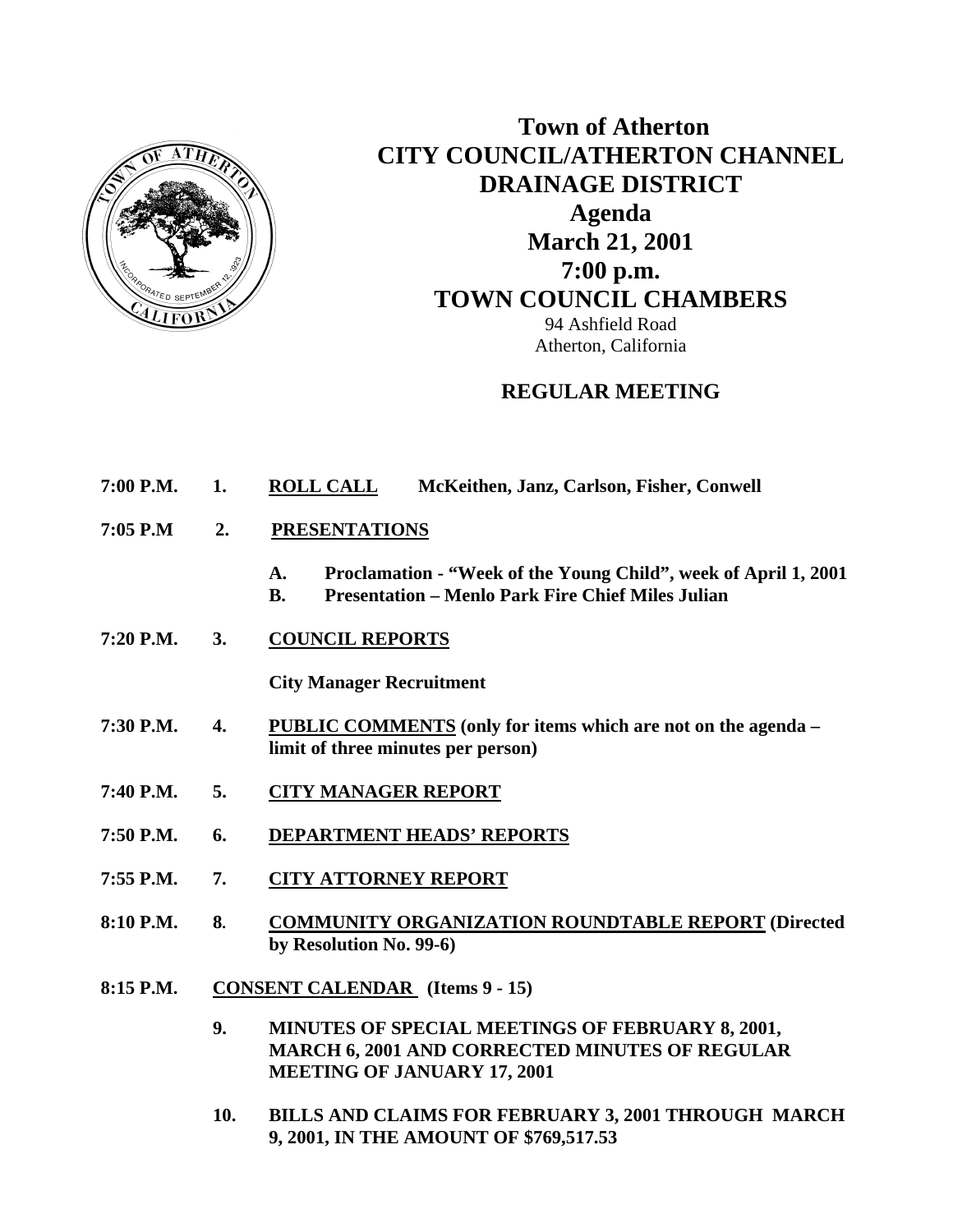# Town of Atherton
# CITY COUNCIL/ATHERTON CHANNEL DRAINAGE DISTRICT
# Agenda
# March 21, 2001
# 7:00 p.m.
# TOWN COUNCIL CHAMBERS

94 Ashfield Road
Atherton, California

## REGULAR MEETING

**7:00 P.M. 1. ROLL CALL McKeithen, Janz, Carlson, Fisher, Conwell**

**7:05 P.M 2. PRESENTATIONS**

- **A. Proclamation - "Week of the Young Child", week of April 1, 2001**
- **B. Presentation – Menlo Park Fire Chief Miles Julian**

**7:20 P.M. 3. COUNCIL REPORTS**

**City Manager Recruitment**

**7:30 P.M. 4. PUBLIC COMMENTS (only for items which are not on the agenda – limit of three minutes per person)**

**7:40 P.M. 5. CITY MANAGER REPORT**

**7:50 P.M. 6. DEPARTMENT HEADS' REPORTS**

**7:55 P.M. 7. CITY ATTORNEY REPORT**

**8:10 P.M. 8. COMMUNITY ORGANIZATION ROUNDTABLE REPORT (Directed by Resolution No. 99-6)**

**8:15 P.M. CONSENT CALENDAR (Items 9 - 15)**

**9. MINUTES OF SPECIAL MEETINGS OF FEBRUARY 8, 2001, MARCH 6, 2001 AND CORRECTED MINUTES OF REGULAR MEETING OF JANUARY 17, 2001**

**10. BILLS AND CLAIMS FOR FEBRUARY 3, 2001 THROUGH MARCH 9, 2001, IN THE AMOUNT OF $769,517.53**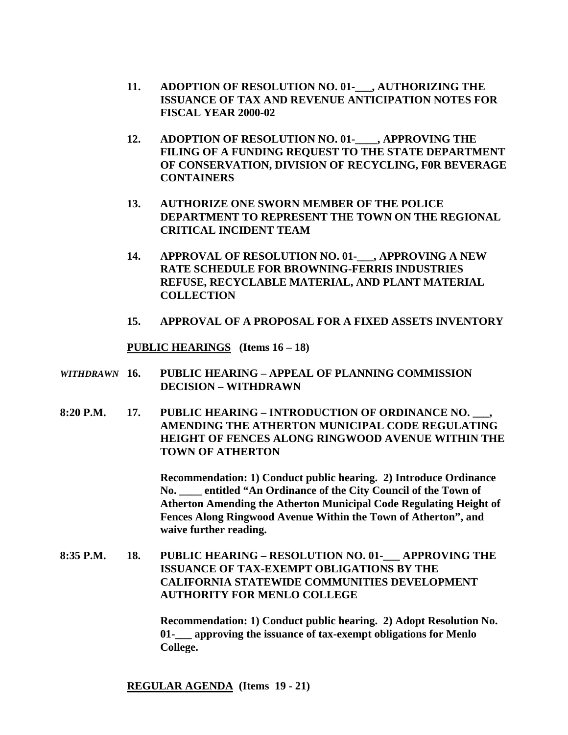**11. ADOPTION OF RESOLUTION NO. 01-___, AUTHORIZING THE ISSUANCE OF TAX AND REVENUE ANTICIPATION NOTES FOR FISCAL YEAR 2000-02**

**12. ADOPTION OF RESOLUTION NO. 01-____, APPROVING THE FILING OF A FUNDING REQUEST TO THE STATE DEPARTMENT OF CONSERVATION, DIVISION OF RECYCLING, F0R BEVERAGE CONTAINERS**

**13. AUTHORIZE ONE SWORN MEMBER OF THE POLICE DEPARTMENT TO REPRESENT THE TOWN ON THE REGIONAL CRITICAL INCIDENT TEAM**

**14. APPROVAL OF RESOLUTION NO. 01-___, APPROVING A NEW RATE SCHEDULE FOR BROWNING-FERRIS INDUSTRIES REFUSE, RECYCLABLE MATERIAL, AND PLANT MATERIAL COLLECTION**

**15. APPROVAL OF A PROPOSAL FOR A FIXED ASSETS INVENTORY**

**PUBLIC HEARINGS (Items 16 – 18)**

*WITHDRAWN* **16. PUBLIC HEARING – APPEAL OF PLANNING COMMISSION DECISION – WITHDRAWN**

**8:20 P.M. 17. PUBLIC HEARING – INTRODUCTION OF ORDINANCE NO. ___, AMENDING THE ATHERTON MUNICIPAL CODE REGULATING HEIGHT OF FENCES ALONG RINGWOOD AVENUE WITHIN THE TOWN OF ATHERTON**

**Recommendation: 1) Conduct public hearing. 2) Introduce Ordinance No. ____ entitled "An Ordinance of the City Council of the Town of Atherton Amending the Atherton Municipal Code Regulating Height of Fences Along Ringwood Avenue Within the Town of Atherton", and waive further reading.**

**8:35 P.M. 18. PUBLIC HEARING – RESOLUTION NO. 01-___ APPROVING THE ISSUANCE OF TAX-EXEMPT OBLIGATIONS BY THE CALIFORNIA STATEWIDE COMMUNITIES DEVELOPMENT AUTHORITY FOR MENLO COLLEGE**

**Recommendation: 1) Conduct public hearing. 2) Adopt Resolution No. 01-___ approving the issuance of tax-exempt obligations for Menlo College.**

**REGULAR AGENDA (Items 19 - 21)**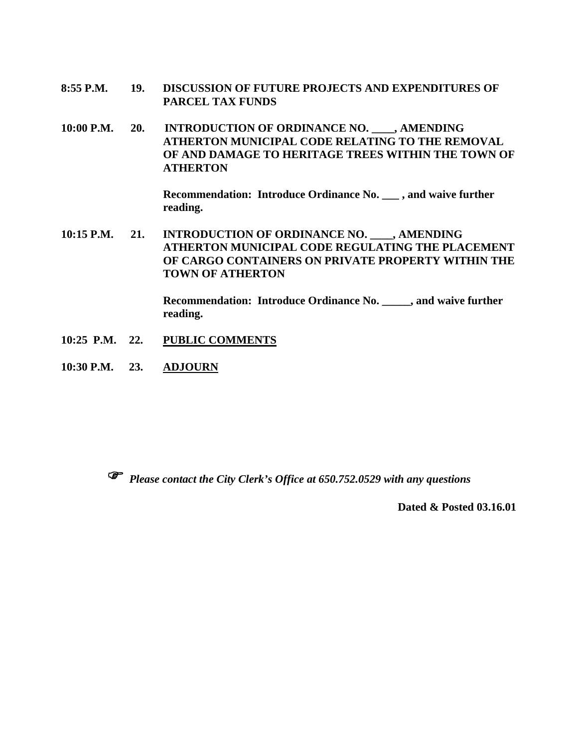**8:55 P.M.    19.    DISCUSSION OF FUTURE PROJECTS AND EXPENDITURES OF PARCEL TAX FUNDS**

**10:00 P.M.    20.    INTRODUCTION OF ORDINANCE NO. ____, AMENDING ATHERTON MUNICIPAL CODE RELATING TO THE REMOVAL OF AND DAMAGE TO HERITAGE TREES WITHIN THE TOWN OF ATHERTON**

**Recommendation: Introduce Ordinance No. ___ , and waive further reading.**

**10:15 P.M.    21.    INTRODUCTION OF ORDINANCE NO. ____, AMENDING ATHERTON MUNICIPAL CODE REGULATING THE PLACEMENT OF CARGO CONTAINERS ON PRIVATE PROPERTY WITHIN THE TOWN OF ATHERTON**

**Recommendation: Introduce Ordinance No. _____, and waive further reading.**

**10:25 P.M.    22.    <u>PUBLIC COMMENTS</u>**

**10:30 P.M.    23.    <u>ADJOURN</u>**

☞ ***Please contact the City Clerk's Office at 650.752.0529 with any questions***

**Dated & Posted 03.16.01**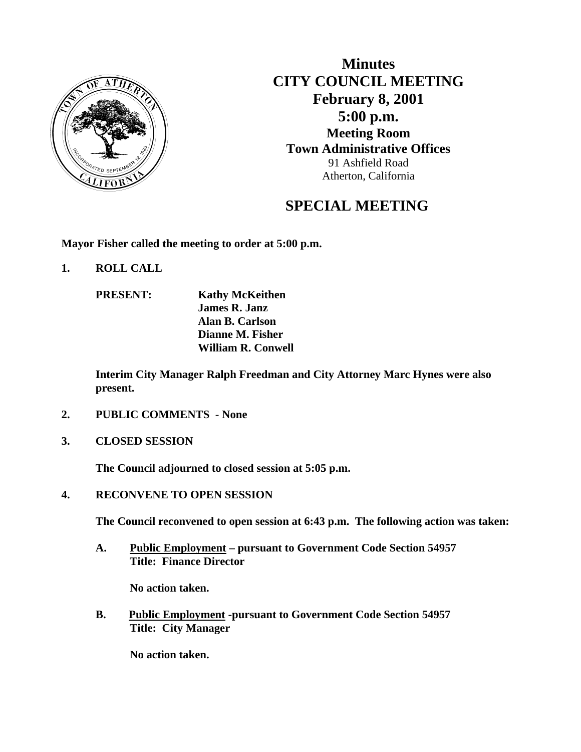# Minutes
# CITY COUNCIL MEETING
## February 8, 2001
## 5:00 p.m.
### Meeting Room
### Town Administrative Offices

91 Ashfield Road
Atherton, California

## SPECIAL MEETING

**Mayor Fisher called the meeting to order at 5:00 p.m.**

**1. ROLL CALL**

**PRESENT: Kathy McKeithen**
**James R. Janz**
**Alan B. Carlson**
**Dianne M. Fisher**
**William R. Conwell**

**Interim City Manager Ralph Freedman and City Attorney Marc Hynes were also present.**

**2. PUBLIC COMMENTS - None**

**3. CLOSED SESSION**

**The Council adjourned to closed session at 5:05 p.m.**

**4. RECONVENE TO OPEN SESSION**

**The Council reconvened to open session at 6:43 p.m. The following action was taken:**

**A. Public Employment – pursuant to Government Code Section 54957**
**Title: Finance Director**

**No action taken.**

**B. Public Employment -pursuant to Government Code Section 54957**
**Title: City Manager**

**No action taken.**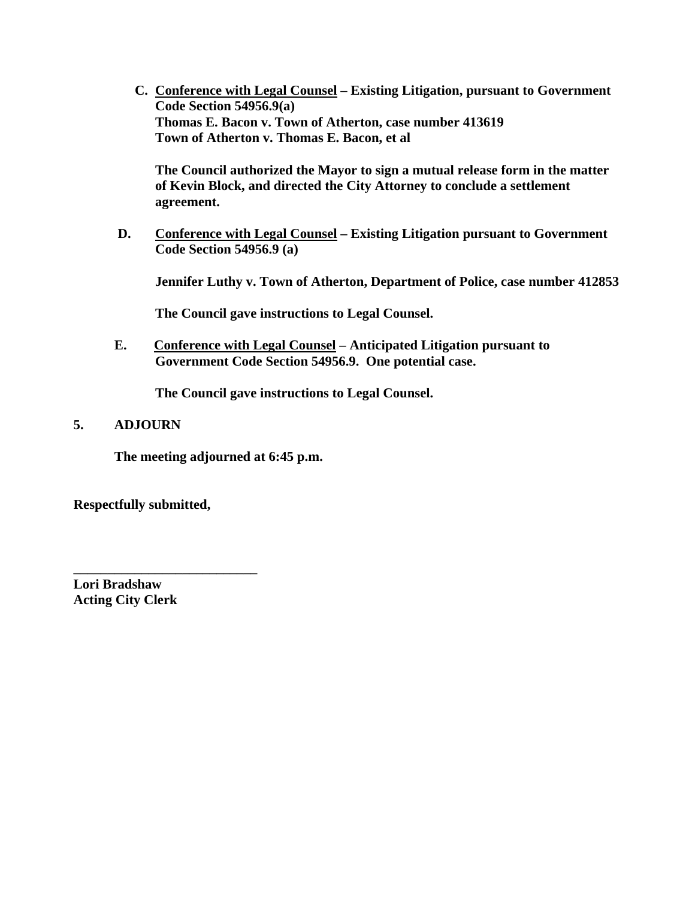**C. <u>Conference with Legal Counsel</u> – Existing Litigation, pursuant to Government Code Section 54956.9(a)**
**Thomas E. Bacon v. Town of Atherton, case number 413619**
**Town of Atherton v. Thomas E. Bacon, et al**

**The Council authorized the Mayor to sign a mutual release form in the matter of Kevin Block, and directed the City Attorney to conclude a settlement agreement.**

**D. <u>Conference with Legal Counsel</u> – Existing Litigation pursuant to Government Code Section 54956.9 (a)**

**Jennifer Luthy v. Town of Atherton, Department of Police, case number 412853**

**The Council gave instructions to Legal Counsel.**

**E. <u>Conference with Legal Counsel</u> – Anticipated Litigation pursuant to Government Code Section 54956.9. One potential case.**

**The Council gave instructions to Legal Counsel.**

**5. ADJOURN**

**The meeting adjourned at 6:45 p.m.**

**Respectfully submitted,**

**___________________________**
**Lori Bradshaw**
**Acting City Clerk**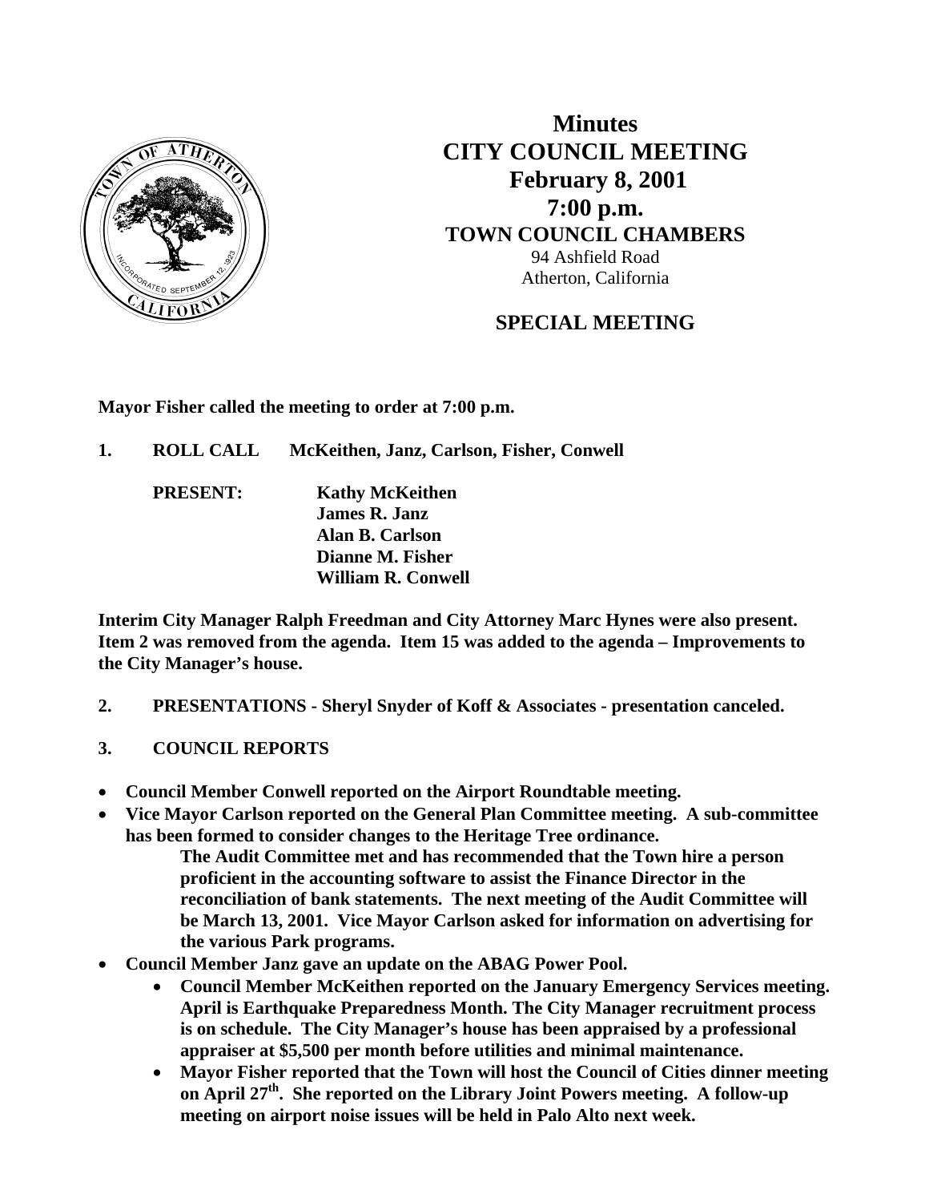# Minutes
# CITY COUNCIL MEETING
## February 8, 2001
## 7:00 p.m.
### TOWN COUNCIL CHAMBERS

94 Ashfield Road
Atherton, California

### SPECIAL MEETING

**Mayor Fisher called the meeting to order at 7:00 p.m.**

**1. ROLL CALL McKeithen, Janz, Carlson, Fisher, Conwell**

**PRESENT:**
**Kathy McKeithen**
**James R. Janz**
**Alan B. Carlson**
**Dianne M. Fisher**
**William R. Conwell**

**Interim City Manager Ralph Freedman and City Attorney Marc Hynes were also present. Item 2 was removed from the agenda. Item 15 was added to the agenda – Improvements to the City Manager's house.**

**2. PRESENTATIONS - Sheryl Snyder of Koff & Associates - presentation canceled.**

**3. COUNCIL REPORTS**

- **Council Member Conwell reported on the Airport Roundtable meeting.**
- **Vice Mayor Carlson reported on the General Plan Committee meeting. A sub-committee has been formed to consider changes to the Heritage Tree ordinance.**
  **The Audit Committee met and has recommended that the Town hire a person proficient in the accounting software to assist the Finance Director in the reconciliation of bank statements. The next meeting of the Audit Committee will be March 13, 2001. Vice Mayor Carlson asked for information on advertising for the various Park programs.**
- **Council Member Janz gave an update on the ABAG Power Pool.**
  - **Council Member McKeithen reported on the January Emergency Services meeting. April is Earthquake Preparedness Month. The City Manager recruitment process is on schedule. The City Manager's house has been appraised by a professional appraiser at $5,500 per month before utilities and minimal maintenance.**
  - **Mayor Fisher reported that the Town will host the Council of Cities dinner meeting on April 27th. She reported on the Library Joint Powers meeting. A follow-up meeting on airport noise issues will be held in Palo Alto next week.**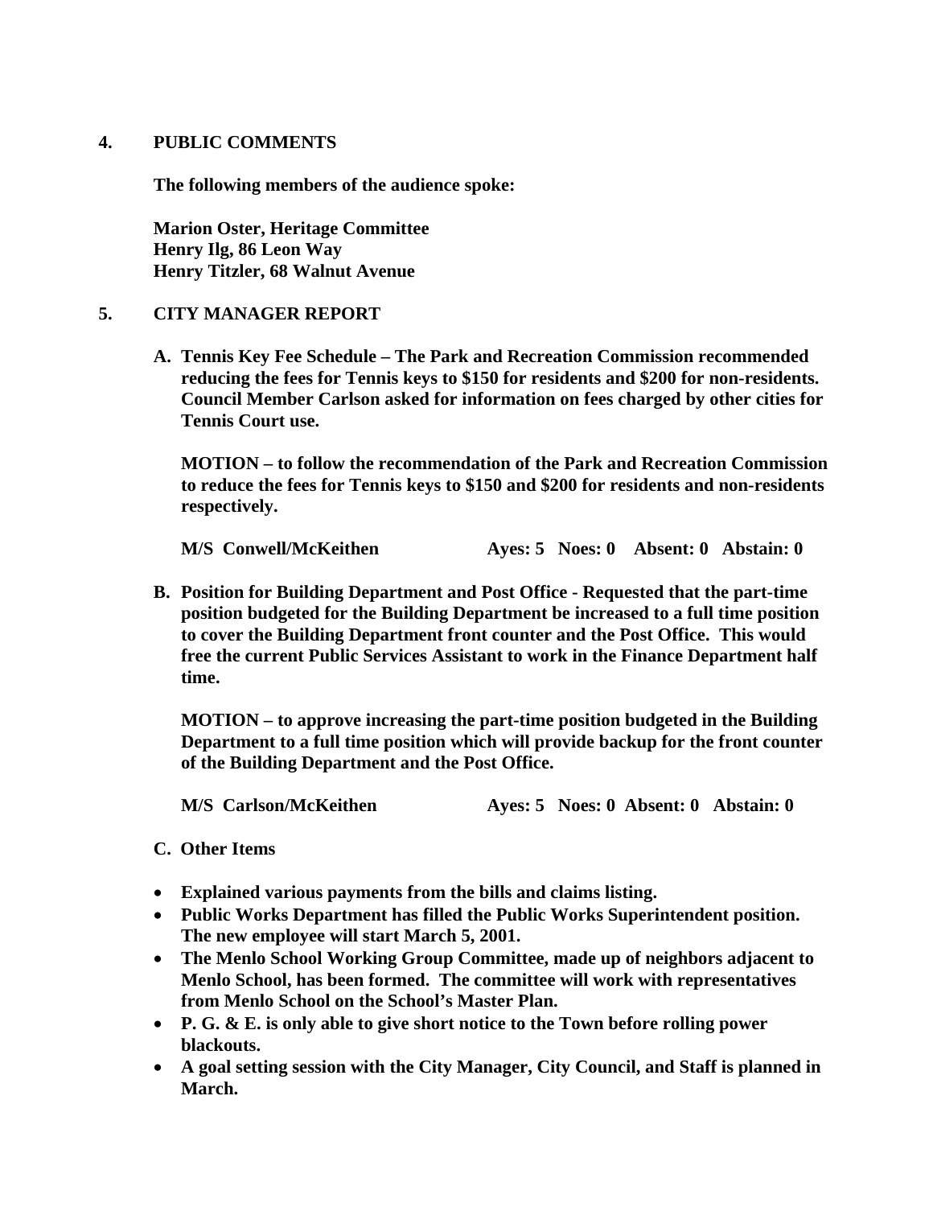**4. PUBLIC COMMENTS**

**The following members of the audience spoke:**

**Marion Oster, Heritage Committee**
**Henry Ilg, 86 Leon Way**
**Henry Titzler, 68 Walnut Avenue**

**5. CITY MANAGER REPORT**

**A. Tennis Key Fee Schedule – The Park and Recreation Commission recommended reducing the fees for Tennis keys to $150 for residents and $200 for non-residents. Council Member Carlson asked for information on fees charged by other cities for Tennis Court use.**

**MOTION – to follow the recommendation of the Park and Recreation Commission to reduce the fees for Tennis keys to $150 and $200 for residents and non-residents respectively.**

**M/S Conwell/McKeithen Ayes: 5 Noes: 0 Absent: 0 Abstain: 0**

**B. Position for Building Department and Post Office - Requested that the part-time position budgeted for the Building Department be increased to a full time position to cover the Building Department front counter and the Post Office. This would free the current Public Services Assistant to work in the Finance Department half time.**

**MOTION – to approve increasing the part-time position budgeted in the Building Department to a full time position which will provide backup for the front counter of the Building Department and the Post Office.**

**M/S Carlson/McKeithen Ayes: 5 Noes: 0 Absent: 0 Abstain: 0**

**C. Other Items**

- **Explained various payments from the bills and claims listing.**
- **Public Works Department has filled the Public Works Superintendent position. The new employee will start March 5, 2001.**
- **The Menlo School Working Group Committee, made up of neighbors adjacent to Menlo School, has been formed. The committee will work with representatives from Menlo School on the School's Master Plan.**
- **P. G. & E. is only able to give short notice to the Town before rolling power blackouts.**
- **A goal setting session with the City Manager, City Council, and Staff is planned in March.**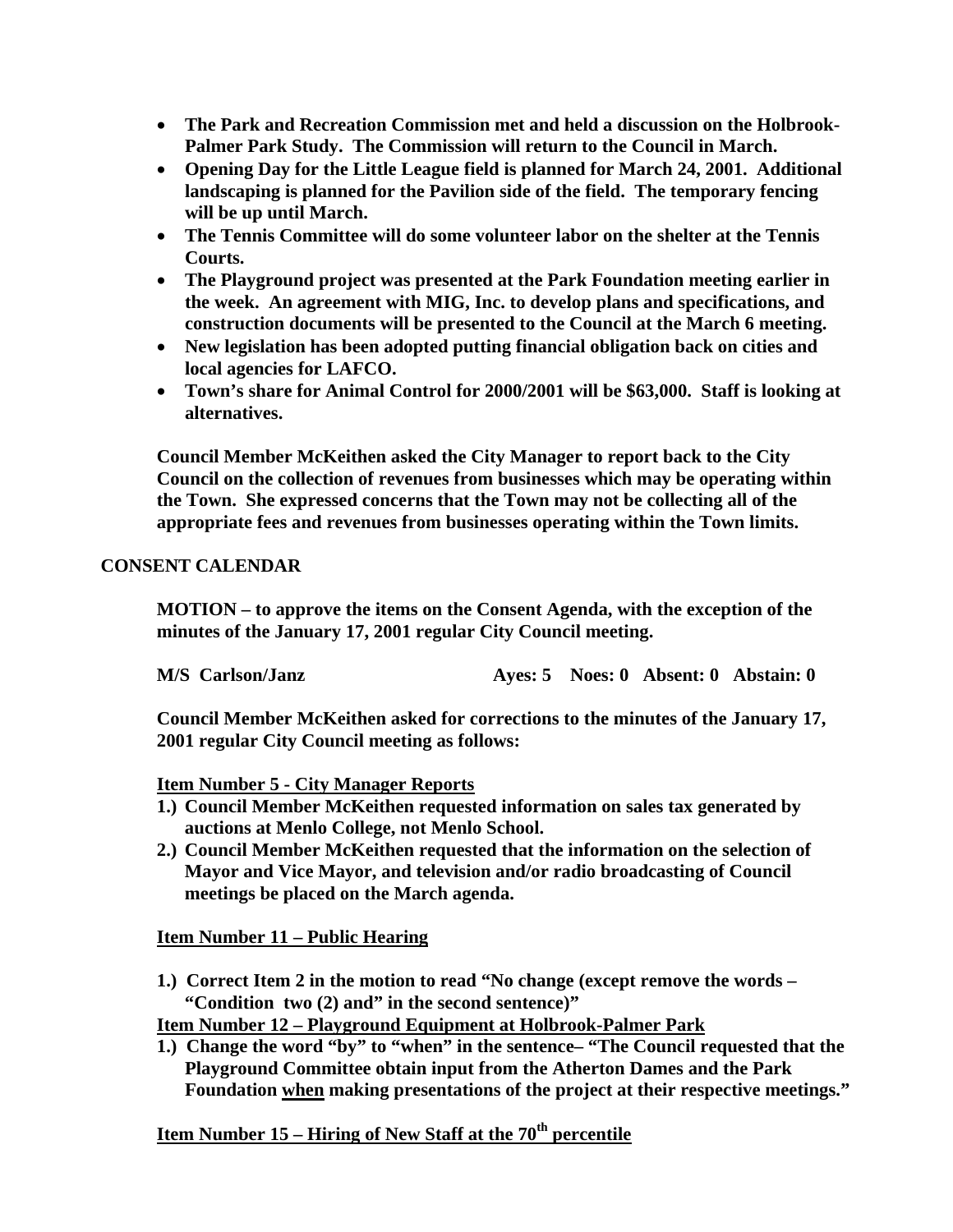- **The Park and Recreation Commission met and held a discussion on the Holbrook-Palmer Park Study. The Commission will return to the Council in March.**
- **Opening Day for the Little League field is planned for March 24, 2001. Additional landscaping is planned for the Pavilion side of the field. The temporary fencing will be up until March.**
- **The Tennis Committee will do some volunteer labor on the shelter at the Tennis Courts.**
- **The Playground project was presented at the Park Foundation meeting earlier in the week. An agreement with MIG, Inc. to develop plans and specifications, and construction documents will be presented to the Council at the March 6 meeting.**
- **New legislation has been adopted putting financial obligation back on cities and local agencies for LAFCO.**
- **Town's share for Animal Control for 2000/2001 will be $63,000. Staff is looking at alternatives.**

**Council Member McKeithen asked the City Manager to report back to the City Council on the collection of revenues from businesses which may be operating within the Town. She expressed concerns that the Town may not be collecting all of the appropriate fees and revenues from businesses operating within the Town limits.**

## CONSENT CALENDAR

**MOTION – to approve the items on the Consent Agenda, with the exception of the minutes of the January 17, 2001 regular City Council meeting.**

**M/S Carlson/Janz Ayes: 5 Noes: 0 Absent: 0 Abstain: 0**

**Council Member McKeithen asked for corrections to the minutes of the January 17, 2001 regular City Council meeting as follows:**

**<u>Item Number 5 - City Manager Reports</u>**

1. **Council Member McKeithen requested information on sales tax generated by auctions at Menlo College, not Menlo School.**
2. **Council Member McKeithen requested that the information on the selection of Mayor and Vice Mayor, and television and/or radio broadcasting of Council meetings be placed on the March agenda.**

**<u>Item Number 11 – Public Hearing</u>**

1. **Correct Item 2 in the motion to read "No change (except remove the words – "Condition two (2) and" in the second sentence)"**

**<u>Item Number 12 – Playground Equipment at Holbrook-Palmer Park</u>**

1. **Change the word "by" to "when" in the sentence– "The Council requested that the Playground Committee obtain input from the Atherton Dames and the Park Foundation <u>when</u> making presentations of the project at their respective meetings."**

**<u>Item Number 15 – Hiring of New Staff at the 70th percentile</u>**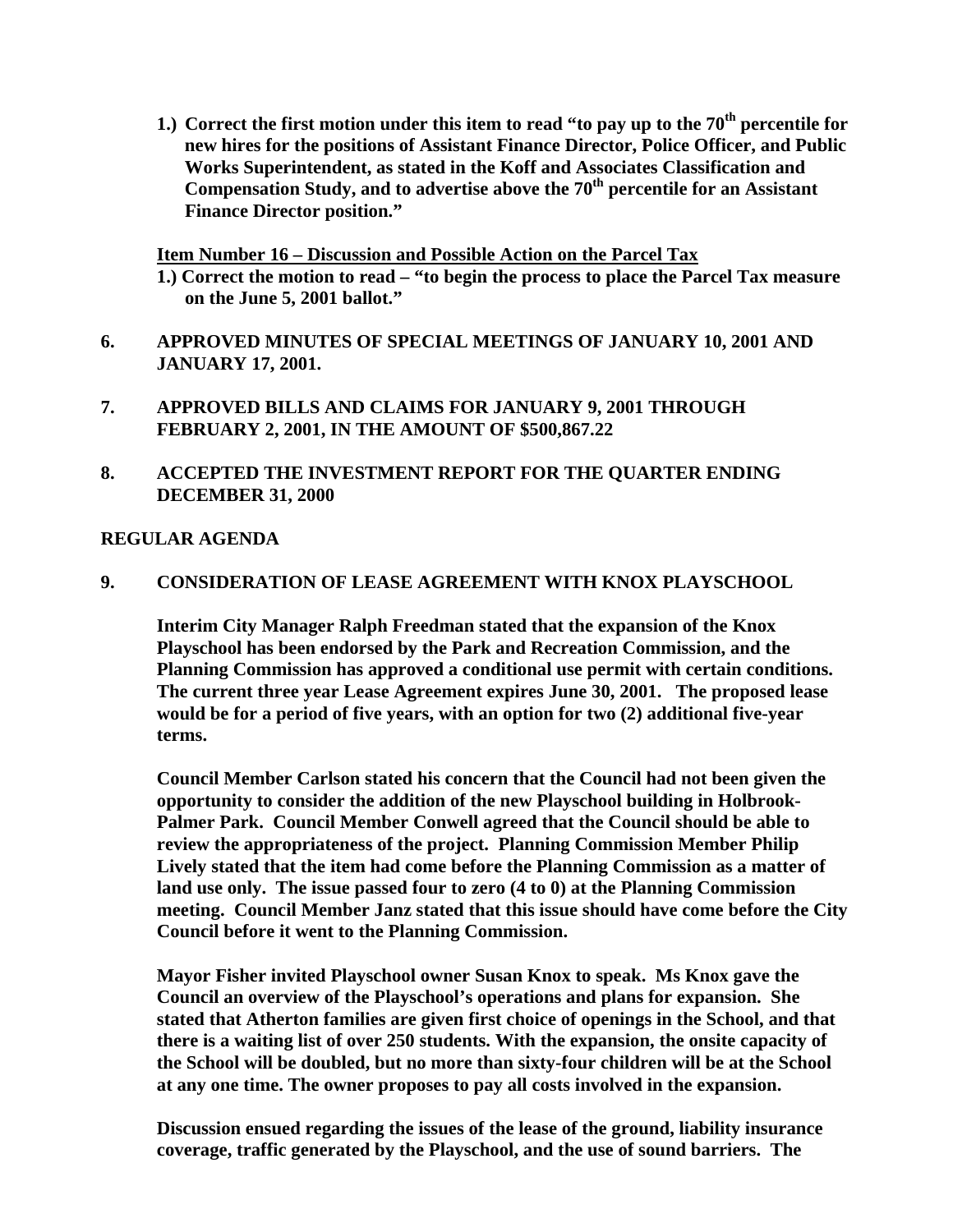1.) **Correct the first motion under this item to read "to pay up to the 70th percentile for new hires for the positions of Assistant Finance Director, Police Officer, and Public Works Superintendent, as stated in the Koff and Associates Classification and Compensation Study, and to advertise above the 70th percentile for an Assistant Finance Director position."**

**Item Number 16 – Discussion and Possible Action on the Parcel Tax**

1.) **Correct the motion to read – "to begin the process to place the Parcel Tax measure on the June 5, 2001 ballot."**

**6. APPROVED MINUTES OF SPECIAL MEETINGS OF JANUARY 10, 2001 AND JANUARY 17, 2001.**

**7. APPROVED BILLS AND CLAIMS FOR JANUARY 9, 2001 THROUGH FEBRUARY 2, 2001, IN THE AMOUNT OF $500,867.22**

**8. ACCEPTED THE INVESTMENT REPORT FOR THE QUARTER ENDING DECEMBER 31, 2000**

## REGULAR AGENDA

**9. CONSIDERATION OF LEASE AGREEMENT WITH KNOX PLAYSCHOOL**

**Interim City Manager Ralph Freedman stated that the expansion of the Knox Playschool has been endorsed by the Park and Recreation Commission, and the Planning Commission has approved a conditional use permit with certain conditions. The current three year Lease Agreement expires June 30, 2001. The proposed lease would be for a period of five years, with an option for two (2) additional five-year terms.**

**Council Member Carlson stated his concern that the Council had not been given the opportunity to consider the addition of the new Playschool building in Holbrook-Palmer Park. Council Member Conwell agreed that the Council should be able to review the appropriateness of the project. Planning Commission Member Philip Lively stated that the item had come before the Planning Commission as a matter of land use only. The issue passed four to zero (4 to 0) at the Planning Commission meeting. Council Member Janz stated that this issue should have come before the City Council before it went to the Planning Commission.**

**Mayor Fisher invited Playschool owner Susan Knox to speak. Ms Knox gave the Council an overview of the Playschool's operations and plans for expansion. She stated that Atherton families are given first choice of openings in the School, and that there is a waiting list of over 250 students. With the expansion, the onsite capacity of the School will be doubled, but no more than sixty-four children will be at the School at any one time. The owner proposes to pay all costs involved in the expansion.**

**Discussion ensued regarding the issues of the lease of the ground, liability insurance coverage, traffic generated by the Playschool, and the use of sound barriers. The**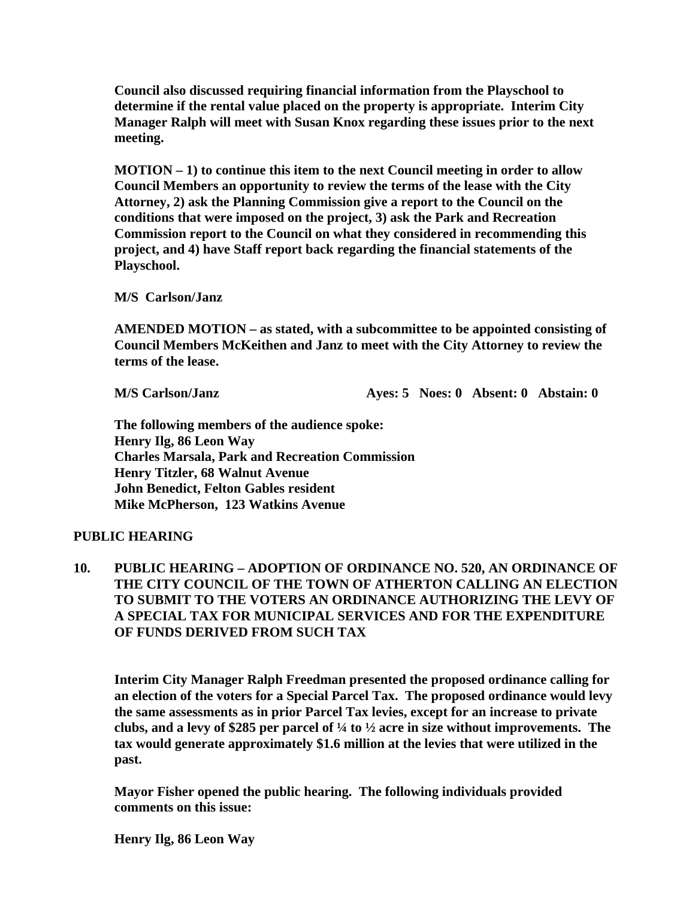**Council also discussed requiring financial information from the Playschool to determine if the rental value placed on the property is appropriate. Interim City Manager Ralph will meet with Susan Knox regarding these issues prior to the next meeting.**

**MOTION – 1) to continue this item to the next Council meeting in order to allow Council Members an opportunity to review the terms of the lease with the City Attorney, 2) ask the Planning Commission give a report to the Council on the conditions that were imposed on the project, 3) ask the Park and Recreation Commission report to the Council on what they considered in recommending this project, and 4) have Staff report back regarding the financial statements of the Playschool.**

**M/S Carlson/Janz**

**AMENDED MOTION – as stated, with a subcommittee to be appointed consisting of Council Members McKeithen and Janz to meet with the City Attorney to review the terms of the lease.**

**M/S Carlson/Janz Ayes: 5 Noes: 0 Absent: 0 Abstain: 0**

**The following members of the audience spoke:**
**Henry Ilg, 86 Leon Way**
**Charles Marsala, Park and Recreation Commission**
**Henry Titzler, 68 Walnut Avenue**
**John Benedict, Felton Gables resident**
**Mike McPherson, 123 Watkins Avenue**

## PUBLIC HEARING

**10. PUBLIC HEARING – ADOPTION OF ORDINANCE NO. 520, AN ORDINANCE OF THE CITY COUNCIL OF THE TOWN OF ATHERTON CALLING AN ELECTION TO SUBMIT TO THE VOTERS AN ORDINANCE AUTHORIZING THE LEVY OF A SPECIAL TAX FOR MUNICIPAL SERVICES AND FOR THE EXPENDITURE OF FUNDS DERIVED FROM SUCH TAX**

**Interim City Manager Ralph Freedman presented the proposed ordinance calling for an election of the voters for a Special Parcel Tax. The proposed ordinance would levy the same assessments as in prior Parcel Tax levies, except for an increase to private clubs, and a levy of $285 per parcel of ¼ to ½ acre in size without improvements. The tax would generate approximately $1.6 million at the levies that were utilized in the past.**

**Mayor Fisher opened the public hearing. The following individuals provided comments on this issue:**

**Henry Ilg, 86 Leon Way**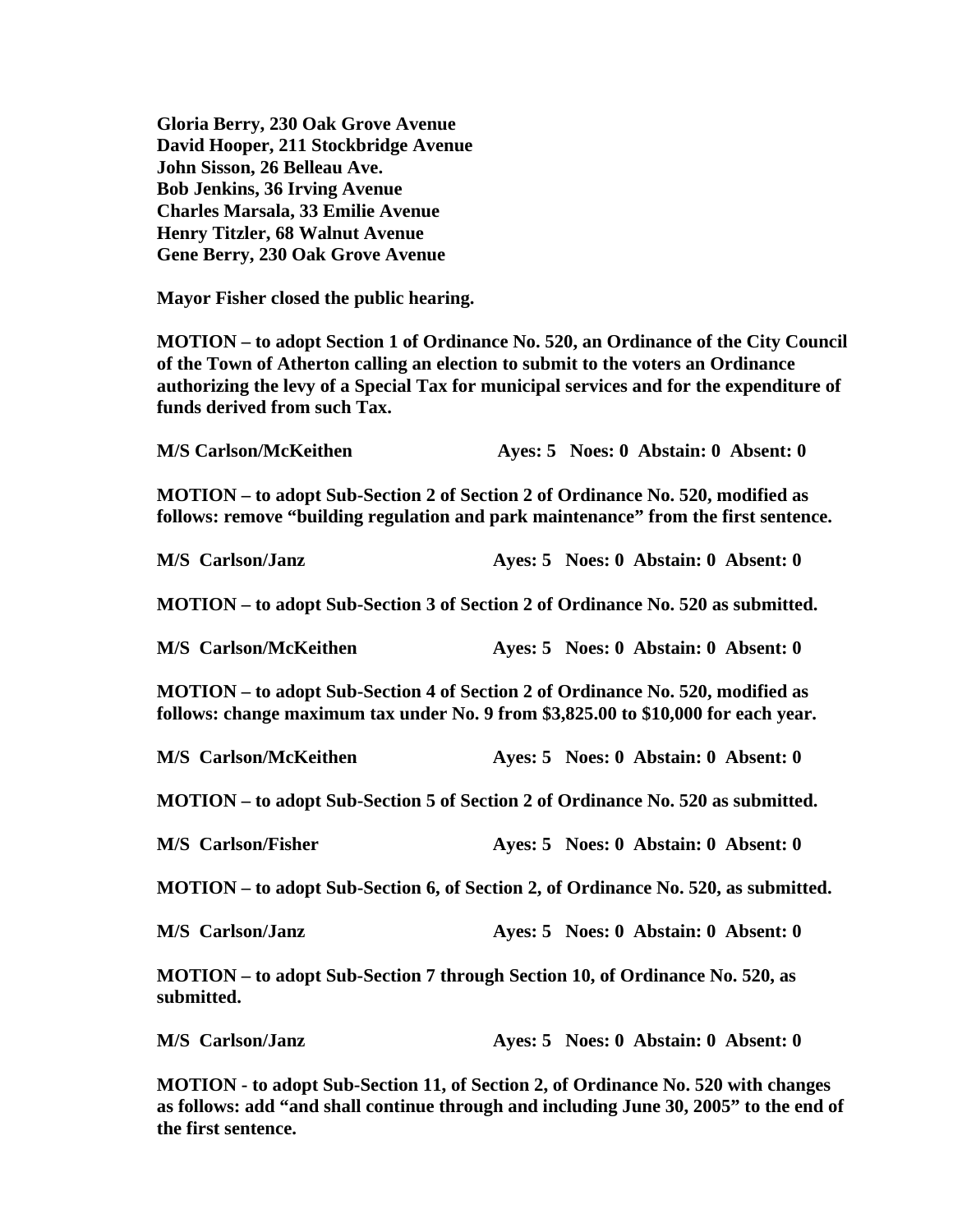**Gloria Berry, 230 Oak Grove Avenue**
**David Hooper, 211 Stockbridge Avenue**
**John Sisson, 26 Belleau Ave.**
**Bob Jenkins, 36 Irving Avenue**
**Charles Marsala, 33 Emilie Avenue**
**Henry Titzler, 68 Walnut Avenue**
**Gene Berry, 230 Oak Grove Avenue**

**Mayor Fisher closed the public hearing.**

**MOTION – to adopt Section 1 of Ordinance No. 520, an Ordinance of the City Council of the Town of Atherton calling an election to submit to the voters an Ordinance authorizing the levy of a Special Tax for municipal services and for the expenditure of funds derived from such Tax.**

**M/S Carlson/McKeithen Ayes: 5 Noes: 0 Abstain: 0 Absent: 0**

**MOTION – to adopt Sub-Section 2 of Section 2 of Ordinance No. 520, modified as follows: remove "building regulation and park maintenance" from the first sentence.**

**M/S Carlson/Janz Ayes: 5 Noes: 0 Abstain: 0 Absent: 0**

**MOTION – to adopt Sub-Section 3 of Section 2 of Ordinance No. 520 as submitted.**

**M/S Carlson/McKeithen Ayes: 5 Noes: 0 Abstain: 0 Absent: 0**

**MOTION – to adopt Sub-Section 4 of Section 2 of Ordinance No. 520, modified as follows: change maximum tax under No. 9 from $3,825.00 to $10,000 for each year.**

**M/S Carlson/McKeithen Ayes: 5 Noes: 0 Abstain: 0 Absent: 0**

**MOTION – to adopt Sub-Section 5 of Section 2 of Ordinance No. 520 as submitted.**

**M/S Carlson/Fisher Ayes: 5 Noes: 0 Abstain: 0 Absent: 0**

**MOTION – to adopt Sub-Section 6, of Section 2, of Ordinance No. 520, as submitted.**

**M/S Carlson/Janz Ayes: 5 Noes: 0 Abstain: 0 Absent: 0**

**MOTION – to adopt Sub-Section 7 through Section 10, of Ordinance No. 520, as submitted.**

**M/S Carlson/Janz Ayes: 5 Noes: 0 Abstain: 0 Absent: 0**

**MOTION - to adopt Sub-Section 11, of Section 2, of Ordinance No. 520 with changes as follows: add "and shall continue through and including June 30, 2005" to the end of the first sentence.**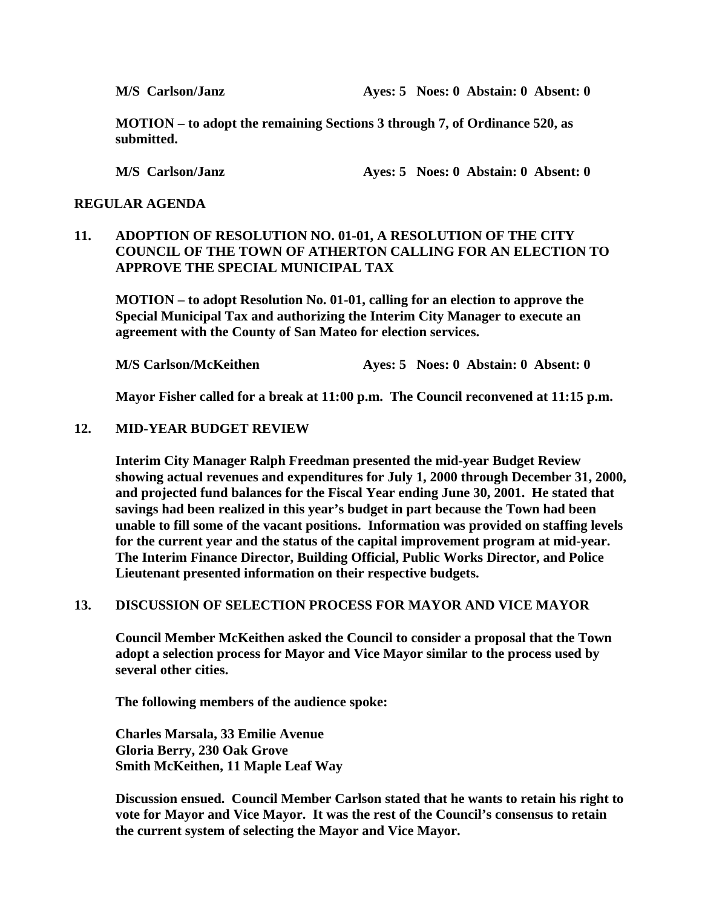**M/S Carlson/Janz** **Ayes: 5 Noes: 0 Abstain: 0 Absent: 0**

**MOTION – to adopt the remaining Sections 3 through 7, of Ordinance 520, as submitted.**

**M/S Carlson/Janz** **Ayes: 5 Noes: 0 Abstain: 0 Absent: 0**

**REGULAR AGENDA**

**11. ADOPTION OF RESOLUTION NO. 01-01, A RESOLUTION OF THE CITY COUNCIL OF THE TOWN OF ATHERTON CALLING FOR AN ELECTION TO APPROVE THE SPECIAL MUNICIPAL TAX**

**MOTION – to adopt Resolution No. 01-01, calling for an election to approve the Special Municipal Tax and authorizing the Interim City Manager to execute an agreement with the County of San Mateo for election services.**

**M/S Carlson/McKeithen** **Ayes: 5 Noes: 0 Abstain: 0 Absent: 0**

**Mayor Fisher called for a break at 11:00 p.m. The Council reconvened at 11:15 p.m.**

**12. MID-YEAR BUDGET REVIEW**

**Interim City Manager Ralph Freedman presented the mid-year Budget Review showing actual revenues and expenditures for July 1, 2000 through December 31, 2000, and projected fund balances for the Fiscal Year ending June 30, 2001. He stated that savings had been realized in this year's budget in part because the Town had been unable to fill some of the vacant positions. Information was provided on staffing levels for the current year and the status of the capital improvement program at mid-year. The Interim Finance Director, Building Official, Public Works Director, and Police Lieutenant presented information on their respective budgets.**

**13. DISCUSSION OF SELECTION PROCESS FOR MAYOR AND VICE MAYOR**

**Council Member McKeithen asked the Council to consider a proposal that the Town adopt a selection process for Mayor and Vice Mayor similar to the process used by several other cities.**

**The following members of the audience spoke:**

**Charles Marsala, 33 Emilie Avenue**
**Gloria Berry, 230 Oak Grove**
**Smith McKeithen, 11 Maple Leaf Way**

**Discussion ensued. Council Member Carlson stated that he wants to retain his right to vote for Mayor and Vice Mayor. It was the rest of the Council's consensus to retain the current system of selecting the Mayor and Vice Mayor.**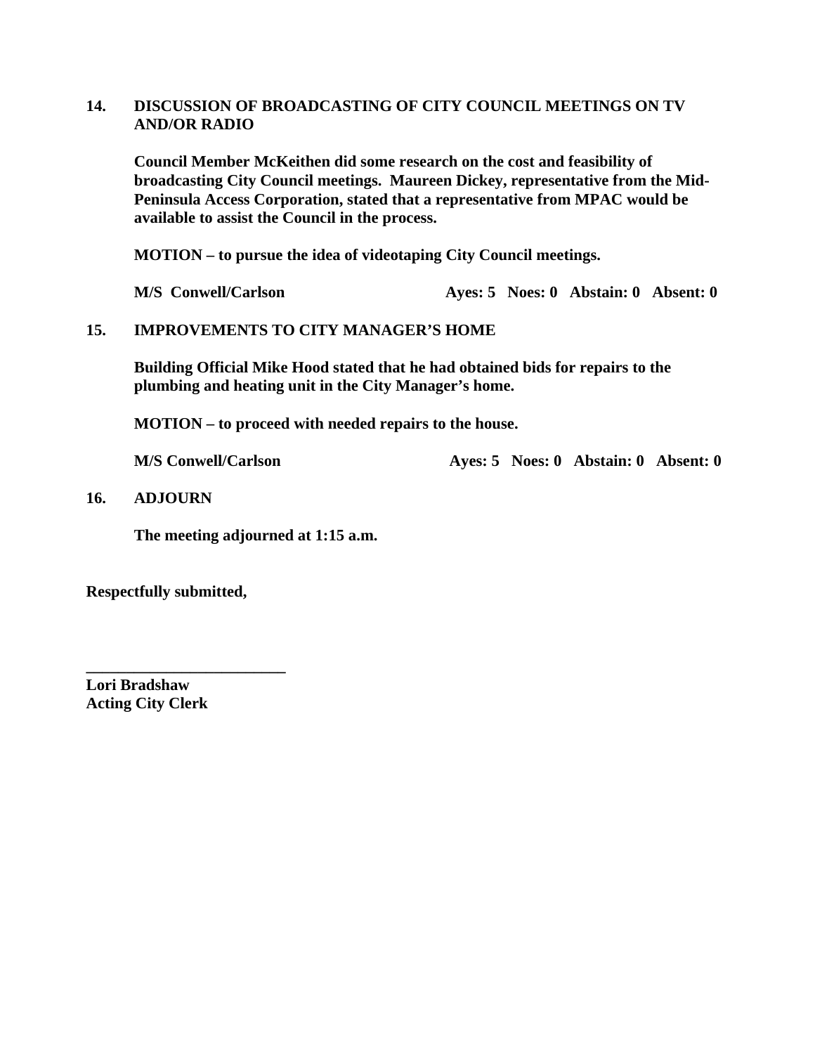**14. DISCUSSION OF BROADCASTING OF CITY COUNCIL MEETINGS ON TV AND/OR RADIO**

**Council Member McKeithen did some research on the cost and feasibility of broadcasting City Council meetings. Maureen Dickey, representative from the Mid-Peninsula Access Corporation, stated that a representative from MPAC would be available to assist the Council in the process.**

**MOTION – to pursue the idea of videotaping City Council meetings.**

**M/S Conwell/Carlson Ayes: 5 Noes: 0 Abstain: 0 Absent: 0**

**15. IMPROVEMENTS TO CITY MANAGER'S HOME**

**Building Official Mike Hood stated that he had obtained bids for repairs to the plumbing and heating unit in the City Manager's home.**

**MOTION – to proceed with needed repairs to the house.**

**M/S Conwell/Carlson Ayes: 5 Noes: 0 Abstain: 0 Absent: 0**

**16. ADJOURN**

**The meeting adjourned at 1:15 a.m.**

**Respectfully submitted,**

**_________________________**
**Lori Bradshaw**
**Acting City Clerk**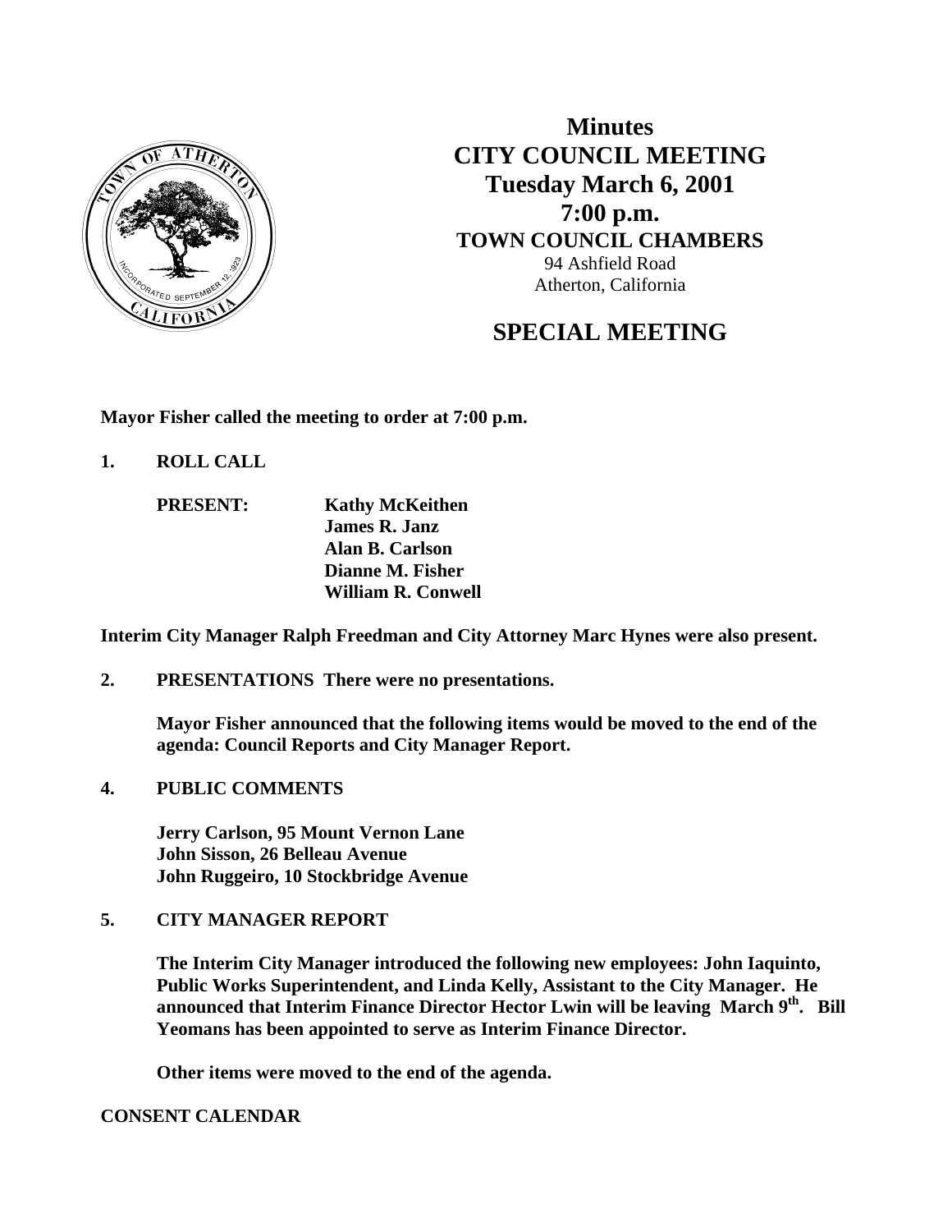# Minutes
# CITY COUNCIL MEETING
# Tuesday March 6, 2001
# 7:00 p.m.
## TOWN COUNCIL CHAMBERS

94 Ashfield Road
Atherton, California

## SPECIAL MEETING

**Mayor Fisher called the meeting to order at 7:00 p.m.**

**1. ROLL CALL**

**PRESENT:** **Kathy McKeithen**
**James R. Janz**
**Alan B. Carlson**
**Dianne M. Fisher**
**William R. Conwell**

**Interim City Manager Ralph Freedman and City Attorney Marc Hynes were also present.**

**2. PRESENTATIONS There were no presentations.**

**Mayor Fisher announced that the following items would be moved to the end of the agenda: Council Reports and City Manager Report.**

**4. PUBLIC COMMENTS**

**Jerry Carlson, 95 Mount Vernon Lane**
**John Sisson, 26 Belleau Avenue**
**John Ruggeiro, 10 Stockbridge Avenue**

**5. CITY MANAGER REPORT**

**The Interim City Manager introduced the following new employees: John Iaquinto, Public Works Superintendent, and Linda Kelly, Assistant to the City Manager. He announced that Interim Finance Director Hector Lwin will be leaving March 9th. Bill Yeomans has been appointed to serve as Interim Finance Director.**

**Other items were moved to the end of the agenda.**

**CONSENT CALENDAR**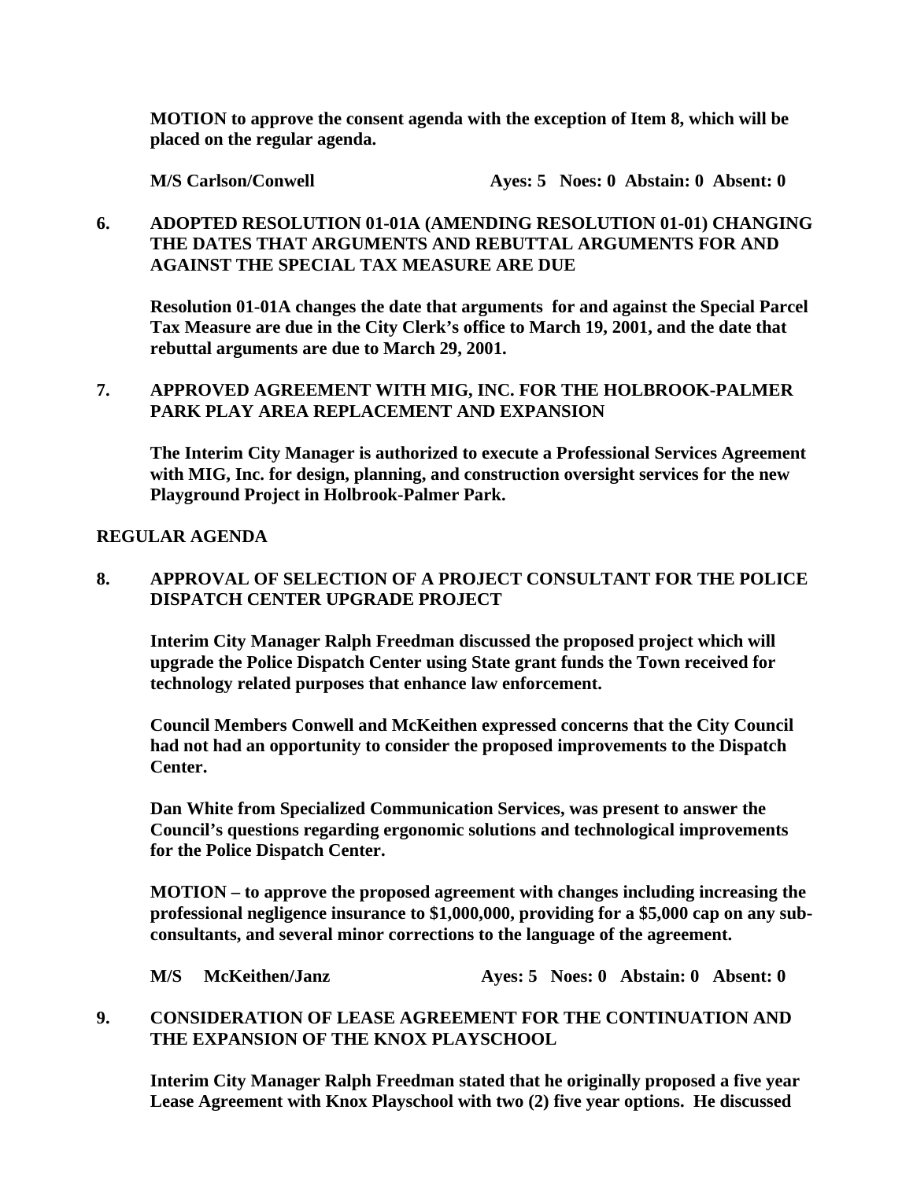**MOTION to approve the consent agenda with the exception of Item 8, which will be placed on the regular agenda.**

**M/S Carlson/Conwell** **Ayes: 5 Noes: 0 Abstain: 0 Absent: 0**

**6. ADOPTED RESOLUTION 01-01A (AMENDING RESOLUTION 01-01) CHANGING THE DATES THAT ARGUMENTS AND REBUTTAL ARGUMENTS FOR AND AGAINST THE SPECIAL TAX MEASURE ARE DUE**

**Resolution 01-01A changes the date that arguments for and against the Special Parcel Tax Measure are due in the City Clerk's office to March 19, 2001, and the date that rebuttal arguments are due to March 29, 2001.**

**7. APPROVED AGREEMENT WITH MIG, INC. FOR THE HOLBROOK-PALMER PARK PLAY AREA REPLACEMENT AND EXPANSION**

**The Interim City Manager is authorized to execute a Professional Services Agreement with MIG, Inc. for design, planning, and construction oversight services for the new Playground Project in Holbrook-Palmer Park.**

**REGULAR AGENDA**

**8. APPROVAL OF SELECTION OF A PROJECT CONSULTANT FOR THE POLICE DISPATCH CENTER UPGRADE PROJECT**

**Interim City Manager Ralph Freedman discussed the proposed project which will upgrade the Police Dispatch Center using State grant funds the Town received for technology related purposes that enhance law enforcement.**

**Council Members Conwell and McKeithen expressed concerns that the City Council had not had an opportunity to consider the proposed improvements to the Dispatch Center.**

**Dan White from Specialized Communication Services, was present to answer the Council's questions regarding ergonomic solutions and technological improvements for the Police Dispatch Center.**

**MOTION – to approve the proposed agreement with changes including increasing the professional negligence insurance to $1,000,000, providing for a $5,000 cap on any sub-consultants, and several minor corrections to the language of the agreement.**

**M/S McKeithen/Janz** **Ayes: 5 Noes: 0 Abstain: 0 Absent: 0**

**9. CONSIDERATION OF LEASE AGREEMENT FOR THE CONTINUATION AND THE EXPANSION OF THE KNOX PLAYSCHOOL**

**Interim City Manager Ralph Freedman stated that he originally proposed a five year Lease Agreement with Knox Playschool with two (2) five year options. He discussed**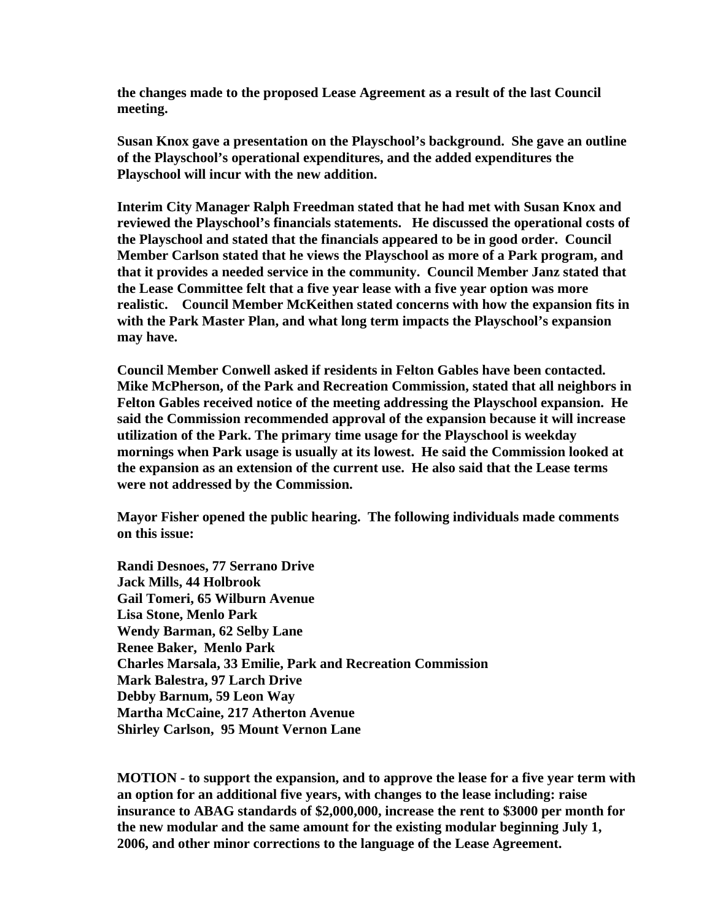**the changes made to the proposed Lease Agreement as a result of the last Council meeting.**

**Susan Knox gave a presentation on the Playschool's background. She gave an outline of the Playschool's operational expenditures, and the added expenditures the Playschool will incur with the new addition.**

**Interim City Manager Ralph Freedman stated that he had met with Susan Knox and reviewed the Playschool's financials statements. He discussed the operational costs of the Playschool and stated that the financials appeared to be in good order. Council Member Carlson stated that he views the Playschool as more of a Park program, and that it provides a needed service in the community. Council Member Janz stated that the Lease Committee felt that a five year lease with a five year option was more realistic. Council Member McKeithen stated concerns with how the expansion fits in with the Park Master Plan, and what long term impacts the Playschool's expansion may have.**

**Council Member Conwell asked if residents in Felton Gables have been contacted. Mike McPherson, of the Park and Recreation Commission, stated that all neighbors in Felton Gables received notice of the meeting addressing the Playschool expansion. He said the Commission recommended approval of the expansion because it will increase utilization of the Park. The primary time usage for the Playschool is weekday mornings when Park usage is usually at its lowest. He said the Commission looked at the expansion as an extension of the current use. He also said that the Lease terms were not addressed by the Commission.**

**Mayor Fisher opened the public hearing. The following individuals made comments on this issue:**

**Randi Desnoes, 77 Serrano Drive**
**Jack Mills, 44 Holbrook**
**Gail Tomeri, 65 Wilburn Avenue**
**Lisa Stone, Menlo Park**
**Wendy Barman, 62 Selby Lane**
**Renee Baker, Menlo Park**
**Charles Marsala, 33 Emilie, Park and Recreation Commission**
**Mark Balestra, 97 Larch Drive**
**Debby Barnum, 59 Leon Way**
**Martha McCaine, 217 Atherton Avenue**
**Shirley Carlson, 95 Mount Vernon Lane**

**MOTION - to support the expansion, and to approve the lease for a five year term with an option for an additional five years, with changes to the lease including: raise insurance to ABAG standards of $2,000,000, increase the rent to $3000 per month for the new modular and the same amount for the existing modular beginning July 1, 2006, and other minor corrections to the language of the Lease Agreement.**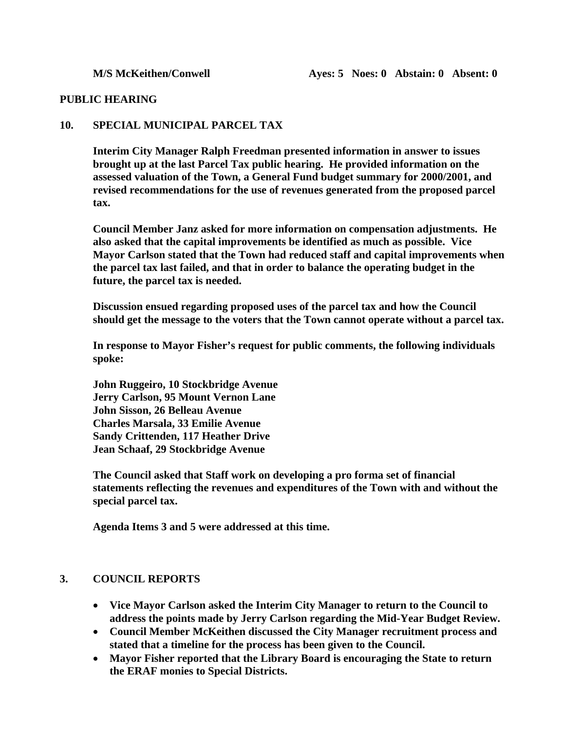**M/S McKeithen/Conwell　　　　　　Ayes: 5　Noes: 0　Abstain: 0　Absent: 0**

**PUBLIC HEARING**

**10. SPECIAL MUNICIPAL PARCEL TAX**

**Interim City Manager Ralph Freedman presented information in answer to issues brought up at the last Parcel Tax public hearing. He provided information on the assessed valuation of the Town, a General Fund budget summary for 2000/2001, and revised recommendations for the use of revenues generated from the proposed parcel tax.**

**Council Member Janz asked for more information on compensation adjustments. He also asked that the capital improvements be identified as much as possible. Vice Mayor Carlson stated that the Town had reduced staff and capital improvements when the parcel tax last failed, and that in order to balance the operating budget in the future, the parcel tax is needed.**

**Discussion ensued regarding proposed uses of the parcel tax and how the Council should get the message to the voters that the Town cannot operate without a parcel tax.**

**In response to Mayor Fisher's request for public comments, the following individuals spoke:**

**John Ruggeiro, 10 Stockbridge Avenue**
**Jerry Carlson, 95 Mount Vernon Lane**
**John Sisson, 26 Belleau Avenue**
**Charles Marsala, 33 Emilie Avenue**
**Sandy Crittenden, 117 Heather Drive**
**Jean Schaaf, 29 Stockbridge Avenue**

**The Council asked that Staff work on developing a pro forma set of financial statements reflecting the revenues and expenditures of the Town with and without the special parcel tax.**

**Agenda Items 3 and 5 were addressed at this time.**

**3. COUNCIL REPORTS**

- **Vice Mayor Carlson asked the Interim City Manager to return to the Council to address the points made by Jerry Carlson regarding the Mid-Year Budget Review.**
- **Council Member McKeithen discussed the City Manager recruitment process and stated that a timeline for the process has been given to the Council.**
- **Mayor Fisher reported that the Library Board is encouraging the State to return the ERAF monies to Special Districts.**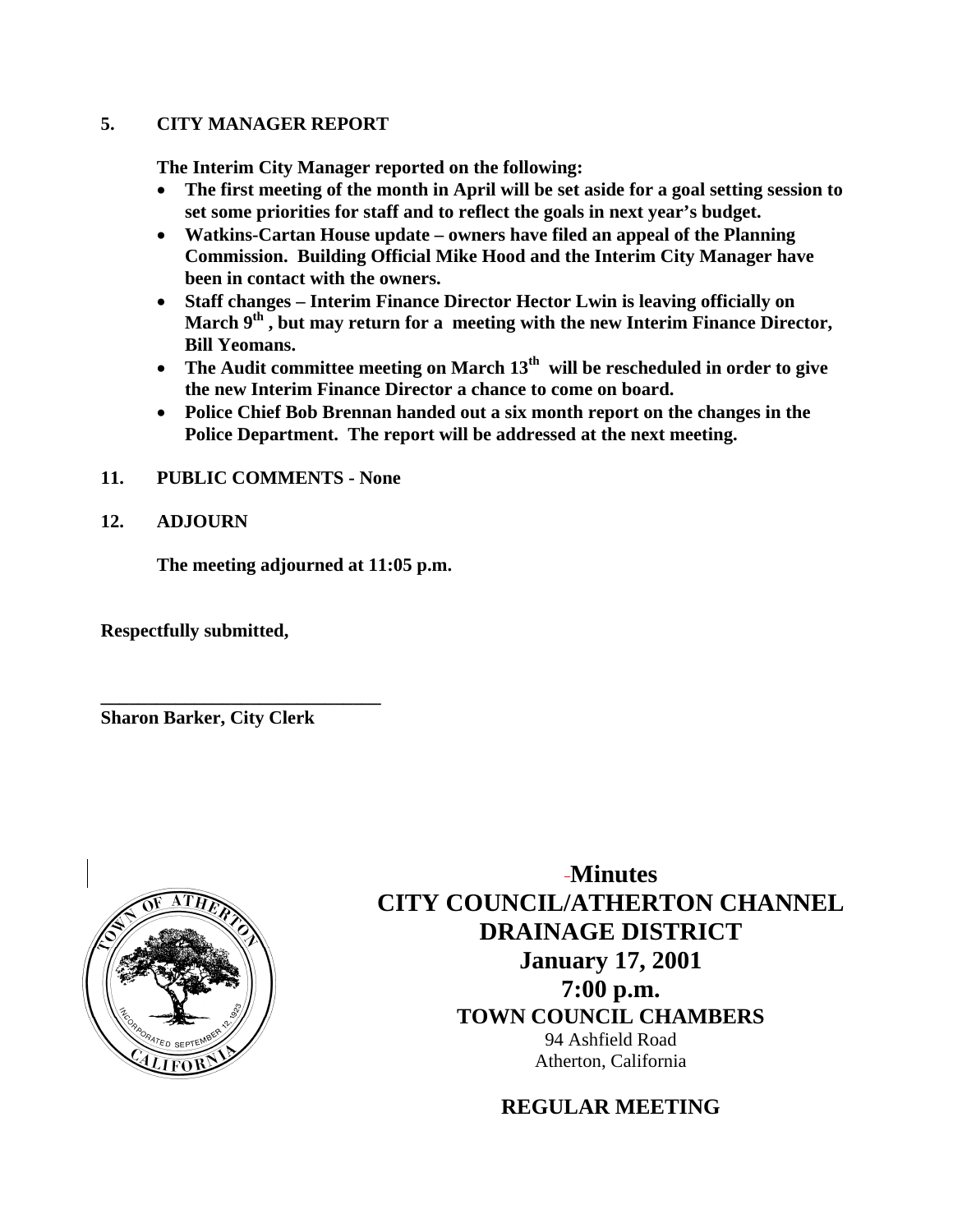**5. CITY MANAGER REPORT**

**The Interim City Manager reported on the following:**

- **The first meeting of the month in April will be set aside for a goal setting session to set some priorities for staff and to reflect the goals in next year's budget.**
- **Watkins-Cartan House update – owners have filed an appeal of the Planning Commission. Building Official Mike Hood and the Interim City Manager have been in contact with the owners.**
- **Staff changes – Interim Finance Director Hector Lwin is leaving officially on March 9th , but may return for a meeting with the new Interim Finance Director, Bill Yeomans.**
- **The Audit committee meeting on March 13th will be rescheduled in order to give the new Interim Finance Director a chance to come on board.**
- **Police Chief Bob Brennan handed out a six month report on the changes in the Police Department. The report will be addressed at the next meeting.**

**11. PUBLIC COMMENTS - None**

**12. ADJOURN**

**The meeting adjourned at 11:05 p.m.**

**Respectfully submitted,**

**______________________________**
**Sharon Barker, City Clerk**

# Minutes
# CITY COUNCIL/ATHERTON CHANNEL DRAINAGE DISTRICT
## January 17, 2001
## 7:00 p.m.
### TOWN COUNCIL CHAMBERS

94 Ashfield Road
Atherton, California

## REGULAR MEETING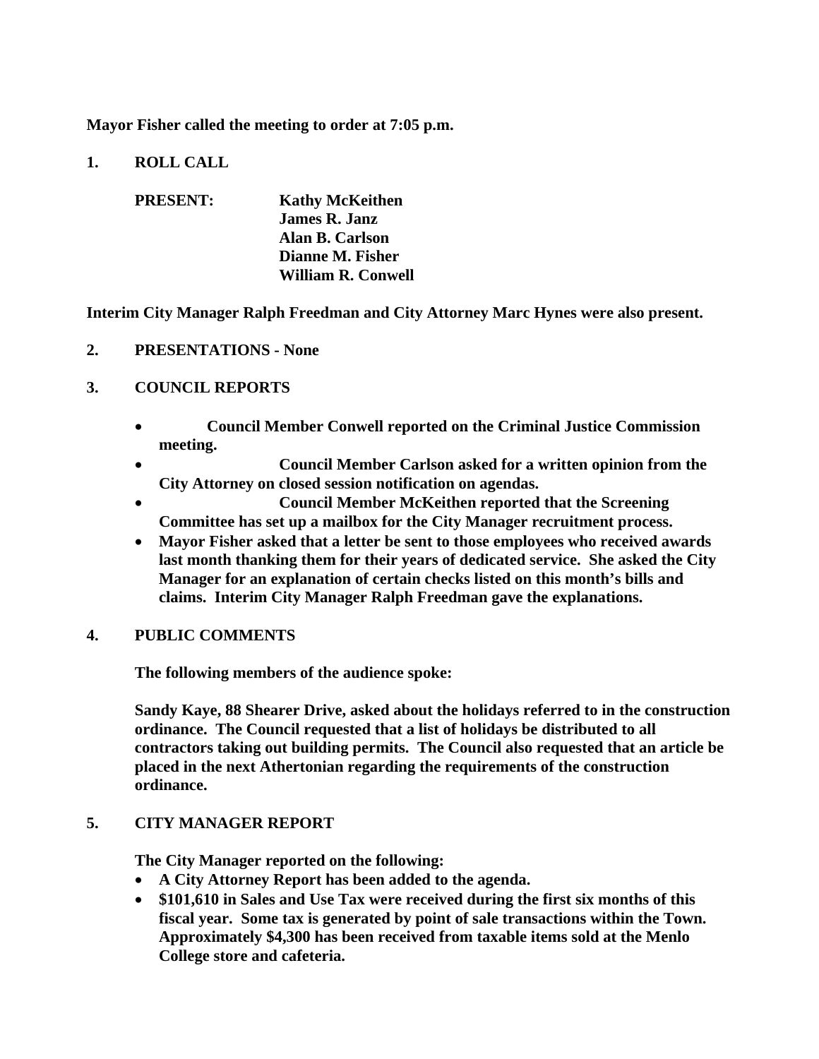**Mayor Fisher called the meeting to order at 7:05 p.m.**

**1. ROLL CALL**

**PRESENT:** **Kathy McKeithen**
**James R. Janz**
**Alan B. Carlson**
**Dianne M. Fisher**
**William R. Conwell**

**Interim City Manager Ralph Freedman and City Attorney Marc Hynes were also present.**

**2. PRESENTATIONS - None**

**3. COUNCIL REPORTS**

- **Council Member Conwell reported on the Criminal Justice Commission meeting.**
- **Council Member Carlson asked for a written opinion from the City Attorney on closed session notification on agendas.**
- **Council Member McKeithen reported that the Screening Committee has set up a mailbox for the City Manager recruitment process.**
- **Mayor Fisher asked that a letter be sent to those employees who received awards last month thanking them for their years of dedicated service. She asked the City Manager for an explanation of certain checks listed on this month's bills and claims. Interim City Manager Ralph Freedman gave the explanations.**

**4. PUBLIC COMMENTS**

**The following members of the audience spoke:**

**Sandy Kaye, 88 Shearer Drive, asked about the holidays referred to in the construction ordinance. The Council requested that a list of holidays be distributed to all contractors taking out building permits. The Council also requested that an article be placed in the next Athertonian regarding the requirements of the construction ordinance.**

**5. CITY MANAGER REPORT**

**The City Manager reported on the following:**

- **A City Attorney Report has been added to the agenda.**
- **$101,610 in Sales and Use Tax were received during the first six months of this fiscal year. Some tax is generated by point of sale transactions within the Town. Approximately $4,300 has been received from taxable items sold at the Menlo College store and cafeteria.**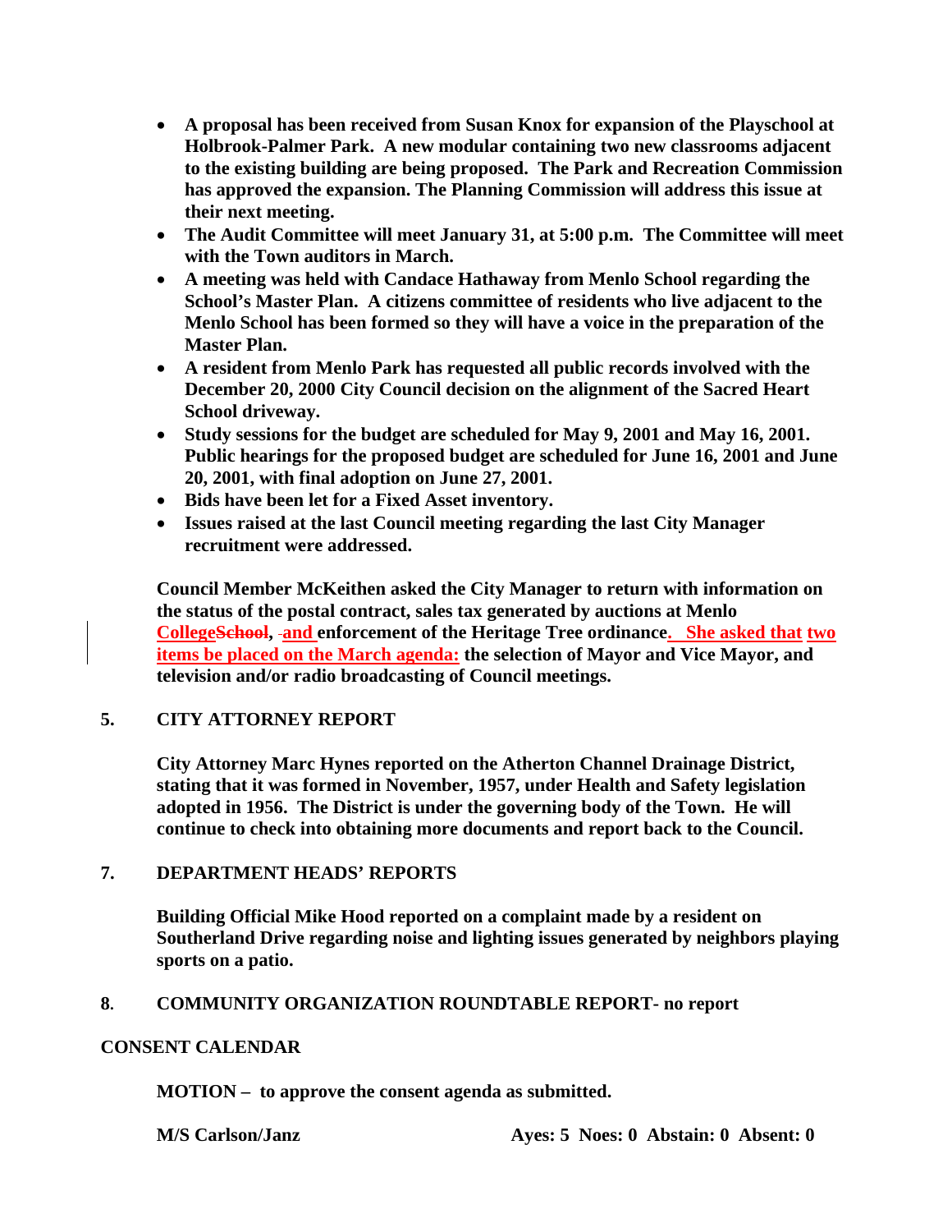- **A proposal has been received from Susan Knox for expansion of the Playschool at Holbrook-Palmer Park. A new modular containing two new classrooms adjacent to the existing building are being proposed. The Park and Recreation Commission has approved the expansion. The Planning Commission will address this issue at their next meeting.**
- **The Audit Committee will meet January 31, at 5:00 p.m. The Committee will meet with the Town auditors in March.**
- **A meeting was held with Candace Hathaway from Menlo School regarding the School's Master Plan. A citizens committee of residents who live adjacent to the Menlo School has been formed so they will have a voice in the preparation of the Master Plan.**
- **A resident from Menlo Park has requested all public records involved with the December 20, 2000 City Council decision on the alignment of the Sacred Heart School driveway.**
- **Study sessions for the budget are scheduled for May 9, 2001 and May 16, 2001. Public hearings for the proposed budget are scheduled for June 16, 2001 and June 20, 2001, with final adoption on June 27, 2001.**
- **Bids have been let for a Fixed Asset inventory.**
- **Issues raised at the last Council meeting regarding the last City Manager recruitment were addressed.**

**Council Member McKeithen asked the City Manager to return with information on the status of the postal contract, sales tax generated by auctions at Menlo College~~School~~, and enforcement of the Heritage Tree ordinance. She asked that two items be placed on the March agenda: the selection of Mayor and Vice Mayor, and television and/or radio broadcasting of Council meetings.**

## 5. CITY ATTORNEY REPORT

**City Attorney Marc Hynes reported on the Atherton Channel Drainage District, stating that it was formed in November, 1957, under Health and Safety legislation adopted in 1956. The District is under the governing body of the Town. He will continue to check into obtaining more documents and report back to the Council.**

## 7. DEPARTMENT HEADS' REPORTS

**Building Official Mike Hood reported on a complaint made by a resident on Southerland Drive regarding noise and lighting issues generated by neighbors playing sports on a patio.**

## 8. COMMUNITY ORGANIZATION ROUNDTABLE REPORT- no report

## CONSENT CALENDAR

**MOTION – to approve the consent agenda as submitted.**

**M/S Carlson/Janz** **Ayes: 5 Noes: 0 Abstain: 0 Absent: 0**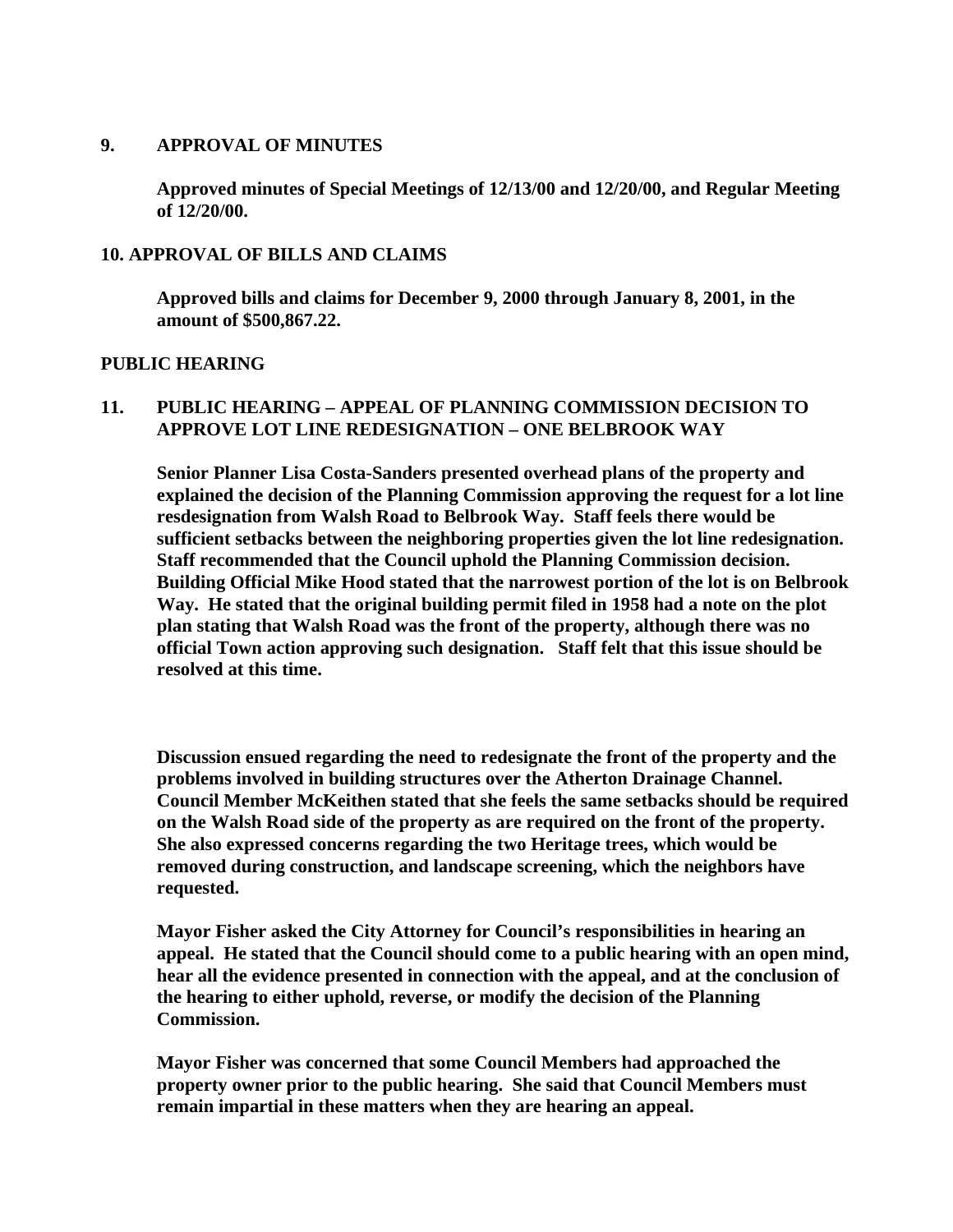**9. APPROVAL OF MINUTES**

**Approved minutes of Special Meetings of 12/13/00 and 12/20/00, and Regular Meeting of 12/20/00.**

**10. APPROVAL OF BILLS AND CLAIMS**

**Approved bills and claims for December 9, 2000 through January 8, 2001, in the amount of $500,867.22.**

**PUBLIC HEARING**

**11. PUBLIC HEARING – APPEAL OF PLANNING COMMISSION DECISION TO APPROVE LOT LINE REDESIGNATION – ONE BELBROOK WAY**

**Senior Planner Lisa Costa-Sanders presented overhead plans of the property and explained the decision of the Planning Commission approving the request for a lot line resdesignation from Walsh Road to Belbrook Way. Staff feels there would be sufficient setbacks between the neighboring properties given the lot line redesignation. Staff recommended that the Council uphold the Planning Commission decision. Building Official Mike Hood stated that the narrowest portion of the lot is on Belbrook Way. He stated that the original building permit filed in 1958 had a note on the plot plan stating that Walsh Road was the front of the property, although there was no official Town action approving such designation. Staff felt that this issue should be resolved at this time.**

**Discussion ensued regarding the need to redesignate the front of the property and the problems involved in building structures over the Atherton Drainage Channel. Council Member McKeithen stated that she feels the same setbacks should be required on the Walsh Road side of the property as are required on the front of the property. She also expressed concerns regarding the two Heritage trees, which would be removed during construction, and landscape screening, which the neighbors have requested.**

**Mayor Fisher asked the City Attorney for Council's responsibilities in hearing an appeal. He stated that the Council should come to a public hearing with an open mind, hear all the evidence presented in connection with the appeal, and at the conclusion of the hearing to either uphold, reverse, or modify the decision of the Planning Commission.**

**Mayor Fisher was concerned that some Council Members had approached the property owner prior to the public hearing. She said that Council Members must remain impartial in these matters when they are hearing an appeal.**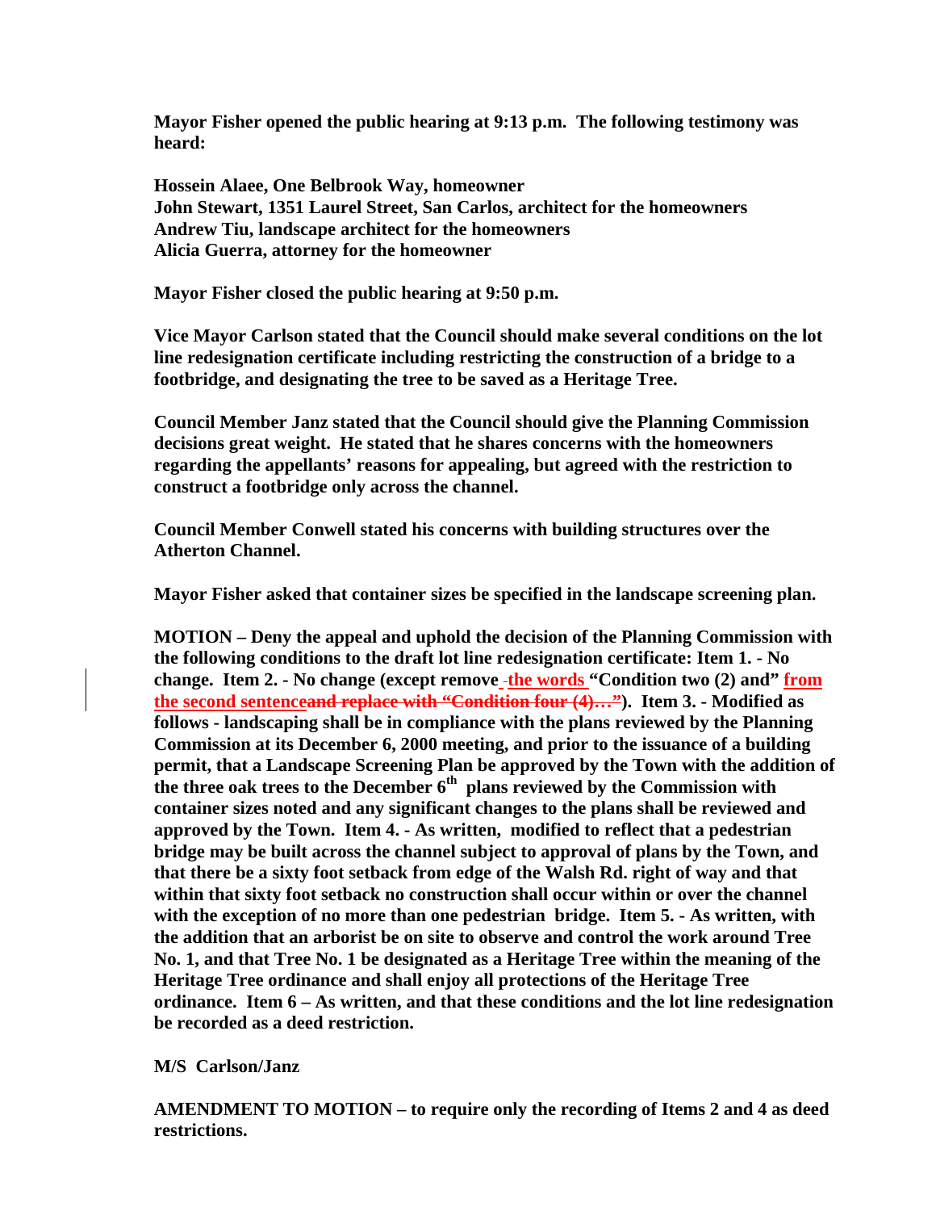**Mayor Fisher opened the public hearing at 9:13 p.m. The following testimony was heard:**

**Hossein Alaee, One Belbrook Way, homeowner**
**John Stewart, 1351 Laurel Street, San Carlos, architect for the homeowners**
**Andrew Tiu, landscape architect for the homeowners**
**Alicia Guerra, attorney for the homeowner**

**Mayor Fisher closed the public hearing at 9:50 p.m.**

**Vice Mayor Carlson stated that the Council should make several conditions on the lot line redesignation certificate including restricting the construction of a bridge to a footbridge, and designating the tree to be saved as a Heritage Tree.**

**Council Member Janz stated that the Council should give the Planning Commission decisions great weight. He stated that he shares concerns with the homeowners regarding the appellants' reasons for appealing, but agreed with the restriction to construct a footbridge only across the channel.**

**Council Member Conwell stated his concerns with building structures over the Atherton Channel.**

**Mayor Fisher asked that container sizes be specified in the landscape screening plan.**

**MOTION – Deny the appeal and uphold the decision of the Planning Commission with the following conditions to the draft lot line redesignation certificate: Item 1. - No change. Item 2. - No change (except remove ~~-~~the words "Condition two (2) and" from the second sentence~~and replace with "Condition four (4)…"~~). Item 3. - Modified as follows - landscaping shall be in compliance with the plans reviewed by the Planning Commission at its December 6, 2000 meeting, and prior to the issuance of a building permit, that a Landscape Screening Plan be approved by the Town with the addition of the three oak trees to the December 6th plans reviewed by the Commission with container sizes noted and any significant changes to the plans shall be reviewed and approved by the Town. Item 4. - As written, modified to reflect that a pedestrian bridge may be built across the channel subject to approval of plans by the Town, and that there be a sixty foot setback from edge of the Walsh Rd. right of way and that within that sixty foot setback no construction shall occur within or over the channel with the exception of no more than one pedestrian bridge. Item 5. - As written, with the addition that an arborist be on site to observe and control the work around Tree No. 1, and that Tree No. 1 be designated as a Heritage Tree within the meaning of the Heritage Tree ordinance and shall enjoy all protections of the Heritage Tree ordinance. Item 6 – As written, and that these conditions and the lot line redesignation be recorded as a deed restriction.**

**M/S Carlson/Janz**

**AMENDMENT TO MOTION – to require only the recording of Items 2 and 4 as deed restrictions.**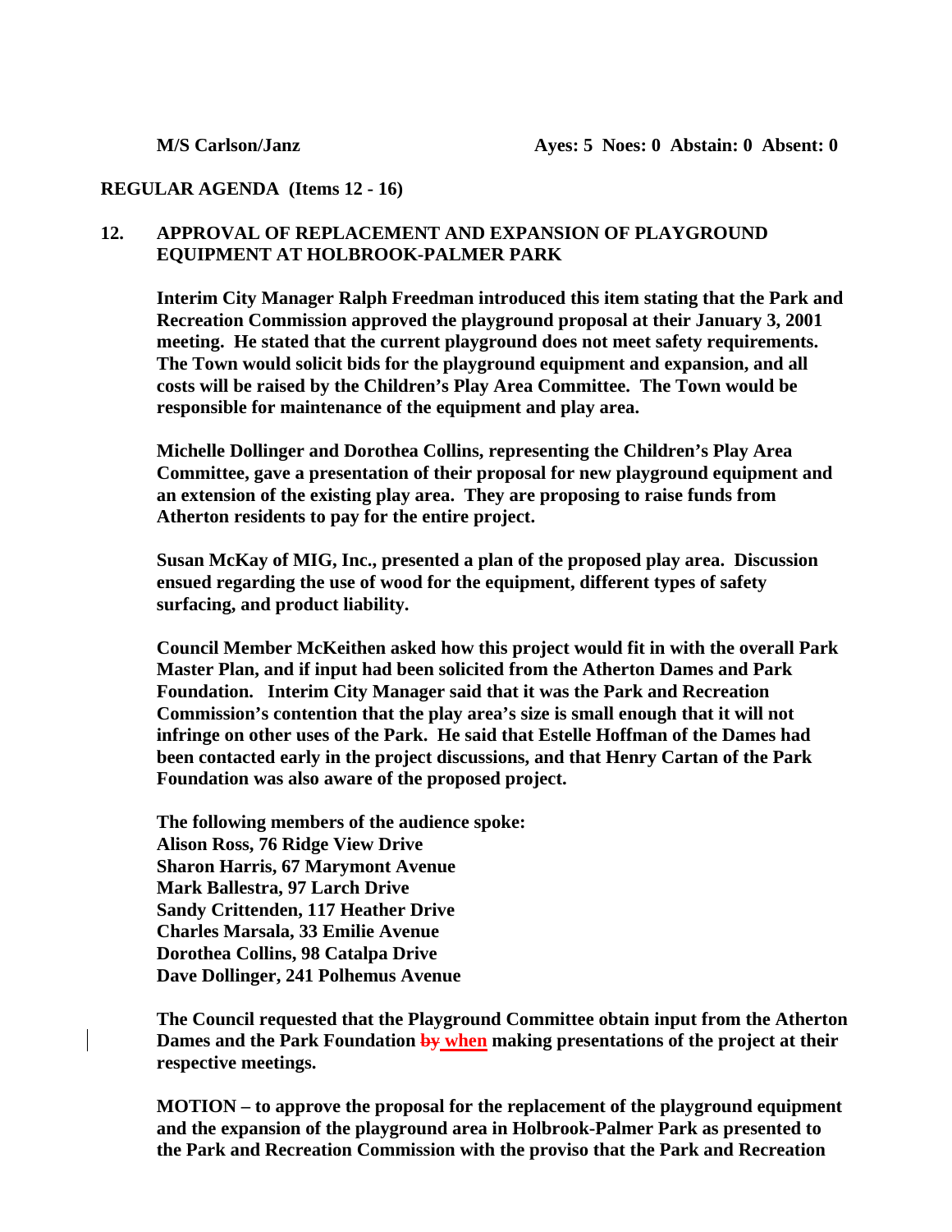**M/S Carlson/Janz** **Ayes: 5 Noes: 0 Abstain: 0 Absent: 0**

**REGULAR AGENDA (Items 12 - 16)**

**12. APPROVAL OF REPLACEMENT AND EXPANSION OF PLAYGROUND EQUIPMENT AT HOLBROOK-PALMER PARK**

**Interim City Manager Ralph Freedman introduced this item stating that the Park and Recreation Commission approved the playground proposal at their January 3, 2001 meeting. He stated that the current playground does not meet safety requirements. The Town would solicit bids for the playground equipment and expansion, and all costs will be raised by the Children's Play Area Committee. The Town would be responsible for maintenance of the equipment and play area.**

**Michelle Dollinger and Dorothea Collins, representing the Children's Play Area Committee, gave a presentation of their proposal for new playground equipment and an extension of the existing play area. They are proposing to raise funds from Atherton residents to pay for the entire project.**

**Susan McKay of MIG, Inc., presented a plan of the proposed play area. Discussion ensued regarding the use of wood for the equipment, different types of safety surfacing, and product liability.**

**Council Member McKeithen asked how this project would fit in with the overall Park Master Plan, and if input had been solicited from the Atherton Dames and Park Foundation. Interim City Manager said that it was the Park and Recreation Commission's contention that the play area's size is small enough that it will not infringe on other uses of the Park. He said that Estelle Hoffman of the Dames had been contacted early in the project discussions, and that Henry Cartan of the Park Foundation was also aware of the proposed project.**

**The following members of the audience spoke:**
**Alison Ross, 76 Ridge View Drive**
**Sharon Harris, 67 Marymont Avenue**
**Mark Ballestra, 97 Larch Drive**
**Sandy Crittenden, 117 Heather Drive**
**Charles Marsala, 33 Emilie Avenue**
**Dorothea Collins, 98 Catalpa Drive**
**Dave Dollinger, 241 Polhemus Avenue**

**The Council requested that the Playground Committee obtain input from the Atherton Dames and the Park Foundation ~~by~~ when making presentations of the project at their respective meetings.**

**MOTION – to approve the proposal for the replacement of the playground equipment and the expansion of the playground area in Holbrook-Palmer Park as presented to the Park and Recreation Commission with the proviso that the Park and Recreation**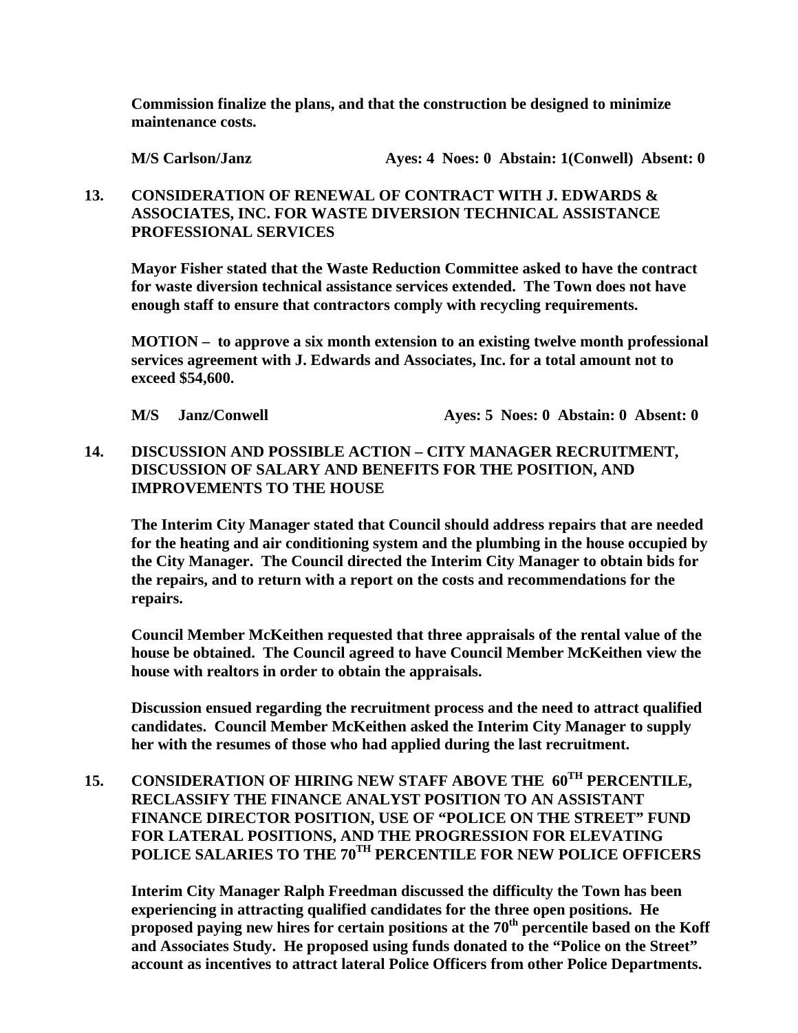**Commission finalize the plans, and that the construction be designed to minimize maintenance costs.**

**M/S Carlson/Janz Ayes: 4 Noes: 0 Abstain: 1(Conwell) Absent: 0**

**13. CONSIDERATION OF RENEWAL OF CONTRACT WITH J. EDWARDS & ASSOCIATES, INC. FOR WASTE DIVERSION TECHNICAL ASSISTANCE PROFESSIONAL SERVICES**

**Mayor Fisher stated that the Waste Reduction Committee asked to have the contract for waste diversion technical assistance services extended. The Town does not have enough staff to ensure that contractors comply with recycling requirements.**

**MOTION – to approve a six month extension to an existing twelve month professional services agreement with J. Edwards and Associates, Inc. for a total amount not to exceed $54,600.**

**M/S Janz/Conwell Ayes: 5 Noes: 0 Abstain: 0 Absent: 0**

**14. DISCUSSION AND POSSIBLE ACTION – CITY MANAGER RECRUITMENT, DISCUSSION OF SALARY AND BENEFITS FOR THE POSITION, AND IMPROVEMENTS TO THE HOUSE**

**The Interim City Manager stated that Council should address repairs that are needed for the heating and air conditioning system and the plumbing in the house occupied by the City Manager. The Council directed the Interim City Manager to obtain bids for the repairs, and to return with a report on the costs and recommendations for the repairs.**

**Council Member McKeithen requested that three appraisals of the rental value of the house be obtained. The Council agreed to have Council Member McKeithen view the house with realtors in order to obtain the appraisals.**

**Discussion ensued regarding the recruitment process and the need to attract qualified candidates. Council Member McKeithen asked the Interim City Manager to supply her with the resumes of those who had applied during the last recruitment.**

**15. CONSIDERATION OF HIRING NEW STAFF ABOVE THE 60TH PERCENTILE, RECLASSIFY THE FINANCE ANALYST POSITION TO AN ASSISTANT FINANCE DIRECTOR POSITION, USE OF "POLICE ON THE STREET" FUND FOR LATERAL POSITIONS, AND THE PROGRESSION FOR ELEVATING POLICE SALARIES TO THE 70TH PERCENTILE FOR NEW POLICE OFFICERS**

**Interim City Manager Ralph Freedman discussed the difficulty the Town has been experiencing in attracting qualified candidates for the three open positions. He proposed paying new hires for certain positions at the 70th percentile based on the Koff and Associates Study. He proposed using funds donated to the "Police on the Street" account as incentives to attract lateral Police Officers from other Police Departments.**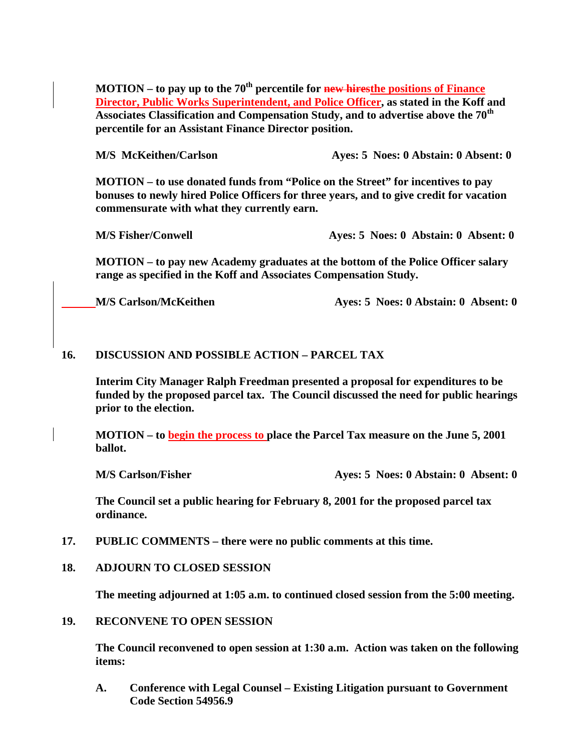**MOTION – to pay up to the 70th percentile for ~~new hires~~the positions of Finance Director, Public Works Superintendent, and Police Officer, as stated in the Koff and Associates Classification and Compensation Study, and to advertise above the 70th percentile for an Assistant Finance Director position.**

**M/S McKeithen/Carlson Ayes: 5 Noes: 0 Abstain: 0 Absent: 0**

**MOTION – to use donated funds from "Police on the Street" for incentives to pay bonuses to newly hired Police Officers for three years, and to give credit for vacation commensurate with what they currently earn.**

**M/S Fisher/Conwell Ayes: 5 Noes: 0 Abstain: 0 Absent: 0**

**MOTION – to pay new Academy graduates at the bottom of the Police Officer salary range as specified in the Koff and Associates Compensation Study.**

**M/S Carlson/McKeithen Ayes: 5 Noes: 0 Abstain: 0 Absent: 0**

**16. DISCUSSION AND POSSIBLE ACTION – PARCEL TAX**

**Interim City Manager Ralph Freedman presented a proposal for expenditures to be funded by the proposed parcel tax. The Council discussed the need for public hearings prior to the election.**

**MOTION – to begin the process to place the Parcel Tax measure on the June 5, 2001 ballot.**

**M/S Carlson/Fisher Ayes: 5 Noes: 0 Abstain: 0 Absent: 0**

**The Council set a public hearing for February 8, 2001 for the proposed parcel tax ordinance.**

**17. PUBLIC COMMENTS – there were no public comments at this time.**

**18. ADJOURN TO CLOSED SESSION**

**The meeting adjourned at 1:05 a.m. to continued closed session from the 5:00 meeting.**

**19. RECONVENE TO OPEN SESSION**

**The Council reconvened to open session at 1:30 a.m. Action was taken on the following items:**

**A. Conference with Legal Counsel – Existing Litigation pursuant to Government Code Section 54956.9**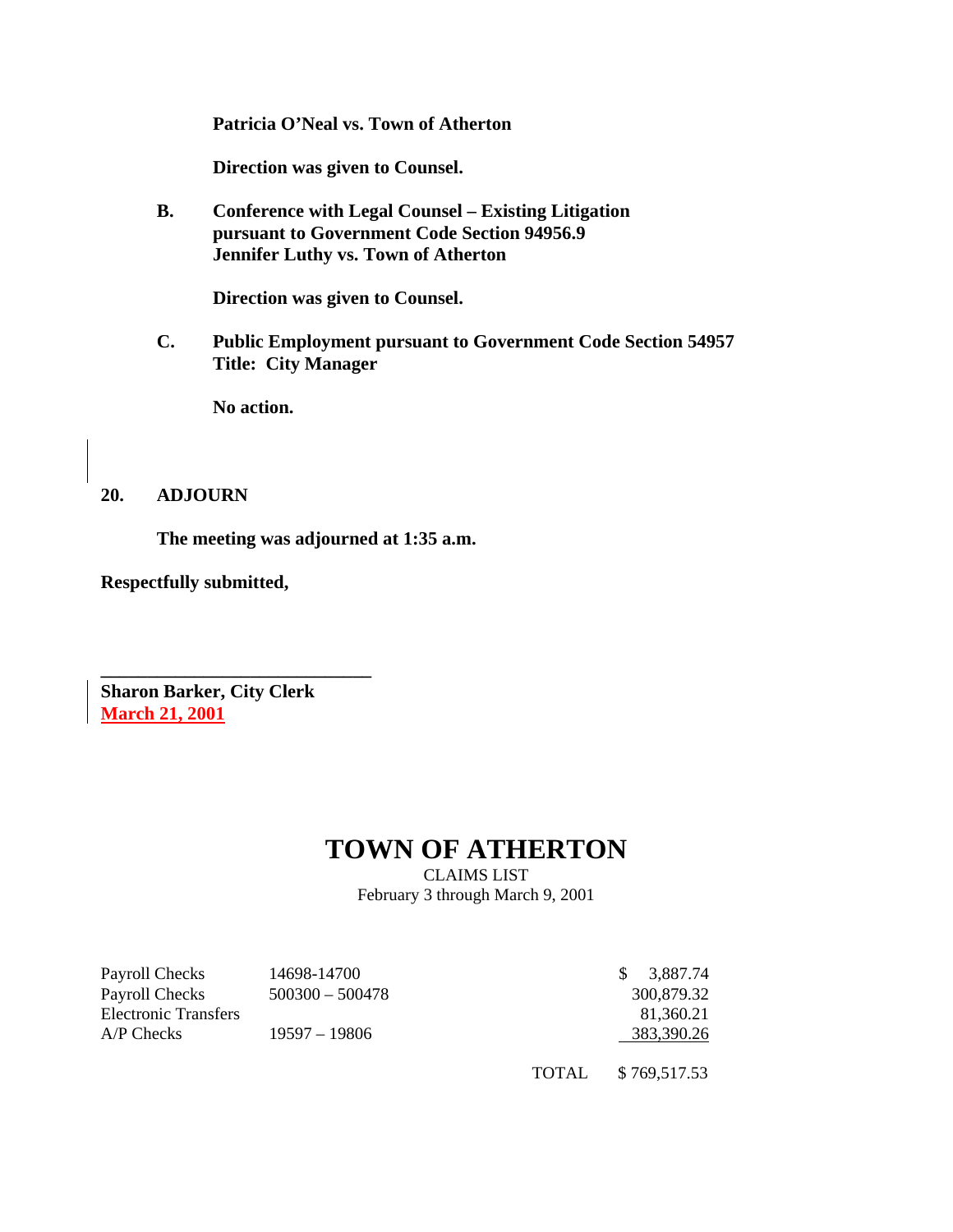**Patricia O'Neal vs. Town of Atherton**

**Direction was given to Counsel.**

**B. Conference with Legal Counsel – Existing Litigation pursuant to Government Code Section 94956.9 Jennifer Luthy vs. Town of Atherton**

**Direction was given to Counsel.**

**C. Public Employment pursuant to Government Code Section 54957 Title: City Manager**

**No action.**

**20. ADJOURN**

**The meeting was adjourned at 1:35 a.m.**

**Respectfully submitted,**

**______________________________**

**Sharon Barker, City Clerk**
**March 21, 2001**

# TOWN OF ATHERTON

CLAIMS LIST
February 3 through March 9, 2001

| | | | |
|---|---|---|---|
| Payroll Checks | 14698-14700 | | $ 3,887.74 |
| Payroll Checks | 500300 – 500478 | | 300,879.32 |
| Electronic Transfers | | | 81,360.21 |
| A/P Checks | 19597 – 19806 | | 383,390.26 |
| | | TOTAL | $ 769,517.53 |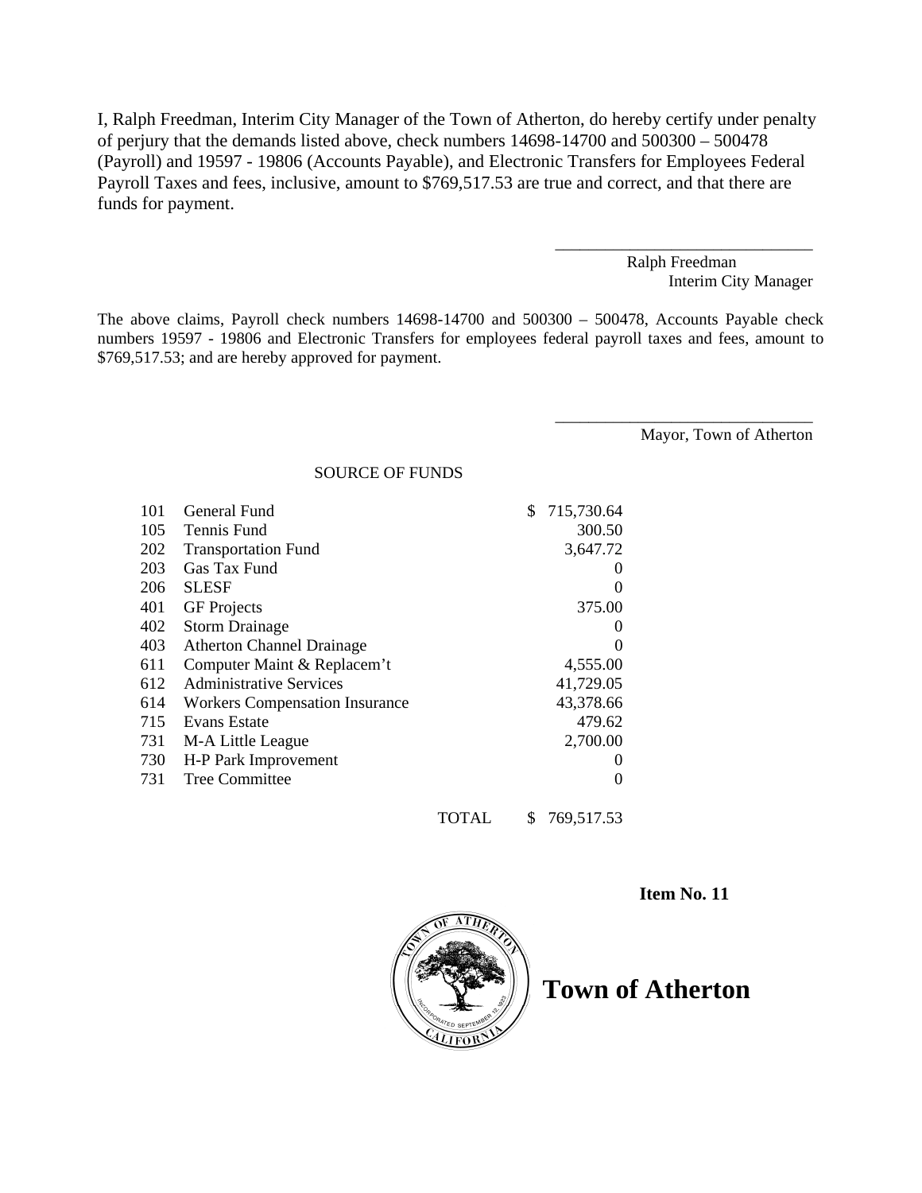I, Ralph Freedman, Interim City Manager of the Town of Atherton, do hereby certify under penalty of perjury that the demands listed above, check numbers 14698-14700 and 500300 – 500478 (Payroll) and 19597 - 19806 (Accounts Payable), and Electronic Transfers for Employees Federal Payroll Taxes and fees, inclusive, amount to $769,517.53 are true and correct, and that there are funds for payment.

\_\_\_\_\_\_\_\_\_\_\_\_\_\_\_\_\_\_\_\_\_\_\_\_\_\_\_\_\_\_\_\_
Ralph Freedman
Interim City Manager

The above claims, Payroll check numbers 14698-14700 and 500300 – 500478, Accounts Payable check numbers 19597 - 19806 and Electronic Transfers for employees federal payroll taxes and fees, amount to $769,517.53; and are hereby approved for payment.

\_\_\_\_\_\_\_\_\_\_\_\_\_\_\_\_\_\_\_\_\_\_\_\_\_\_\_\_\_\_\_\_
Mayor, Town of Atherton

SOURCE OF FUNDS

| | | |
|---|---|---|
| 101 | General Fund | $ 715,730.64 |
| 105 | Tennis Fund | 300.50 |
| 202 | Transportation Fund | 3,647.72 |
| 203 | Gas Tax Fund | 0 |
| 206 | SLESF | 0 |
| 401 | GF Projects | 375.00 |
| 402 | Storm Drainage | 0 |
| 403 | Atherton Channel Drainage | 0 |
| 611 | Computer Maint & Replacem't | 4,555.00 |
| 612 | Administrative Services | 41,729.05 |
| 614 | Workers Compensation Insurance | 43,378.66 |
| 715 | Evans Estate | 479.62 |
| 731 | M-A Little League | 2,700.00 |
| 730 | H-P Park Improvement | 0 |
| 731 | Tree Committee | 0 |
| | TOTAL | $ 769,517.53 |

**Item No. 11**

# Town of Atherton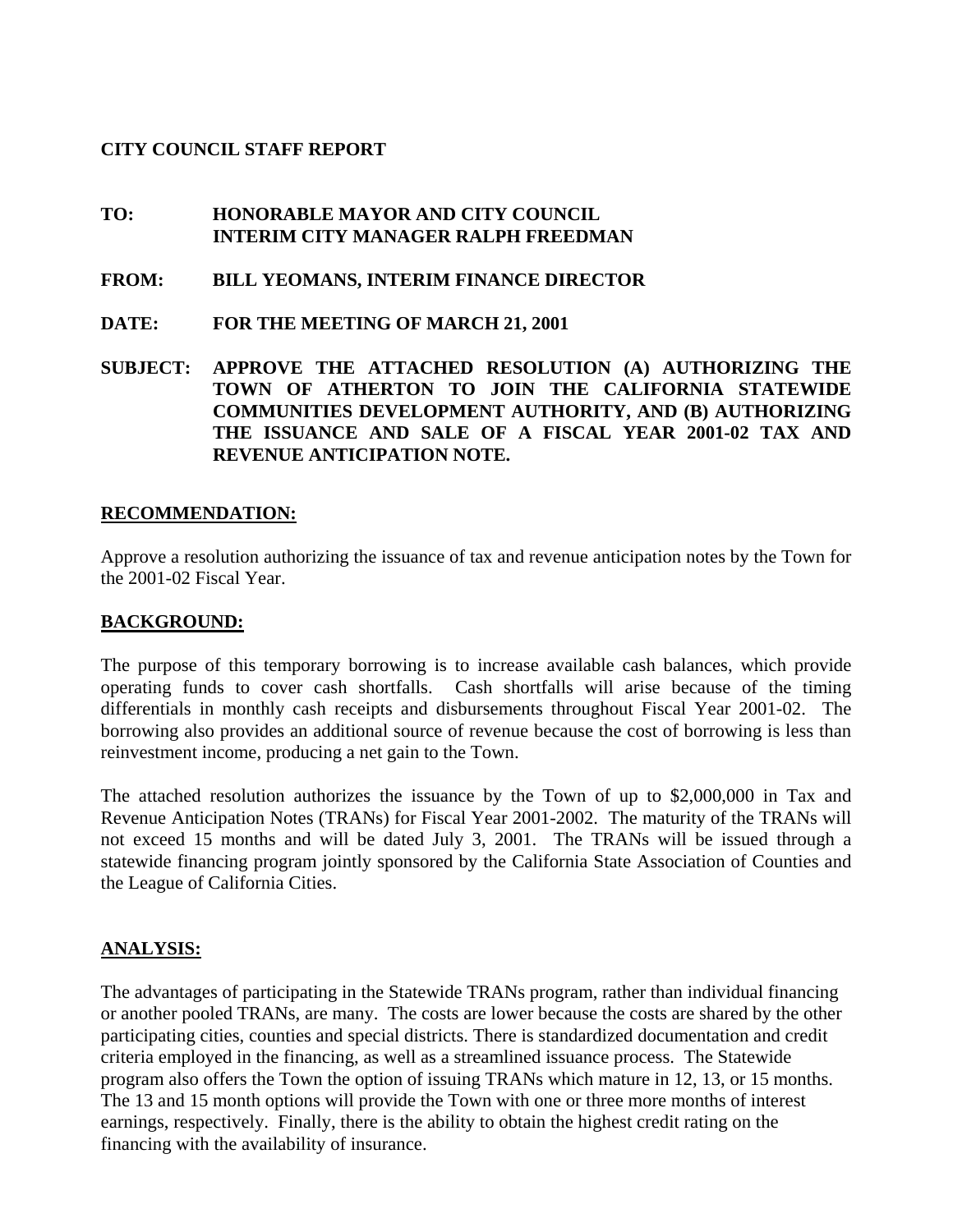**CITY COUNCIL STAFF REPORT**

**TO:** **HONORABLE MAYOR AND CITY COUNCIL**
**INTERIM CITY MANAGER RALPH FREEDMAN**

**FROM:** **BILL YEOMANS, INTERIM FINANCE DIRECTOR**

**DATE:** **FOR THE MEETING OF MARCH 21, 2001**

**SUBJECT:** **APPROVE THE ATTACHED RESOLUTION (A) AUTHORIZING THE TOWN OF ATHERTON TO JOIN THE CALIFORNIA STATEWIDE COMMUNITIES DEVELOPMENT AUTHORITY, AND (B) AUTHORIZING THE ISSUANCE AND SALE OF A FISCAL YEAR 2001-02 TAX AND REVENUE ANTICIPATION NOTE.**

## RECOMMENDATION:

Approve a resolution authorizing the issuance of tax and revenue anticipation notes by the Town for the 2001-02 Fiscal Year.

## BACKGROUND:

The purpose of this temporary borrowing is to increase available cash balances, which provide operating funds to cover cash shortfalls. Cash shortfalls will arise because of the timing differentials in monthly cash receipts and disbursements throughout Fiscal Year 2001-02. The borrowing also provides an additional source of revenue because the cost of borrowing is less than reinvestment income, producing a net gain to the Town.

The attached resolution authorizes the issuance by the Town of up to $2,000,000 in Tax and Revenue Anticipation Notes (TRANs) for Fiscal Year 2001-2002. The maturity of the TRANs will not exceed 15 months and will be dated July 3, 2001. The TRANs will be issued through a statewide financing program jointly sponsored by the California State Association of Counties and the League of California Cities.

## ANALYSIS:

The advantages of participating in the Statewide TRANs program, rather than individual financing or another pooled TRANs, are many. The costs are lower because the costs are shared by the other participating cities, counties and special districts. There is standardized documentation and credit criteria employed in the financing, as well as a streamlined issuance process. The Statewide program also offers the Town the option of issuing TRANs which mature in 12, 13, or 15 months. The 13 and 15 month options will provide the Town with one or three more months of interest earnings, respectively. Finally, there is the ability to obtain the highest credit rating on the financing with the availability of insurance.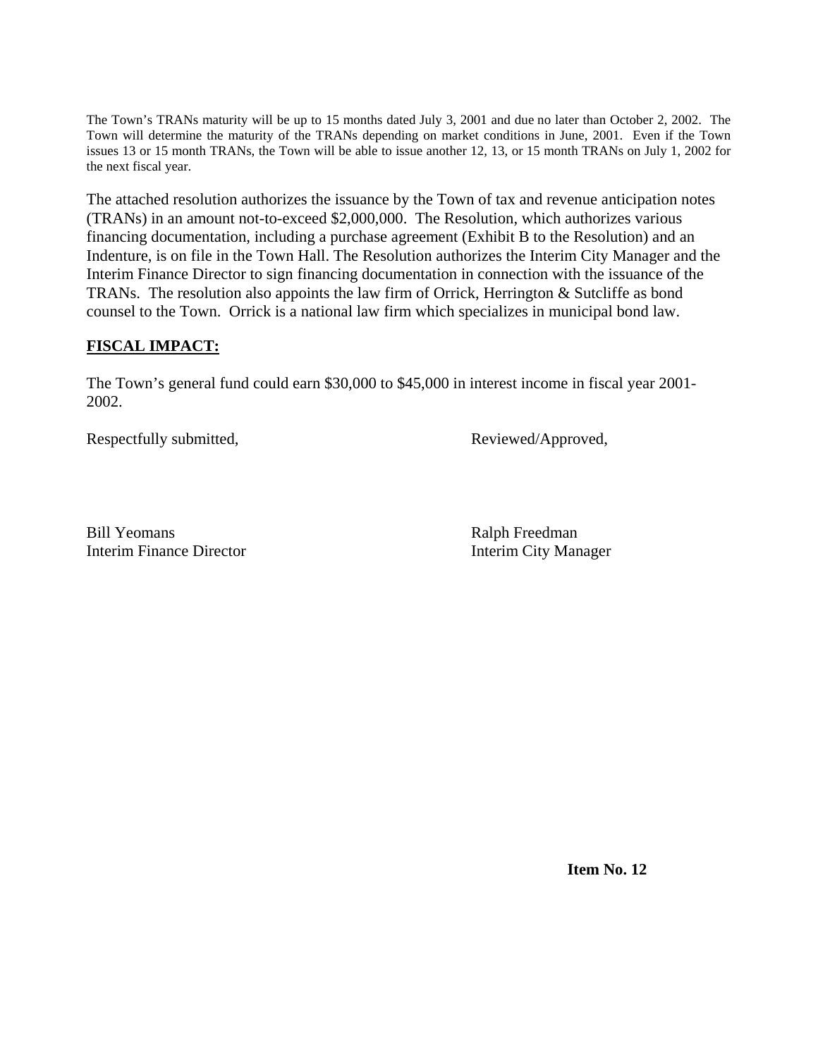The Town's TRANs maturity will be up to 15 months dated July 3, 2001 and due no later than October 2, 2002. The Town will determine the maturity of the TRANs depending on market conditions in June, 2001. Even if the Town issues 13 or 15 month TRANs, the Town will be able to issue another 12, 13, or 15 month TRANs on July 1, 2002 for the next fiscal year.

The attached resolution authorizes the issuance by the Town of tax and revenue anticipation notes (TRANs) in an amount not-to-exceed $2,000,000. The Resolution, which authorizes various financing documentation, including a purchase agreement (Exhibit B to the Resolution) and an Indenture, is on file in the Town Hall. The Resolution authorizes the Interim City Manager and the Interim Finance Director to sign financing documentation in connection with the issuance of the TRANs. The resolution also appoints the law firm of Orrick, Herrington & Sutcliffe as bond counsel to the Town. Orrick is a national law firm which specializes in municipal bond law.

**FISCAL IMPACT:**

The Town's general fund could earn $30,000 to $45,000 in interest income in fiscal year 2001-2002.

Respectfully submitted,

Bill Yeomans
Interim Finance Director

Reviewed/Approved,

Ralph Freedman
Interim City Manager

**Item No. 12**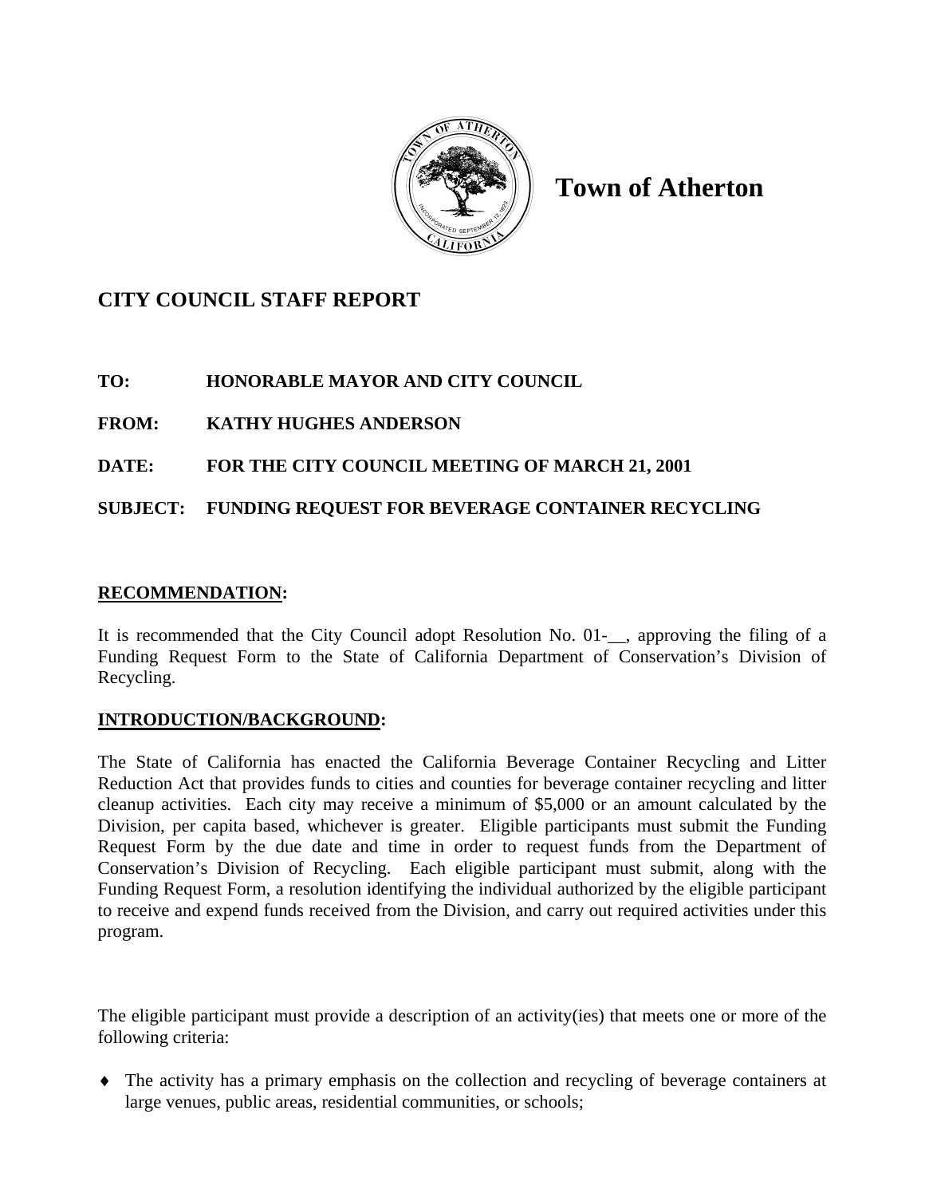# Town of Atherton

## CITY COUNCIL STAFF REPORT

**TO:** HONORABLE MAYOR AND CITY COUNCIL

**FROM:** KATHY HUGHES ANDERSON

**DATE:** FOR THE CITY COUNCIL MEETING OF MARCH 21, 2001

**SUBJECT:** FUNDING REQUEST FOR BEVERAGE CONTAINER RECYCLING

**RECOMMENDATION:**

It is recommended that the City Council adopt Resolution No. 01-__, approving the filing of a Funding Request Form to the State of California Department of Conservation's Division of Recycling.

**INTRODUCTION/BACKGROUND:**

The State of California has enacted the California Beverage Container Recycling and Litter Reduction Act that provides funds to cities and counties for beverage container recycling and litter cleanup activities. Each city may receive a minimum of $5,000 or an amount calculated by the Division, per capita based, whichever is greater. Eligible participants must submit the Funding Request Form by the due date and time in order to request funds from the Department of Conservation's Division of Recycling. Each eligible participant must submit, along with the Funding Request Form, a resolution identifying the individual authorized by the eligible participant to receive and expend funds received from the Division, and carry out required activities under this program.

The eligible participant must provide a description of an activity(ies) that meets one or more of the following criteria:

- The activity has a primary emphasis on the collection and recycling of beverage containers at large venues, public areas, residential communities, or schools;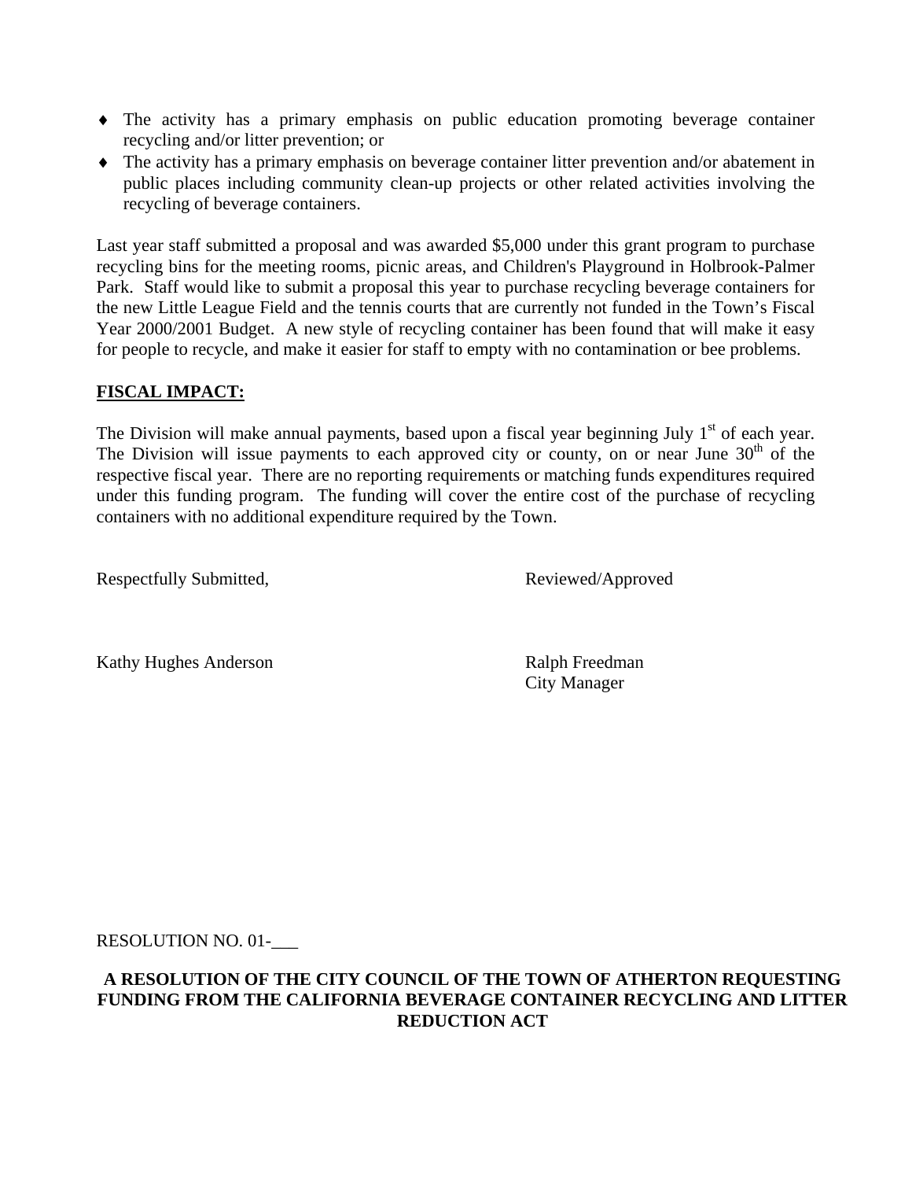- The activity has a primary emphasis on public education promoting beverage container recycling and/or litter prevention; or
- The activity has a primary emphasis on beverage container litter prevention and/or abatement in public places including community clean-up projects or other related activities involving the recycling of beverage containers.

Last year staff submitted a proposal and was awarded $5,000 under this grant program to purchase recycling bins for the meeting rooms, picnic areas, and Children's Playground in Holbrook-Palmer Park. Staff would like to submit a proposal this year to purchase recycling beverage containers for the new Little League Field and the tennis courts that are currently not funded in the Town's Fiscal Year 2000/2001 Budget. A new style of recycling container has been found that will make it easy for people to recycle, and make it easier for staff to empty with no contamination or bee problems.

**FISCAL IMPACT:**

The Division will make annual payments, based upon a fiscal year beginning July 1st of each year. The Division will issue payments to each approved city or county, on or near June 30th of the respective fiscal year. There are no reporting requirements or matching funds expenditures required under this funding program. The funding will cover the entire cost of the purchase of recycling containers with no additional expenditure required by the Town.

Respectfully Submitted,

Kathy Hughes Anderson

Reviewed/Approved

Ralph Freedman
City Manager

RESOLUTION NO. 01-___

**A RESOLUTION OF THE CITY COUNCIL OF THE TOWN OF ATHERTON REQUESTING FUNDING FROM THE CALIFORNIA BEVERAGE CONTAINER RECYCLING AND LITTER REDUCTION ACT**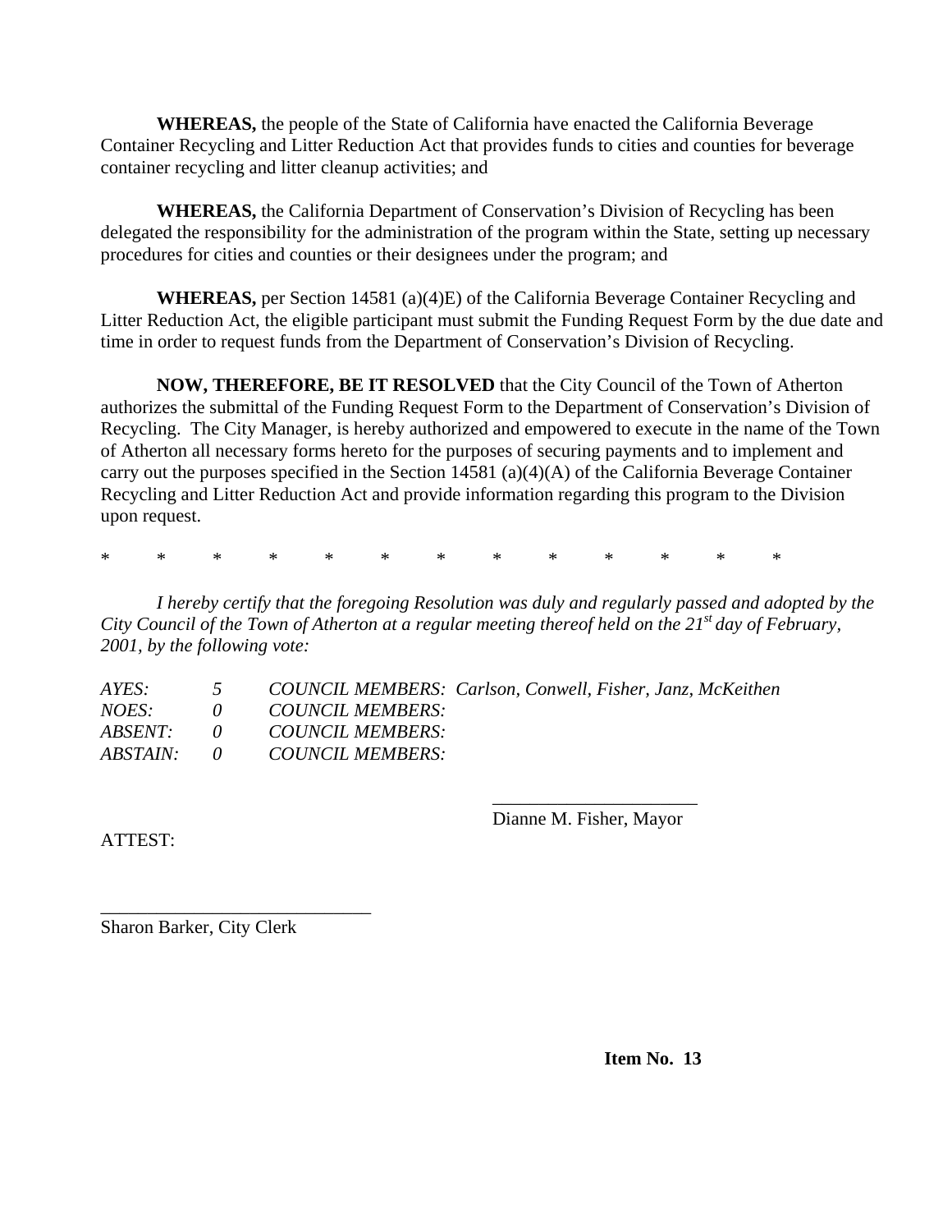**WHEREAS,** the people of the State of California have enacted the California Beverage Container Recycling and Litter Reduction Act that provides funds to cities and counties for beverage container recycling and litter cleanup activities; and

**WHEREAS,** the California Department of Conservation's Division of Recycling has been delegated the responsibility for the administration of the program within the State, setting up necessary procedures for cities and counties or their designees under the program; and

**WHEREAS,** per Section 14581 (a)(4)E) of the California Beverage Container Recycling and Litter Reduction Act, the eligible participant must submit the Funding Request Form by the due date and time in order to request funds from the Department of Conservation's Division of Recycling.

**NOW, THEREFORE, BE IT RESOLVED** that the City Council of the Town of Atherton authorizes the submittal of the Funding Request Form to the Department of Conservation's Division of Recycling. The City Manager, is hereby authorized and empowered to execute in the name of the Town of Atherton all necessary forms hereto for the purposes of securing payments and to implement and carry out the purposes specified in the Section 14581 (a)(4)(A) of the California Beverage Container Recycling and Litter Reduction Act and provide information regarding this program to the Division upon request.

\* \* \* \* \* \* \* \* \* \* \* \* \*

*I hereby certify that the foregoing Resolution was duly and regularly passed and adopted by the City Council of the Town of Atherton at a regular meeting thereof held on the 21st day of February, 2001, by the following vote:*

*AYES: 5 COUNCIL MEMBERS: Carlson, Conwell, Fisher, Janz, McKeithen*
*NOES: 0 COUNCIL MEMBERS:*
*ABSENT: 0 COUNCIL MEMBERS:*
*ABSTAIN: 0 COUNCIL MEMBERS:*

______________________
Dianne M. Fisher, Mayor

ATTEST:

______________________________
Sharon Barker, City Clerk

**Item No. 13**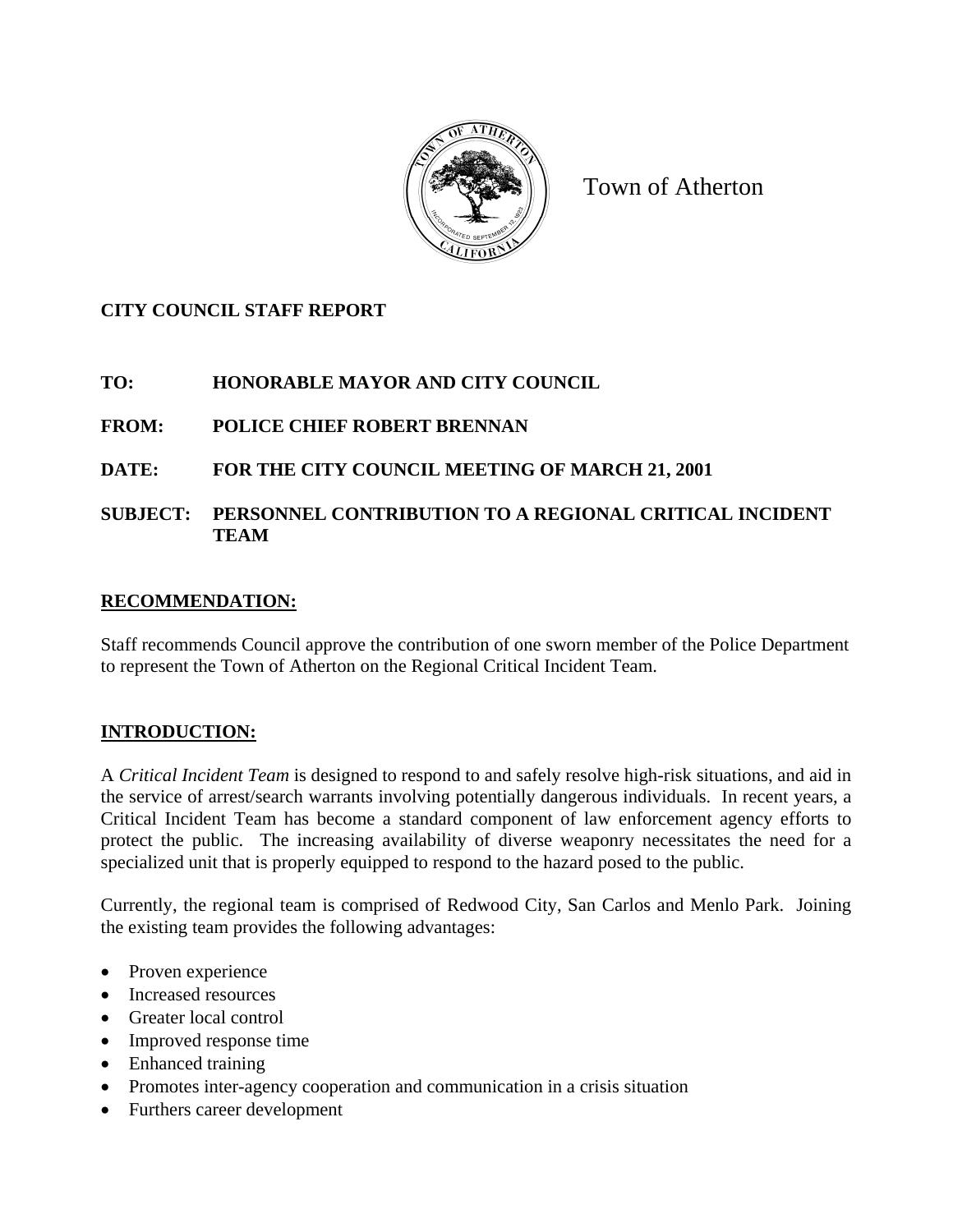Town of Atherton

**CITY COUNCIL STAFF REPORT**

**TO:** HONORABLE MAYOR AND CITY COUNCIL

**FROM:** POLICE CHIEF ROBERT BRENNAN

**DATE:** FOR THE CITY COUNCIL MEETING OF MARCH 21, 2001

**SUBJECT:** PERSONNEL CONTRIBUTION TO A REGIONAL CRITICAL INCIDENT TEAM

## RECOMMENDATION:

Staff recommends Council approve the contribution of one sworn member of the Police Department to represent the Town of Atherton on the Regional Critical Incident Team.

## INTRODUCTION:

A *Critical Incident Team* is designed to respond to and safely resolve high-risk situations, and aid in the service of arrest/search warrants involving potentially dangerous individuals. In recent years, a Critical Incident Team has become a standard component of law enforcement agency efforts to protect the public. The increasing availability of diverse weaponry necessitates the need for a specialized unit that is properly equipped to respond to the hazard posed to the public.

Currently, the regional team is comprised of Redwood City, San Carlos and Menlo Park. Joining the existing team provides the following advantages:

- Proven experience
- Increased resources
- Greater local control
- Improved response time
- Enhanced training
- Promotes inter-agency cooperation and communication in a crisis situation
- Furthers career development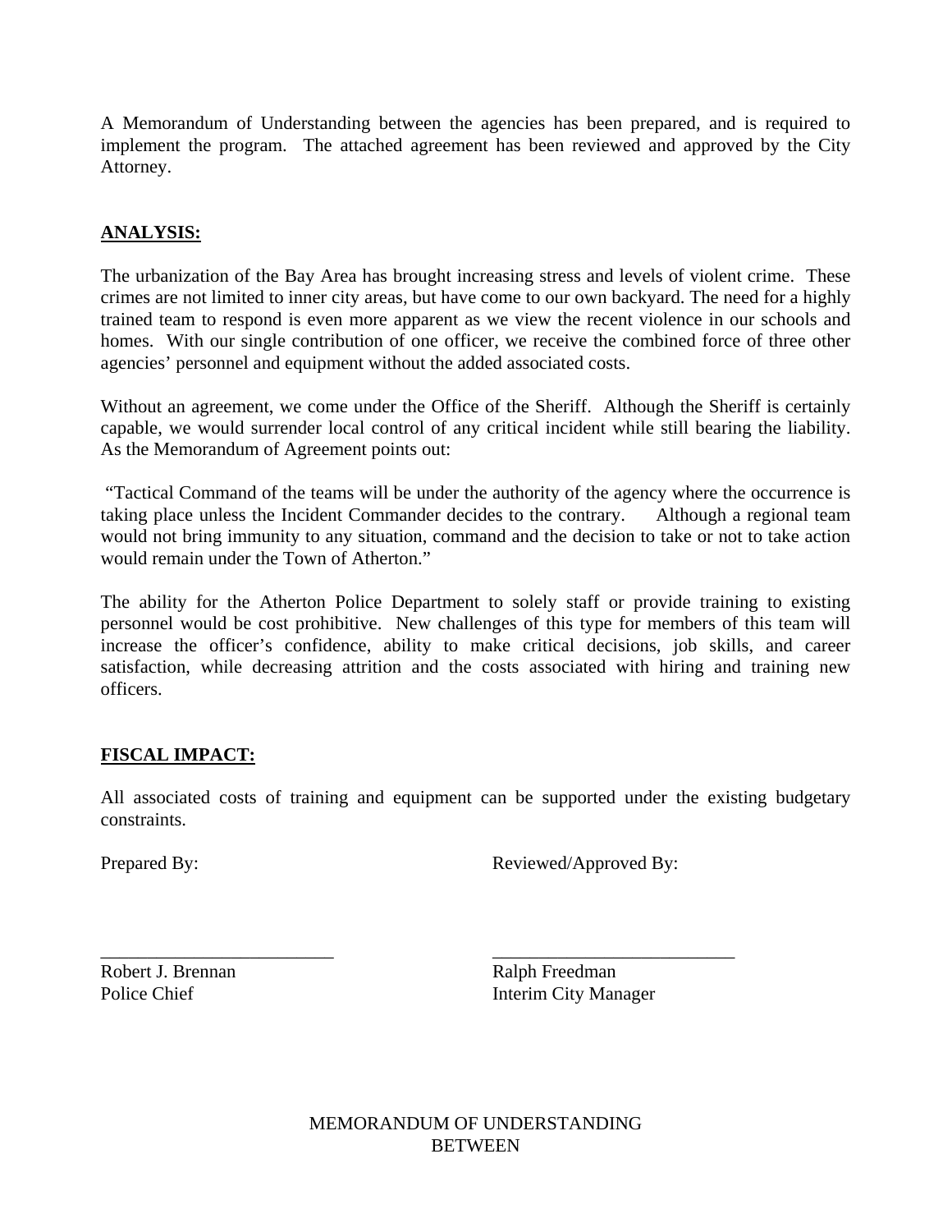A Memorandum of Understanding between the agencies has been prepared, and is required to implement the program. The attached agreement has been reviewed and approved by the City Attorney.

**ANALYSIS:**

The urbanization of the Bay Area has brought increasing stress and levels of violent crime. These crimes are not limited to inner city areas, but have come to our own backyard. The need for a highly trained team to respond is even more apparent as we view the recent violence in our schools and homes. With our single contribution of one officer, we receive the combined force of three other agencies' personnel and equipment without the added associated costs.

Without an agreement, we come under the Office of the Sheriff. Although the Sheriff is certainly capable, we would surrender local control of any critical incident while still bearing the liability. As the Memorandum of Agreement points out:

"Tactical Command of the teams will be under the authority of the agency where the occurrence is taking place unless the Incident Commander decides to the contrary. Although a regional team would not bring immunity to any situation, command and the decision to take or not to take action would remain under the Town of Atherton."

The ability for the Atherton Police Department to solely staff or provide training to existing personnel would be cost prohibitive. New challenges of this type for members of this team will increase the officer's confidence, ability to make critical decisions, job skills, and career satisfaction, while decreasing attrition and the costs associated with hiring and training new officers.

**FISCAL IMPACT:**

All associated costs of training and equipment can be supported under the existing budgetary constraints.

Prepared By: Reviewed/Approved By:

\_\_\_\_\_\_\_\_\_\_\_\_\_\_\_\_\_\_\_\_\_\_\_\_\_\_ \_\_\_\_\_\_\_\_\_\_\_\_\_\_\_\_\_\_\_\_\_\_\_\_\_\_\_

Robert J. Brennan
Police Chief

Ralph Freedman
Interim City Manager

MEMORANDUM OF UNDERSTANDING
BETWEEN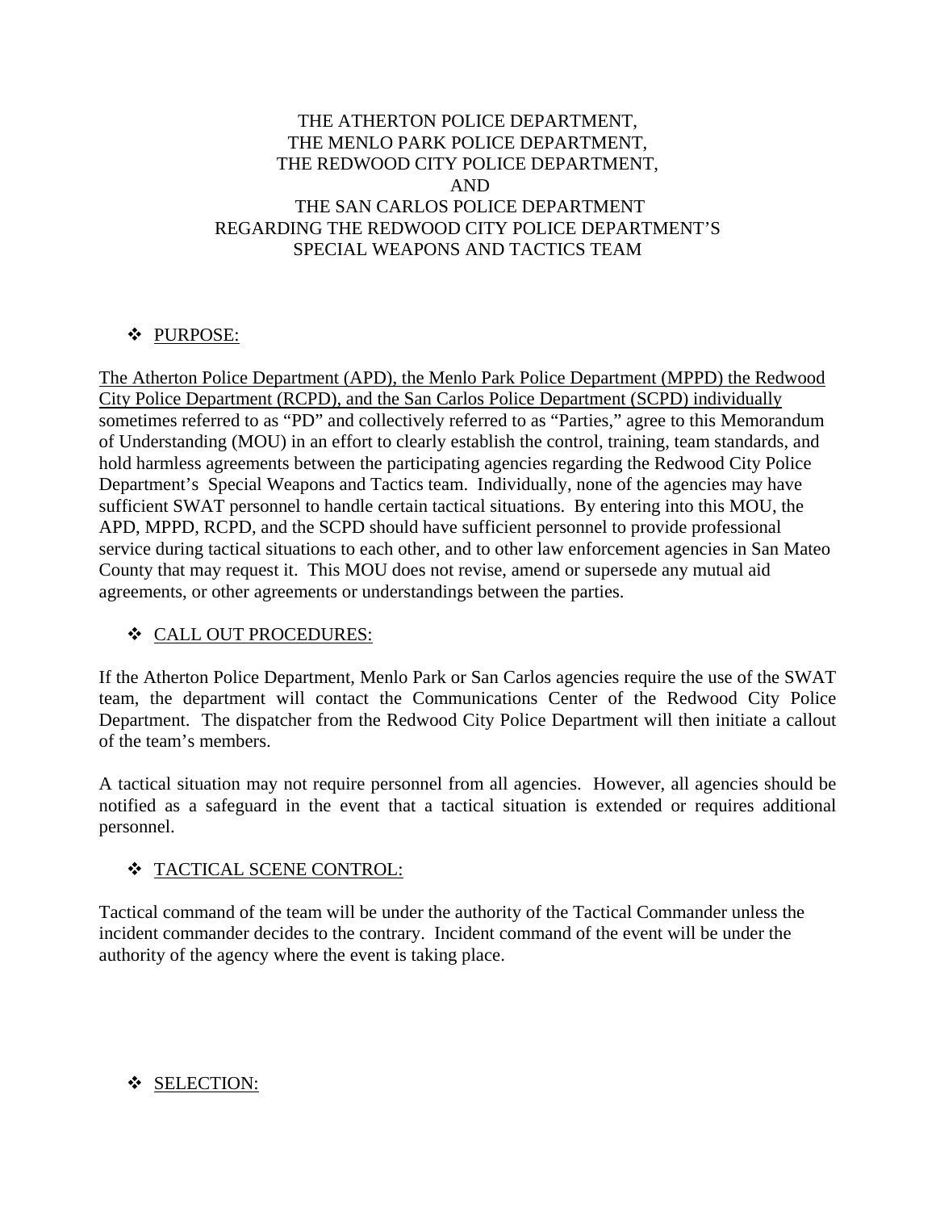THE ATHERTON POLICE DEPARTMENT,
THE MENLO PARK POLICE DEPARTMENT,
THE REDWOOD CITY POLICE DEPARTMENT,
AND
THE SAN CARLOS POLICE DEPARTMENT
REGARDING THE REDWOOD CITY POLICE DEPARTMENT'S
SPECIAL WEAPONS AND TACTICS TEAM

## ❖ PURPOSE:

The Atherton Police Department (APD), the Menlo Park Police Department (MPPD) the Redwood City Police Department (RCPD), and the San Carlos Police Department (SCPD) individually sometimes referred to as "PD" and collectively referred to as "Parties," agree to this Memorandum of Understanding (MOU) in an effort to clearly establish the control, training, team standards, and hold harmless agreements between the participating agencies regarding the Redwood City Police Department's Special Weapons and Tactics team. Individually, none of the agencies may have sufficient SWAT personnel to handle certain tactical situations. By entering into this MOU, the APD, MPPD, RCPD, and the SCPD should have sufficient personnel to provide professional service during tactical situations to each other, and to other law enforcement agencies in San Mateo County that may request it. This MOU does not revise, amend or supersede any mutual aid agreements, or other agreements or understandings between the parties.

## ❖ CALL OUT PROCEDURES:

If the Atherton Police Department, Menlo Park or San Carlos agencies require the use of the SWAT team, the department will contact the Communications Center of the Redwood City Police Department. The dispatcher from the Redwood City Police Department will then initiate a callout of the team's members.

A tactical situation may not require personnel from all agencies. However, all agencies should be notified as a safeguard in the event that a tactical situation is extended or requires additional personnel.

## ❖ TACTICAL SCENE CONTROL:

Tactical command of the team will be under the authority of the Tactical Commander unless the incident commander decides to the contrary. Incident command of the event will be under the authority of the agency where the event is taking place.

## ❖ SELECTION: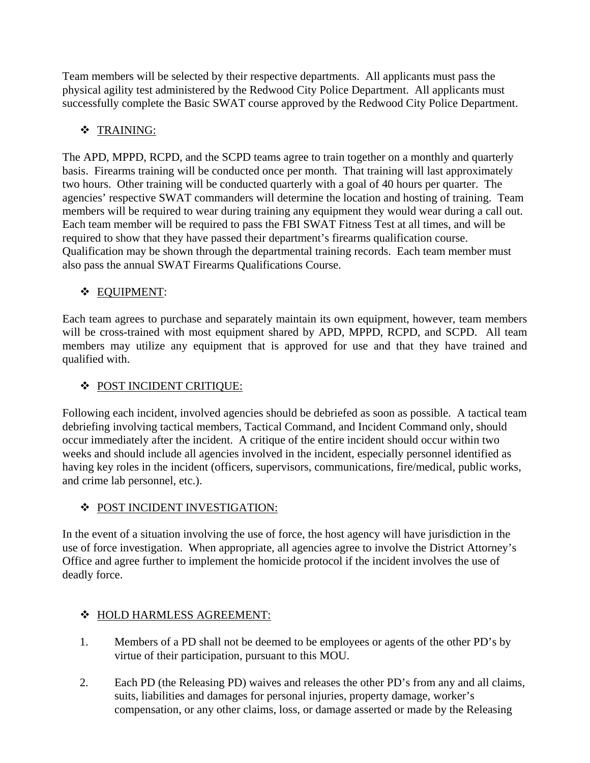Team members will be selected by their respective departments. All applicants must pass the physical agility test administered by the Redwood City Police Department. All applicants must successfully complete the Basic SWAT course approved by the Redwood City Police Department.

- TRAINING:

The APD, MPPD, RCPD, and the SCPD teams agree to train together on a monthly and quarterly basis. Firearms training will be conducted once per month. That training will last approximately two hours. Other training will be conducted quarterly with a goal of 40 hours per quarter. The agencies' respective SWAT commanders will determine the location and hosting of training. Team members will be required to wear during training any equipment they would wear during a call out. Each team member will be required to pass the FBI SWAT Fitness Test at all times, and will be required to show that they have passed their department's firearms qualification course. Qualification may be shown through the departmental training records. Each team member must also pass the annual SWAT Firearms Qualifications Course.

- EQUIPMENT:

Each team agrees to purchase and separately maintain its own equipment, however, team members will be cross-trained with most equipment shared by APD, MPPD, RCPD, and SCPD. All team members may utilize any equipment that is approved for use and that they have trained and qualified with.

- POST INCIDENT CRITIQUE:

Following each incident, involved agencies should be debriefed as soon as possible. A tactical team debriefing involving tactical members, Tactical Command, and Incident Command only, should occur immediately after the incident. A critique of the entire incident should occur within two weeks and should include all agencies involved in the incident, especially personnel identified as having key roles in the incident (officers, supervisors, communications, fire/medical, public works, and crime lab personnel, etc.).

- POST INCIDENT INVESTIGATION:

In the event of a situation involving the use of force, the host agency will have jurisdiction in the use of force investigation. When appropriate, all agencies agree to involve the District Attorney's Office and agree further to implement the homicide protocol if the incident involves the use of deadly force.

- HOLD HARMLESS AGREEMENT:

1. Members of a PD shall not be deemed to be employees or agents of the other PD's by virtue of their participation, pursuant to this MOU.

2. Each PD (the Releasing PD) waives and releases the other PD's from any and all claims, suits, liabilities and damages for personal injuries, property damage, worker's compensation, or any other claims, loss, or damage asserted or made by the Releasing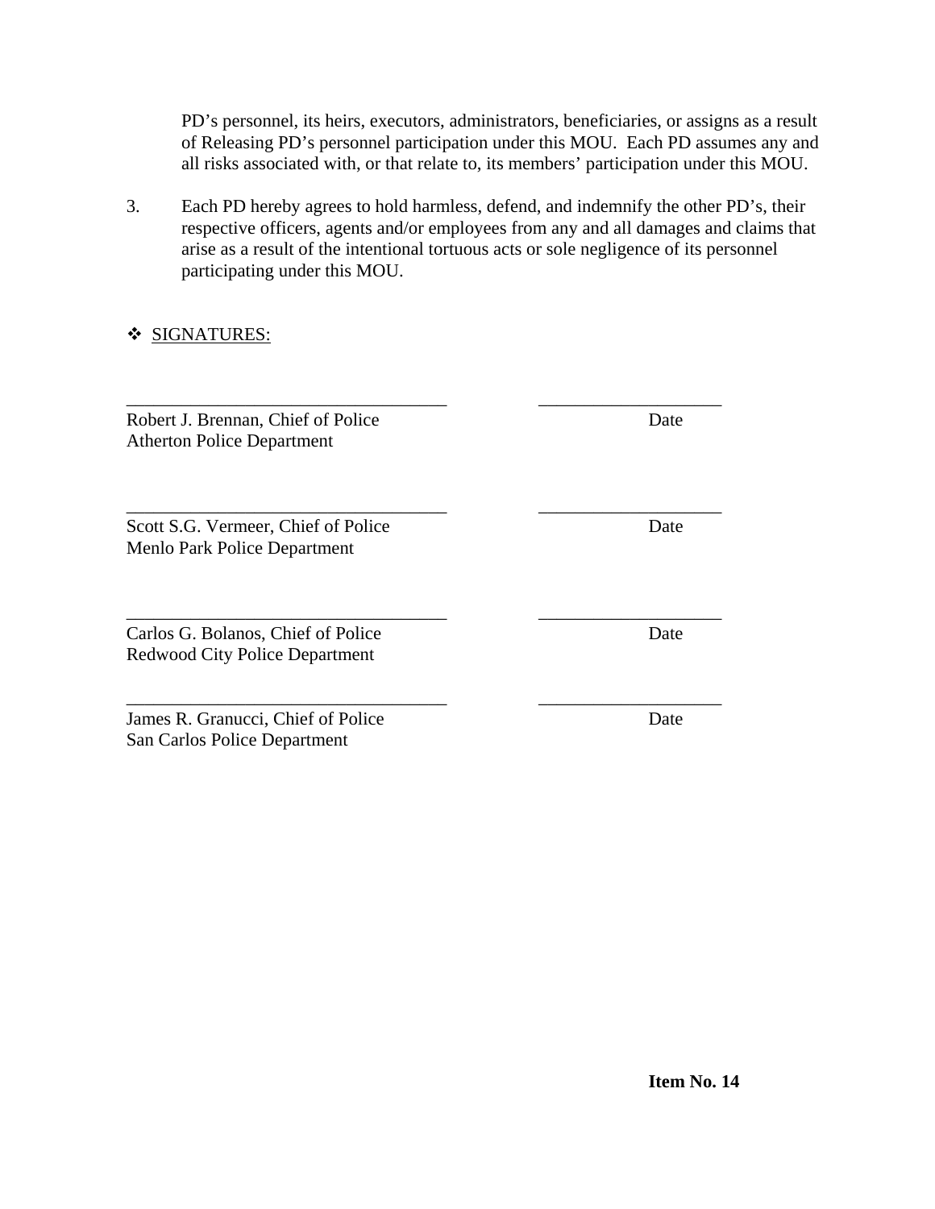PD's personnel, its heirs, executors, administrators, beneficiaries, or assigns as a result of Releasing PD's personnel participation under this MOU. Each PD assumes any and all risks associated with, or that relate to, its members' participation under this MOU.

3. Each PD hereby agrees to hold harmless, defend, and indemnify the other PD's, their respective officers, agents and/or employees from any and all damages and claims that arise as a result of the intentional tortuous acts or sole negligence of its personnel participating under this MOU.

❖ SIGNATURES:

___________________________________ ____________________

Robert J. Brennan, Chief of Police Date
Atherton Police Department

___________________________________ ____________________

Scott S.G. Vermeer, Chief of Police Date
Menlo Park Police Department

___________________________________ ____________________

Carlos G. Bolanos, Chief of Police Date
Redwood City Police Department

___________________________________ ____________________

James R. Granucci, Chief of Police Date
San Carlos Police Department

**Item No. 14**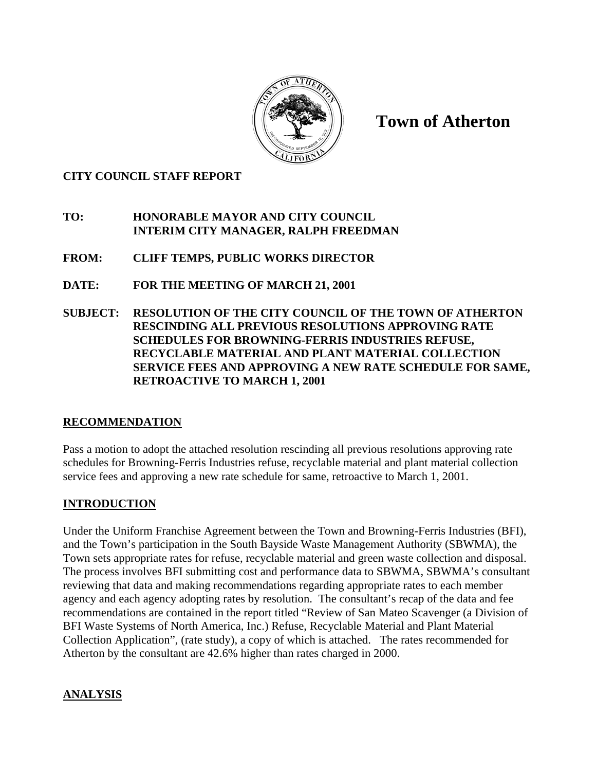# Town of Atherton

**CITY COUNCIL STAFF REPORT**

**TO:** HONORABLE MAYOR AND CITY COUNCIL
INTERIM CITY MANAGER, RALPH FREEDMAN

**FROM:** CLIFF TEMPS, PUBLIC WORKS DIRECTOR

**DATE:** FOR THE MEETING OF MARCH 21, 2001

**SUBJECT:** RESOLUTION OF THE CITY COUNCIL OF THE TOWN OF ATHERTON RESCINDING ALL PREVIOUS RESOLUTIONS APPROVING RATE SCHEDULES FOR BROWNING-FERRIS INDUSTRIES REFUSE, RECYCLABLE MATERIAL AND PLANT MATERIAL COLLECTION SERVICE FEES AND APPROVING A NEW RATE SCHEDULE FOR SAME, RETROACTIVE TO MARCH 1, 2001

## RECOMMENDATION

Pass a motion to adopt the attached resolution rescinding all previous resolutions approving rate schedules for Browning-Ferris Industries refuse, recyclable material and plant material collection service fees and approving a new rate schedule for same, retroactive to March 1, 2001.

## INTRODUCTION

Under the Uniform Franchise Agreement between the Town and Browning-Ferris Industries (BFI), and the Town's participation in the South Bayside Waste Management Authority (SBWMA), the Town sets appropriate rates for refuse, recyclable material and green waste collection and disposal. The process involves BFI submitting cost and performance data to SBWMA, SBWMA's consultant reviewing that data and making recommendations regarding appropriate rates to each member agency and each agency adopting rates by resolution. The consultant's recap of the data and fee recommendations are contained in the report titled "Review of San Mateo Scavenger (a Division of BFI Waste Systems of North America, Inc.) Refuse, Recyclable Material and Plant Material Collection Application", (rate study), a copy of which is attached. The rates recommended for Atherton by the consultant are 42.6% higher than rates charged in 2000.

## ANALYSIS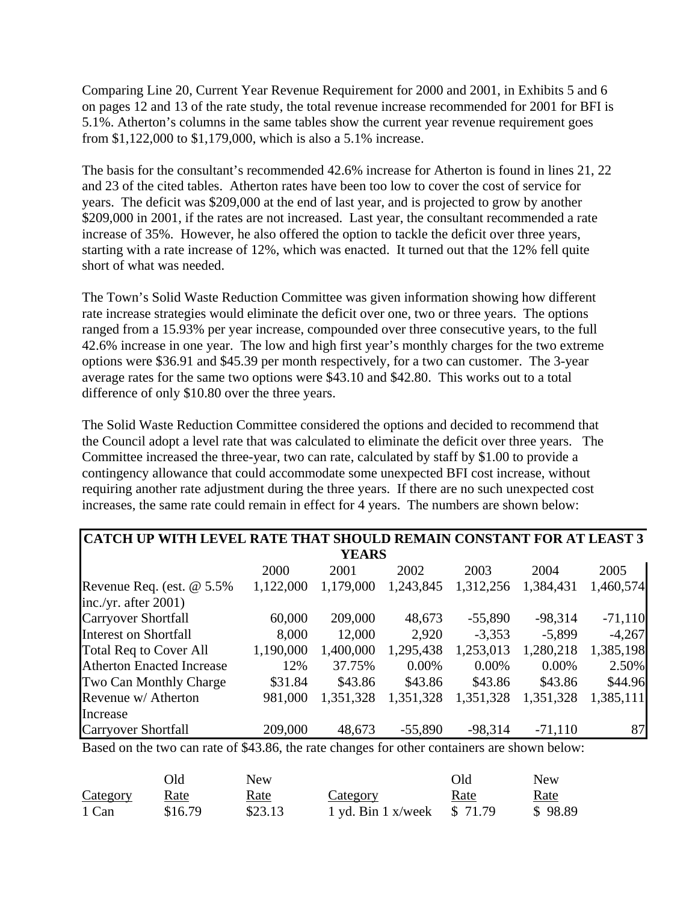Comparing Line 20, Current Year Revenue Requirement for 2000 and 2001, in Exhibits 5 and 6 on pages 12 and 13 of the rate study, the total revenue increase recommended for 2001 for BFI is 5.1%. Atherton's columns in the same tables show the current year revenue requirement goes from $1,122,000 to $1,179,000, which is also a 5.1% increase.

The basis for the consultant's recommended 42.6% increase for Atherton is found in lines 21, 22 and 23 of the cited tables. Atherton rates have been too low to cover the cost of service for years. The deficit was $209,000 at the end of last year, and is projected to grow by another $209,000 in 2001, if the rates are not increased. Last year, the consultant recommended a rate increase of 35%. However, he also offered the option to tackle the deficit over three years, starting with a rate increase of 12%, which was enacted. It turned out that the 12% fell quite short of what was needed.

The Town's Solid Waste Reduction Committee was given information showing how different rate increase strategies would eliminate the deficit over one, two or three years. The options ranged from a 15.93% per year increase, compounded over three consecutive years, to the full 42.6% increase in one year. The low and high first year's monthly charges for the two extreme options were $36.91 and $45.39 per month respectively, for a two can customer. The 3-year average rates for the same two options were $43.10 and $42.80. This works out to a total difference of only $10.80 over the three years.

The Solid Waste Reduction Committee considered the options and decided to recommend that the Council adopt a level rate that was calculated to eliminate the deficit over three years. The Committee increased the three-year, two can rate, calculated by staff by $1.00 to provide a contingency allowance that could accommodate some unexpected BFI cost increase, without requiring another rate adjustment during the three years. If there are no such unexpected cost increases, the same rate could remain in effect for 4 years. The numbers are shown below:

**CATCH UP WITH LEVEL RATE THAT SHOULD REMAIN CONSTANT FOR AT LEAST 3 YEARS**

| | 2000 | 2001 | 2002 | 2003 | 2004 | 2005 |
|---|---|---|---|---|---|---|
| Revenue Req. (est. @ 5.5% inc./yr. after 2001) | 1,122,000 | 1,179,000 | 1,243,845 | 1,312,256 | 1,384,431 | 1,460,574 |
| Carryover Shortfall | 60,000 | 209,000 | 48,673 | -55,890 | -98,314 | -71,110 |
| Interest on Shortfall | 8,000 | 12,000 | 2,920 | -3,353 | -5,899 | -4,267 |
| Total Req to Cover All | 1,190,000 | 1,400,000 | 1,295,438 | 1,253,013 | 1,280,218 | 1,385,198 |
| Atherton Enacted Increase | 12% | 37.75% | 0.00% | 0.00% | 0.00% | 2.50% |
| Two Can Monthly Charge | $31.84 | $43.86 | $43.86 | $43.86 | $43.86 | $44.96 |
| Revenue w/ Atherton Increase | 981,000 | 1,351,328 | 1,351,328 | 1,351,328 | 1,351,328 | 1,385,111 |
| Carryover Shortfall | 209,000 | 48,673 | -55,890 | -98,314 | -71,110 | 87 |

Based on the two can rate of $43.86, the rate changes for other containers are shown below:

| Category | Old Rate | New Rate | Category | Old Rate | New Rate |
|---|---|---|---|---|---|
| 1 Can | $16.79 | $23.13 | 1 yd. Bin 1 x/week | $ 71.79 | $ 98.89 |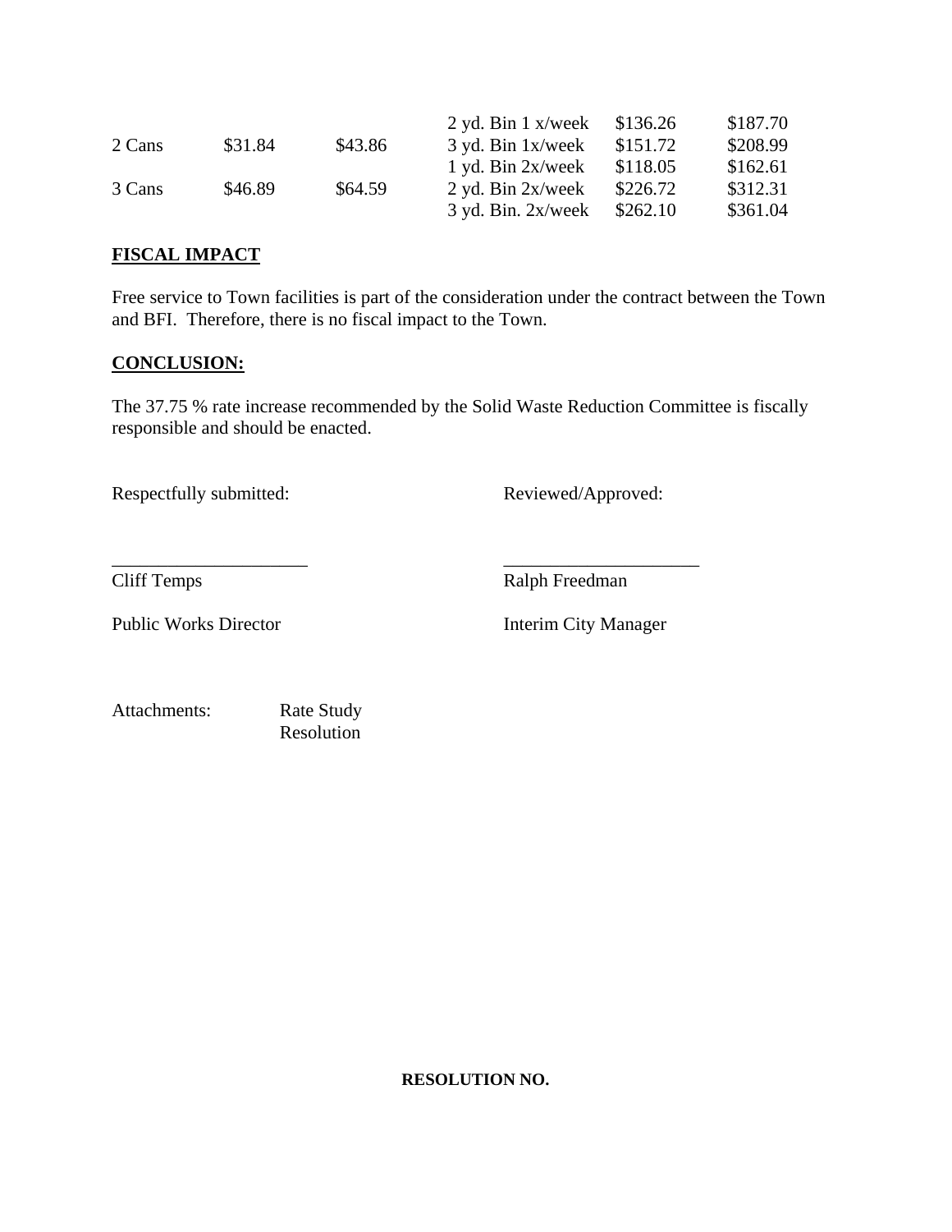| | | | | | |
|---|---|---|---|---|---|
| | | | 2 yd. Bin 1 x/week | $136.26 | $187.70 |
| 2 Cans | $31.84 | $43.86 | 3 yd. Bin 1x/week | $151.72 | $208.99 |
| | | | 1 yd. Bin 2x/week | $118.05 | $162.61 |
| 3 Cans | $46.89 | $64.59 | 2 yd. Bin 2x/week | $226.72 | $312.31 |
| | | | 3 yd. Bin. 2x/week | $262.10 | $361.04 |

**FISCAL IMPACT**

Free service to Town facilities is part of the consideration under the contract between the Town and BFI. Therefore, there is no fiscal impact to the Town.

**CONCLUSION:**

The 37.75 % rate increase recommended by the Solid Waste Reduction Committee is fiscally responsible and should be enacted.

Respectfully submitted: Reviewed/Approved:

_____________________ _____________________

Cliff Temps Ralph Freedman

Public Works Director Interim City Manager

Attachments: Rate Study
Resolution

**RESOLUTION NO.**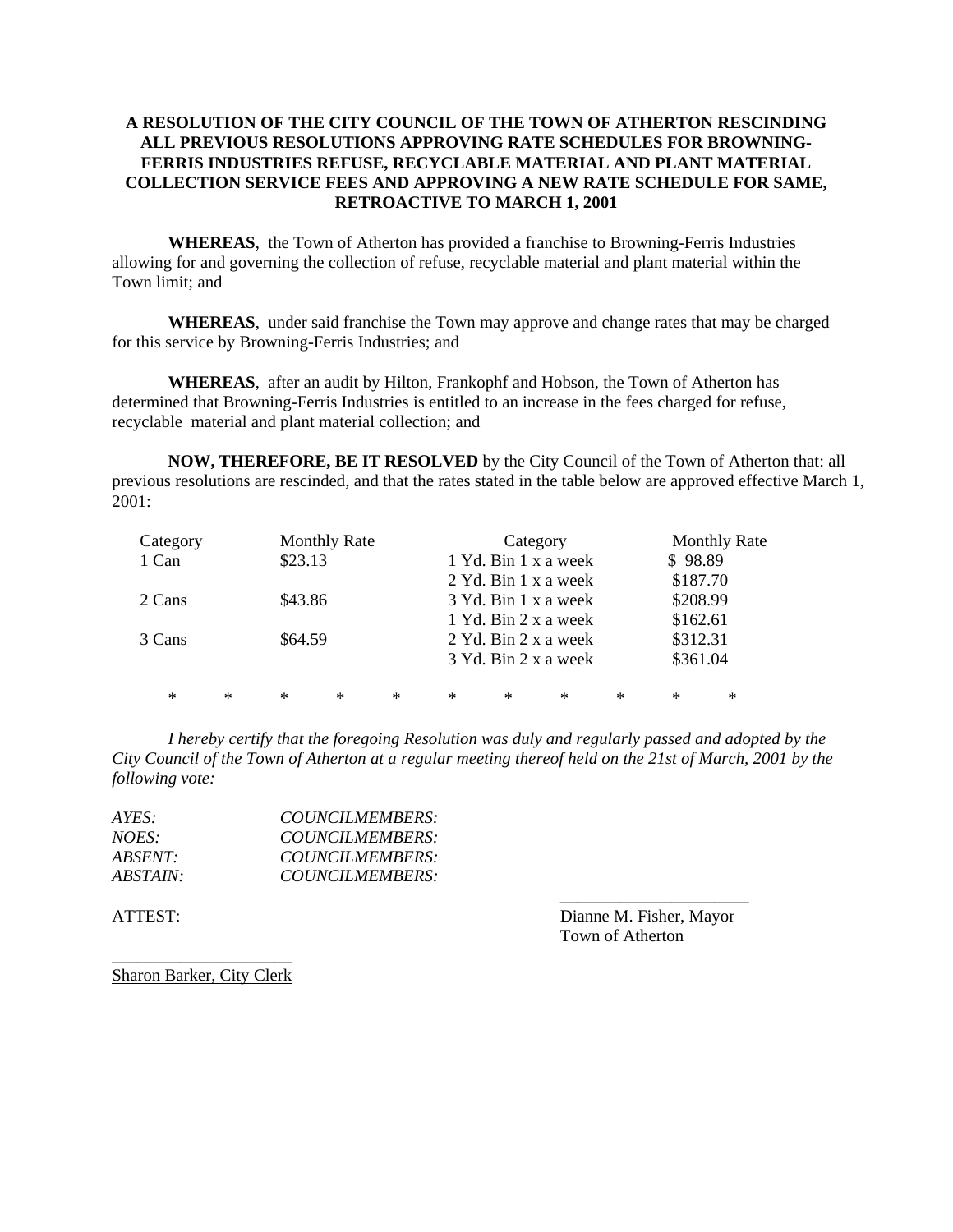**A RESOLUTION OF THE CITY COUNCIL OF THE TOWN OF ATHERTON RESCINDING ALL PREVIOUS RESOLUTIONS APPROVING RATE SCHEDULES FOR BROWNING-FERRIS INDUSTRIES REFUSE, RECYCLABLE MATERIAL AND PLANT MATERIAL COLLECTION SERVICE FEES AND APPROVING A NEW RATE SCHEDULE FOR SAME, RETROACTIVE TO MARCH 1, 2001**

**WHEREAS**, the Town of Atherton has provided a franchise to Browning-Ferris Industries allowing for and governing the collection of refuse, recyclable material and plant material within the Town limit; and

**WHEREAS**, under said franchise the Town may approve and change rates that may be charged for this service by Browning-Ferris Industries; and

**WHEREAS**, after an audit by Hilton, Frankophf and Hobson, the Town of Atherton has determined that Browning-Ferris Industries is entitled to an increase in the fees charged for refuse, recyclable material and plant material collection; and

**NOW, THEREFORE, BE IT RESOLVED** by the City Council of the Town of Atherton that: all previous resolutions are rescinded, and that the rates stated in the table below are approved effective March 1, 2001:

| Category | Monthly Rate | Category | Monthly Rate |
|---|---|---|---|
| 1 Can | $23.13 | 1 Yd. Bin 1 x a week | $ 98.89 |
| | | 2 Yd. Bin 1 x a week | $187.70 |
| 2 Cans | $43.86 | 3 Yd. Bin 1 x a week | $208.99 |
| | | 1 Yd. Bin 2 x a week | $162.61 |
| 3 Cans | $64.59 | 2 Yd. Bin 2 x a week | $312.31 |
| | | 3 Yd. Bin 2 x a week | $361.04 |

\* \* \* \* \* \* \* \* \* \* \*

*I hereby certify that the foregoing Resolution was duly and regularly passed and adopted by the City Council of the Town of Atherton at a regular meeting thereof held on the 21st of March, 2001 by the following vote:*

*AYES: COUNCILMEMBERS:*
*NOES: COUNCILMEMBERS:*
*ABSENT: COUNCILMEMBERS:*
*ABSTAIN: COUNCILMEMBERS:*

ATTEST:

______________________
Dianne M. Fisher, Mayor
Town of Atherton

______________________
Sharon Barker, City Clerk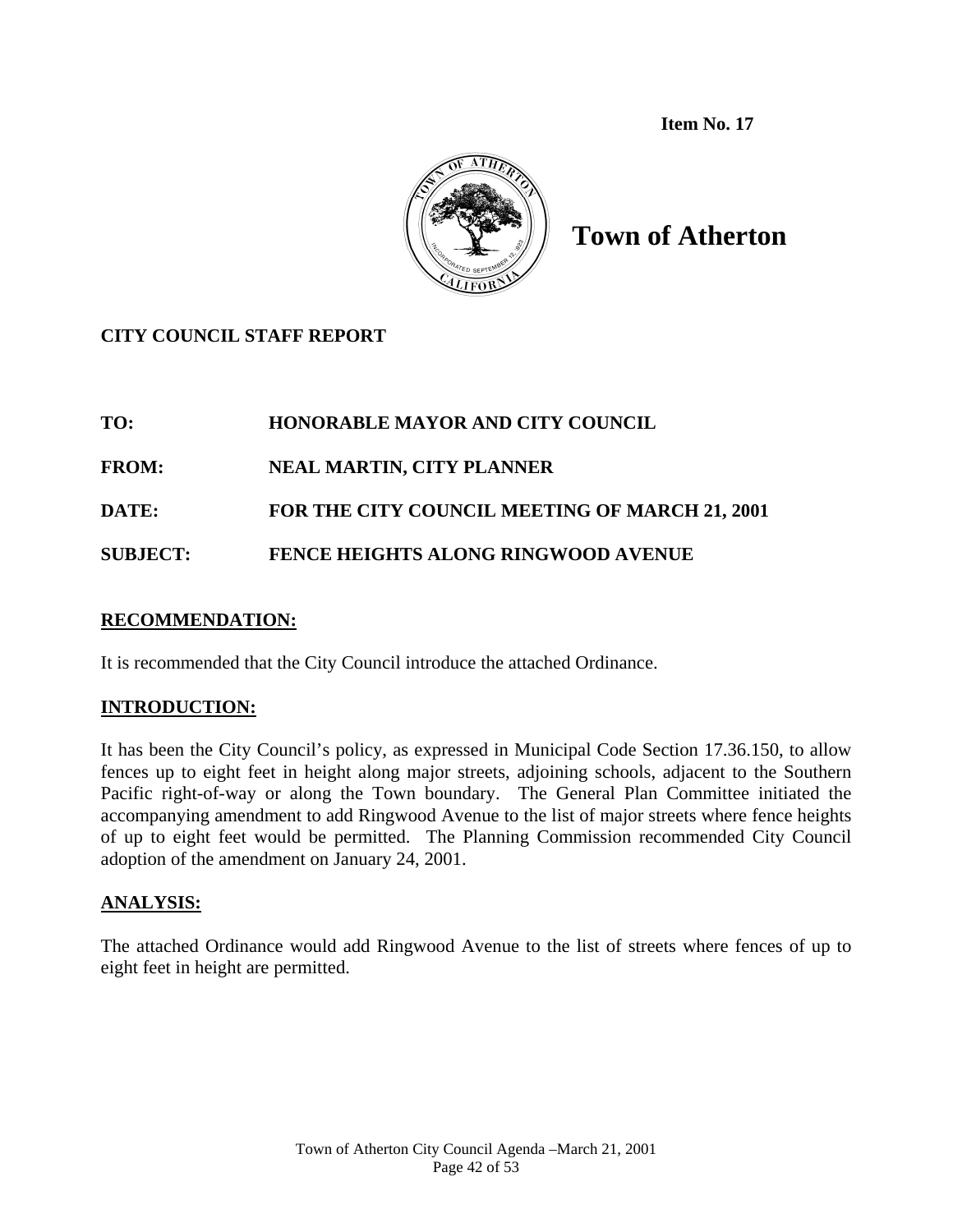**Item No. 17**

# Town of Atherton

**CITY COUNCIL STAFF REPORT**

**TO:** HONORABLE MAYOR AND CITY COUNCIL

**FROM:** NEAL MARTIN, CITY PLANNER

**DATE:** FOR THE CITY COUNCIL MEETING OF MARCH 21, 2001

**SUBJECT:** FENCE HEIGHTS ALONG RINGWOOD AVENUE

## RECOMMENDATION:

It is recommended that the City Council introduce the attached Ordinance.

## INTRODUCTION:

It has been the City Council's policy, as expressed in Municipal Code Section 17.36.150, to allow fences up to eight feet in height along major streets, adjoining schools, adjacent to the Southern Pacific right-of-way or along the Town boundary. The General Plan Committee initiated the accompanying amendment to add Ringwood Avenue to the list of major streets where fence heights of up to eight feet would be permitted. The Planning Commission recommended City Council adoption of the amendment on January 24, 2001.

## ANALYSIS:

The attached Ordinance would add Ringwood Avenue to the list of streets where fences of up to eight feet in height are permitted.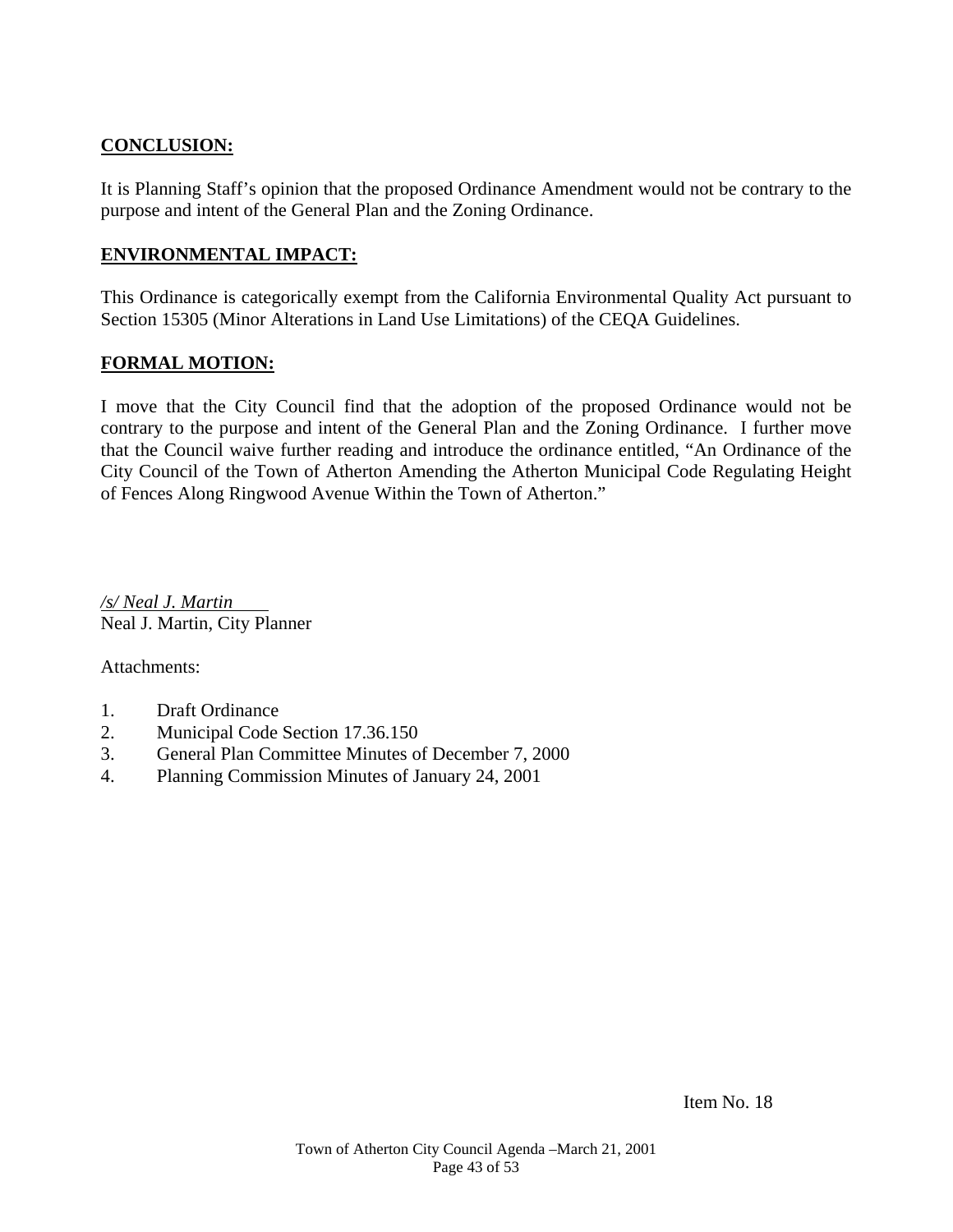**CONCLUSION:**

It is Planning Staff's opinion that the proposed Ordinance Amendment would not be contrary to the purpose and intent of the General Plan and the Zoning Ordinance.

**ENVIRONMENTAL IMPACT:**

This Ordinance is categorically exempt from the California Environmental Quality Act pursuant to Section 15305 (Minor Alterations in Land Use Limitations) of the CEQA Guidelines.

**FORMAL MOTION:**

I move that the City Council find that the adoption of the proposed Ordinance would not be contrary to the purpose and intent of the General Plan and the Zoning Ordinance. I further move that the Council waive further reading and introduce the ordinance entitled, "An Ordinance of the City Council of the Town of Atherton Amending the Atherton Municipal Code Regulating Height of Fences Along Ringwood Avenue Within the Town of Atherton."

*/s/ Neal J. Martin*
Neal J. Martin, City Planner

Attachments:

1. Draft Ordinance
2. Municipal Code Section 17.36.150
3. General Plan Committee Minutes of December 7, 2000
4. Planning Commission Minutes of January 24, 2001

Item No. 18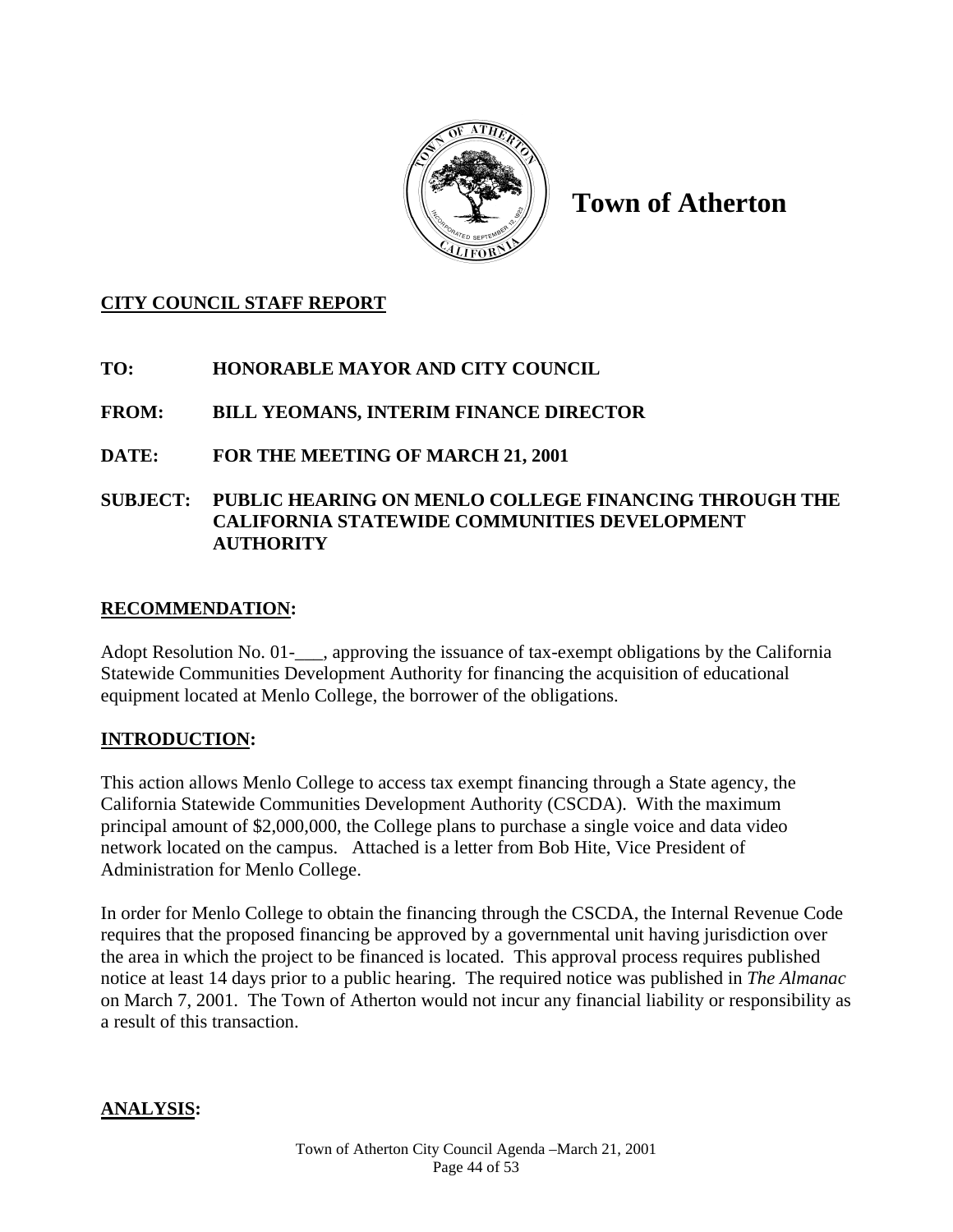# Town of Atherton

**CITY COUNCIL STAFF REPORT**

**TO:** HONORABLE MAYOR AND CITY COUNCIL

**FROM:** BILL YEOMANS, INTERIM FINANCE DIRECTOR

**DATE:** FOR THE MEETING OF MARCH 21, 2001

**SUBJECT:** PUBLIC HEARING ON MENLO COLLEGE FINANCING THROUGH THE CALIFORNIA STATEWIDE COMMUNITIES DEVELOPMENT AUTHORITY

## RECOMMENDATION:

Adopt Resolution No. 01-___, approving the issuance of tax-exempt obligations by the California Statewide Communities Development Authority for financing the acquisition of educational equipment located at Menlo College, the borrower of the obligations.

## INTRODUCTION:

This action allows Menlo College to access tax exempt financing through a State agency, the California Statewide Communities Development Authority (CSCDA). With the maximum principal amount of $2,000,000, the College plans to purchase a single voice and data video network located on the campus. Attached is a letter from Bob Hite, Vice President of Administration for Menlo College.

In order for Menlo College to obtain the financing through the CSCDA, the Internal Revenue Code requires that the proposed financing be approved by a governmental unit having jurisdiction over the area in which the project to be financed is located. This approval process requires published notice at least 14 days prior to a public hearing. The required notice was published in *The Almanac* on March 7, 2001. The Town of Atherton would not incur any financial liability or responsibility as a result of this transaction.

## ANALYSIS: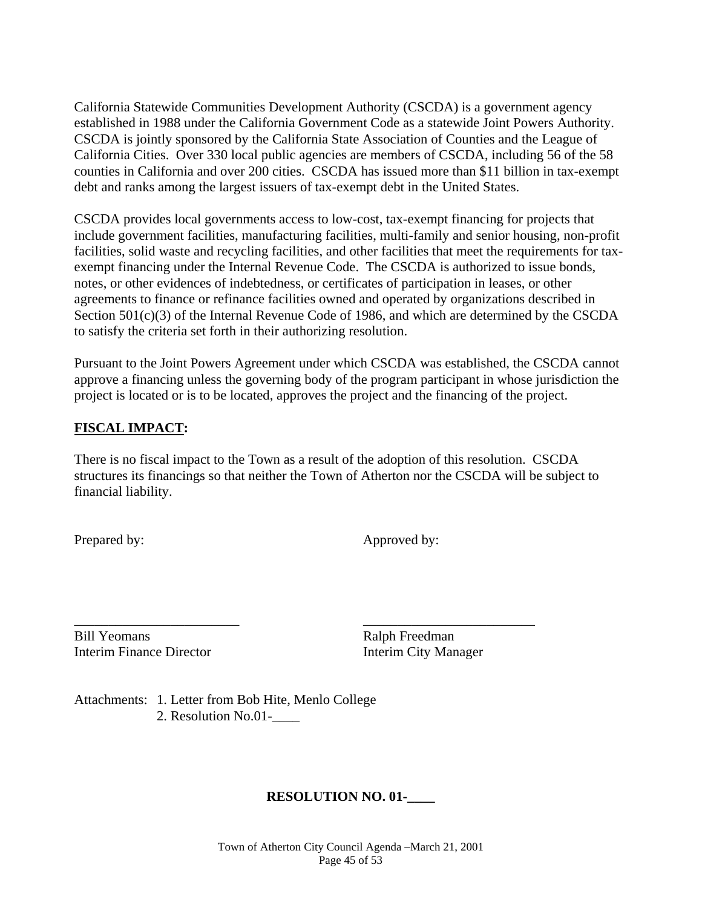California Statewide Communities Development Authority (CSCDA) is a government agency established in 1988 under the California Government Code as a statewide Joint Powers Authority. CSCDA is jointly sponsored by the California State Association of Counties and the League of California Cities. Over 330 local public agencies are members of CSCDA, including 56 of the 58 counties in California and over 200 cities. CSCDA has issued more than $11 billion in tax-exempt debt and ranks among the largest issuers of tax-exempt debt in the United States.

CSCDA provides local governments access to low-cost, tax-exempt financing for projects that include government facilities, manufacturing facilities, multi-family and senior housing, non-profit facilities, solid waste and recycling facilities, and other facilities that meet the requirements for tax-exempt financing under the Internal Revenue Code. The CSCDA is authorized to issue bonds, notes, or other evidences of indebtedness, or certificates of participation in leases, or other agreements to finance or refinance facilities owned and operated by organizations described in Section 501(c)(3) of the Internal Revenue Code of 1986, and which are determined by the CSCDA to satisfy the criteria set forth in their authorizing resolution.

Pursuant to the Joint Powers Agreement under which CSCDA was established, the CSCDA cannot approve a financing unless the governing body of the program participant in whose jurisdiction the project is located or is to be located, approves the project and the financing of the project.

**FISCAL IMPACT:**

There is no fiscal impact to the Town as a result of the adoption of this resolution. CSCDA structures its financings so that neither the Town of Atherton nor the CSCDA will be subject to financial liability.

Prepared by: Approved by:

________________________ ________________________

Bill Yeomans
Interim Finance Director

Ralph Freedman
Interim City Manager

Attachments: 1. Letter from Bob Hite, Menlo College
2. Resolution No.01-____

**RESOLUTION NO. 01-____**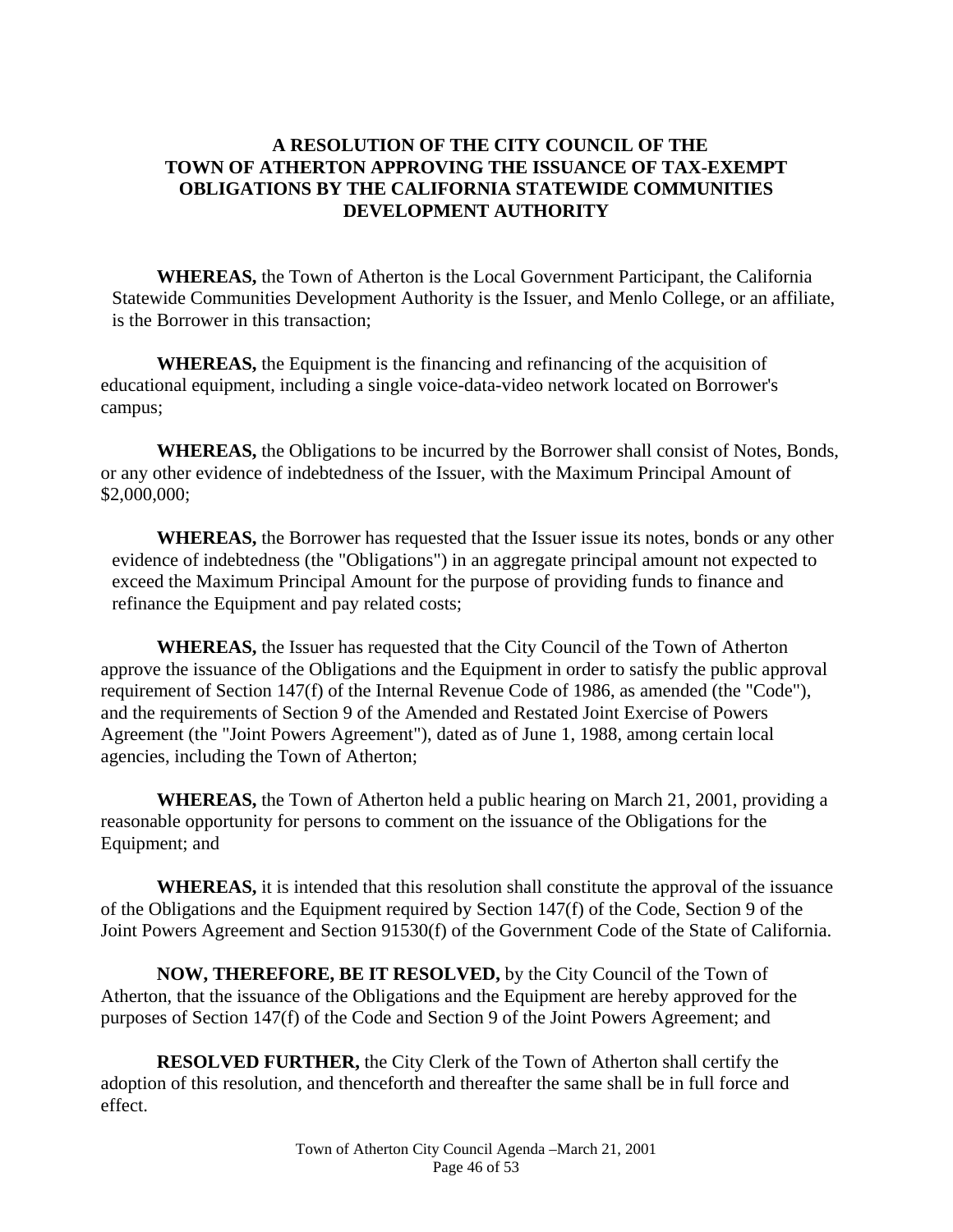# A RESOLUTION OF THE CITY COUNCIL OF THE TOWN OF ATHERTON APPROVING THE ISSUANCE OF TAX-EXEMPT OBLIGATIONS BY THE CALIFORNIA STATEWIDE COMMUNITIES DEVELOPMENT AUTHORITY

**WHEREAS,** the Town of Atherton is the Local Government Participant, the California Statewide Communities Development Authority is the Issuer, and Menlo College, or an affiliate, is the Borrower in this transaction;

**WHEREAS,** the Equipment is the financing and refinancing of the acquisition of educational equipment, including a single voice-data-video network located on Borrower's campus;

**WHEREAS,** the Obligations to be incurred by the Borrower shall consist of Notes, Bonds, or any other evidence of indebtedness of the Issuer, with the Maximum Principal Amount of $2,000,000;

**WHEREAS,** the Borrower has requested that the Issuer issue its notes, bonds or any other evidence of indebtedness (the "Obligations") in an aggregate principal amount not expected to exceed the Maximum Principal Amount for the purpose of providing funds to finance and refinance the Equipment and pay related costs;

**WHEREAS,** the Issuer has requested that the City Council of the Town of Atherton approve the issuance of the Obligations and the Equipment in order to satisfy the public approval requirement of Section 147(f) of the Internal Revenue Code of 1986, as amended (the "Code"), and the requirements of Section 9 of the Amended and Restated Joint Exercise of Powers Agreement (the "Joint Powers Agreement"), dated as of June 1, 1988, among certain local agencies, including the Town of Atherton;

**WHEREAS,** the Town of Atherton held a public hearing on March 21, 2001, providing a reasonable opportunity for persons to comment on the issuance of the Obligations for the Equipment; and

**WHEREAS,** it is intended that this resolution shall constitute the approval of the issuance of the Obligations and the Equipment required by Section 147(f) of the Code, Section 9 of the Joint Powers Agreement and Section 91530(f) of the Government Code of the State of California.

**NOW, THEREFORE, BE IT RESOLVED,** by the City Council of the Town of Atherton, that the issuance of the Obligations and the Equipment are hereby approved for the purposes of Section 147(f) of the Code and Section 9 of the Joint Powers Agreement; and

**RESOLVED FURTHER,** the City Clerk of the Town of Atherton shall certify the adoption of this resolution, and thenceforth and thereafter the same shall be in full force and effect.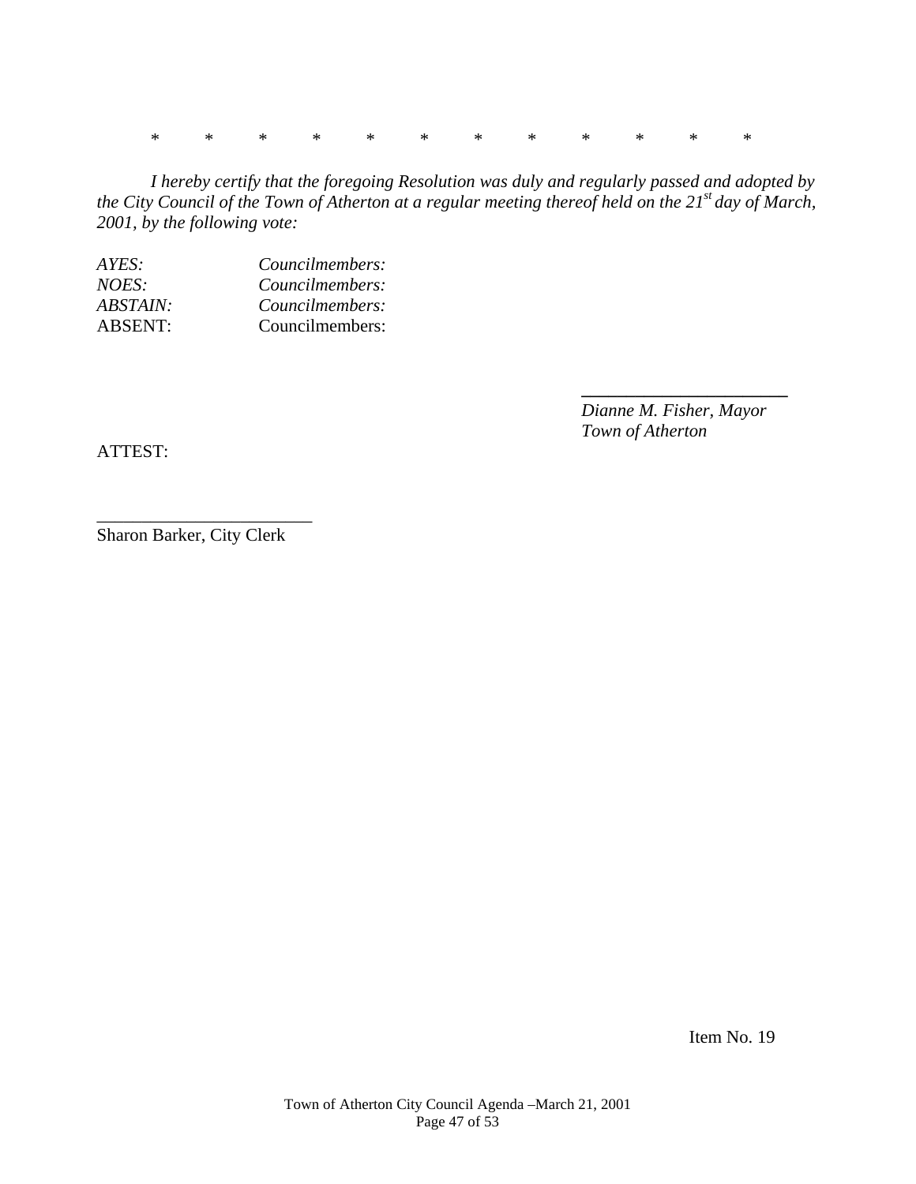*   *   *   *   *   *   *   *   *   *   *   *

*I hereby certify that the foregoing Resolution was duly and regularly passed and adopted by the City Council of the Town of Atherton at a regular meeting thereof held on the 21st day of March, 2001, by the following vote:*

| | |
|---|---|
| *AYES:* | *Councilmembers:* |
| *NOES:* | *Councilmembers:* |
| *ABSTAIN:* | *Councilmembers:* |
| ABSENT: | Councilmembers: |

\_\_\_\_\_\_\_\_\_\_\_\_\_\_\_\_\_\_\_\_\_\_\_
*Dianne M. Fisher, Mayor*
*Town of Atherton*

ATTEST:

\_\_\_\_\_\_\_\_\_\_\_\_\_\_\_\_\_\_\_\_\_\_\_
Sharon Barker, City Clerk

Item No. 19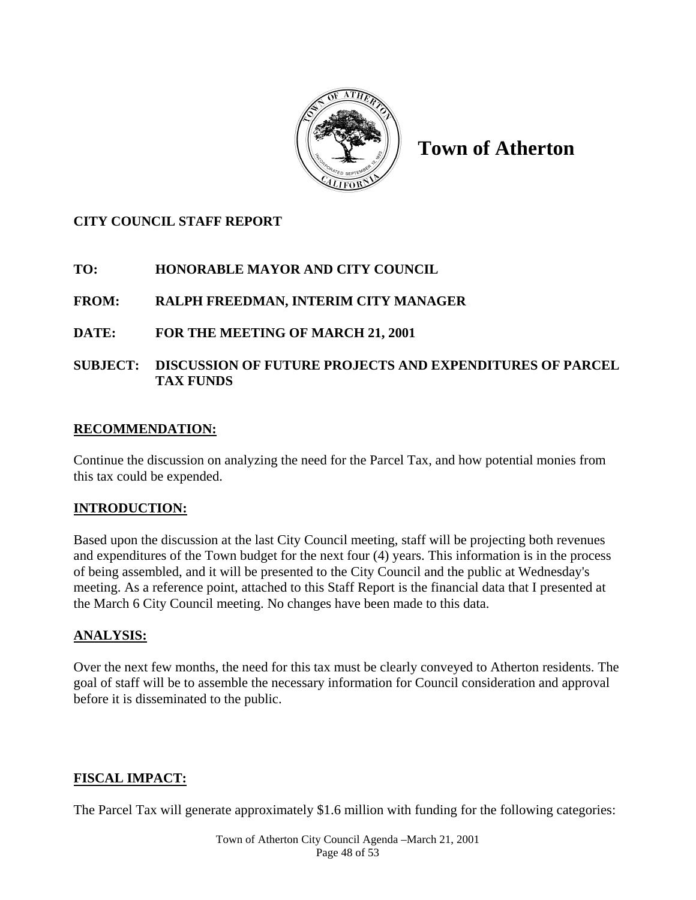# Town of Atherton

**CITY COUNCIL STAFF REPORT**

**TO:** HONORABLE MAYOR AND CITY COUNCIL

**FROM:** RALPH FREEDMAN, INTERIM CITY MANAGER

**DATE:** FOR THE MEETING OF MARCH 21, 2001

**SUBJECT:** DISCUSSION OF FUTURE PROJECTS AND EXPENDITURES OF PARCEL TAX FUNDS

## RECOMMENDATION:

Continue the discussion on analyzing the need for the Parcel Tax, and how potential monies from this tax could be expended.

## INTRODUCTION:

Based upon the discussion at the last City Council meeting, staff will be projecting both revenues and expenditures of the Town budget for the next four (4) years. This information is in the process of being assembled, and it will be presented to the City Council and the public at Wednesday's meeting. As a reference point, attached to this Staff Report is the financial data that I presented at the March 6 City Council meeting. No changes have been made to this data.

## ANALYSIS:

Over the next few months, the need for this tax must be clearly conveyed to Atherton residents. The goal of staff will be to assemble the necessary information for Council consideration and approval before it is disseminated to the public.

## FISCAL IMPACT:

The Parcel Tax will generate approximately $1.6 million with funding for the following categories: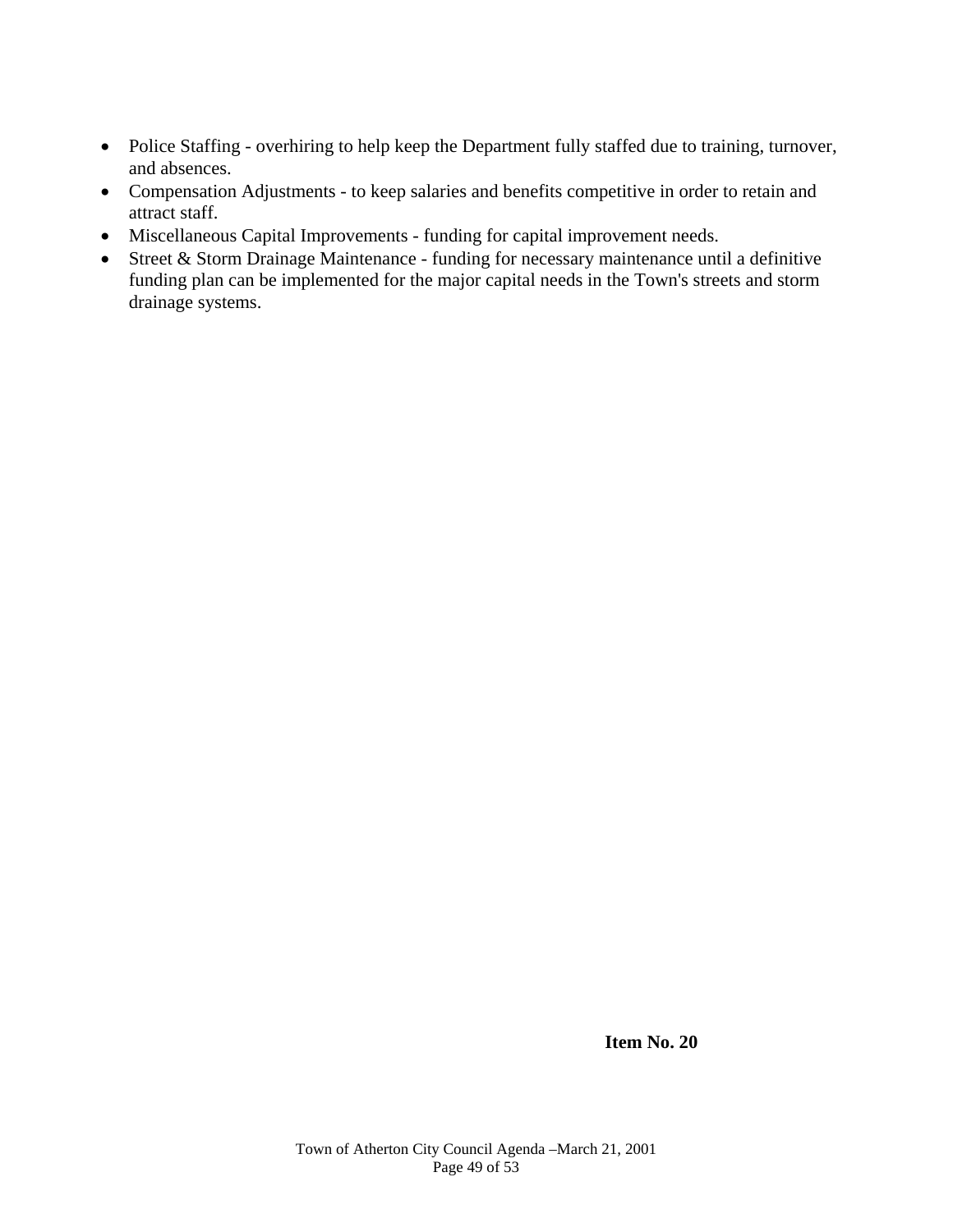- Police Staffing - overhiring to help keep the Department fully staffed due to training, turnover, and absences.
- Compensation Adjustments - to keep salaries and benefits competitive in order to retain and attract staff.
- Miscellaneous Capital Improvements - funding for capital improvement needs.
- Street & Storm Drainage Maintenance - funding for necessary maintenance until a definitive funding plan can be implemented for the major capital needs in the Town's streets and storm drainage systems.

**Item No. 20**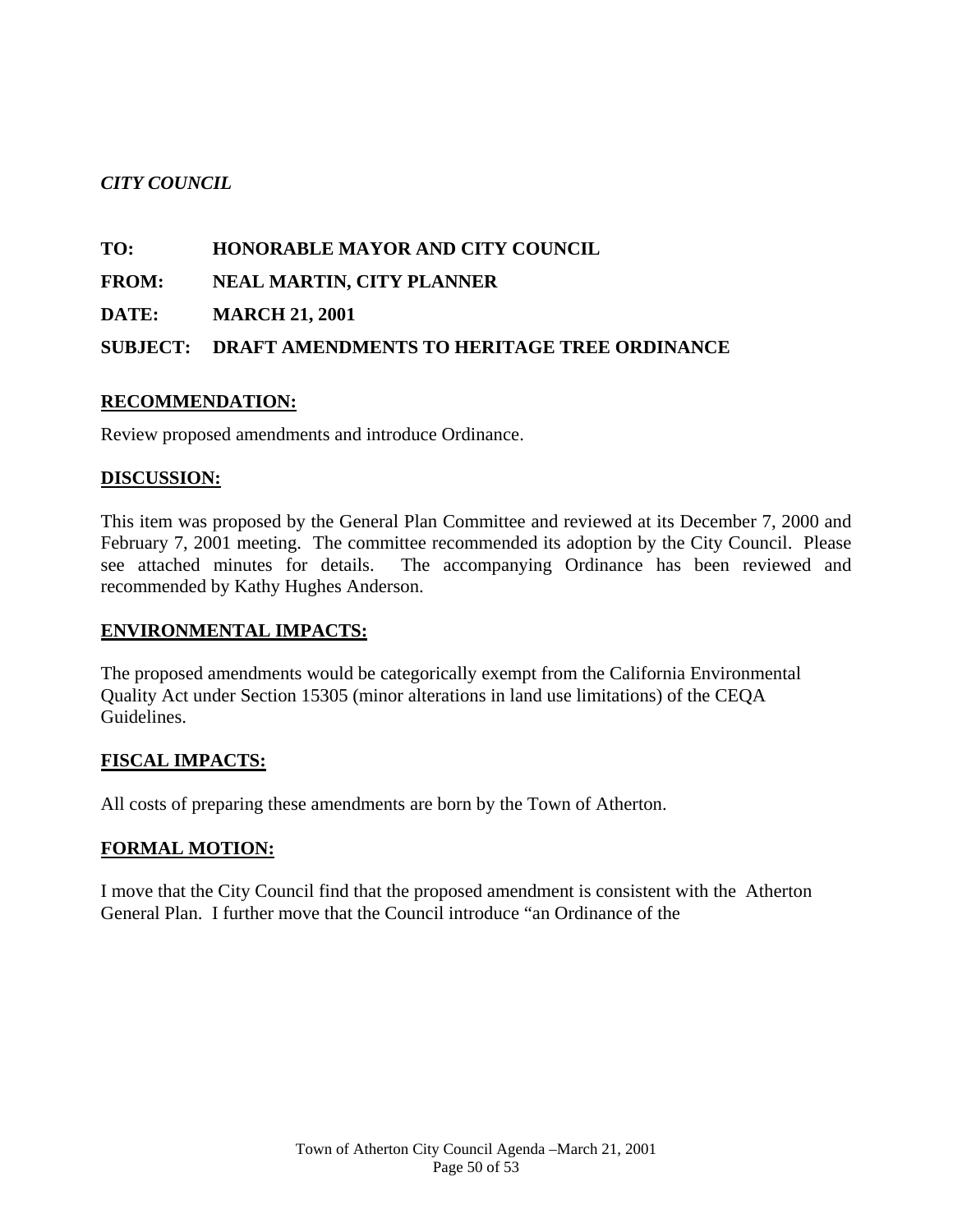*CITY COUNCIL*

**TO: HONORABLE MAYOR AND CITY COUNCIL**

**FROM: NEAL MARTIN, CITY PLANNER**

**DATE: MARCH 21, 2001**

**SUBJECT: DRAFT AMENDMENTS TO HERITAGE TREE ORDINANCE**

## RECOMMENDATION:

Review proposed amendments and introduce Ordinance.

## DISCUSSION:

This item was proposed by the General Plan Committee and reviewed at its December 7, 2000 and February 7, 2001 meeting. The committee recommended its adoption by the City Council. Please see attached minutes for details. The accompanying Ordinance has been reviewed and recommended by Kathy Hughes Anderson.

## ENVIRONMENTAL IMPACTS:

The proposed amendments would be categorically exempt from the California Environmental Quality Act under Section 15305 (minor alterations in land use limitations) of the CEQA Guidelines.

## FISCAL IMPACTS:

All costs of preparing these amendments are born by the Town of Atherton.

## FORMAL MOTION:

I move that the City Council find that the proposed amendment is consistent with the Atherton General Plan. I further move that the Council introduce "an Ordinance of the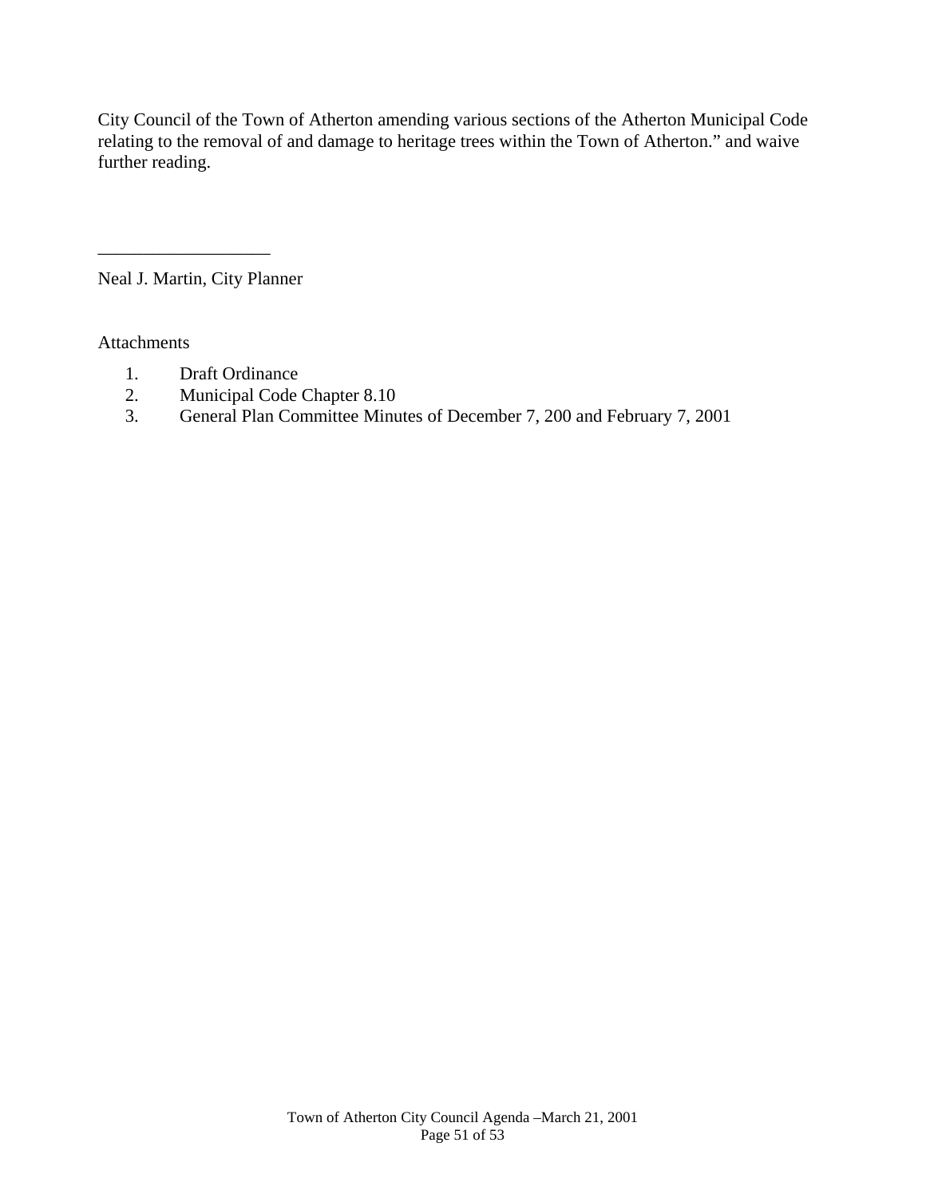City Council of the Town of Atherton amending various sections of the Atherton Municipal Code relating to the removal of and damage to heritage trees within the Town of Atherton." and waive further reading.

___________________

Neal J. Martin, City Planner

Attachments

1. Draft Ordinance
2. Municipal Code Chapter 8.10
3. General Plan Committee Minutes of December 7, 200 and February 7, 2001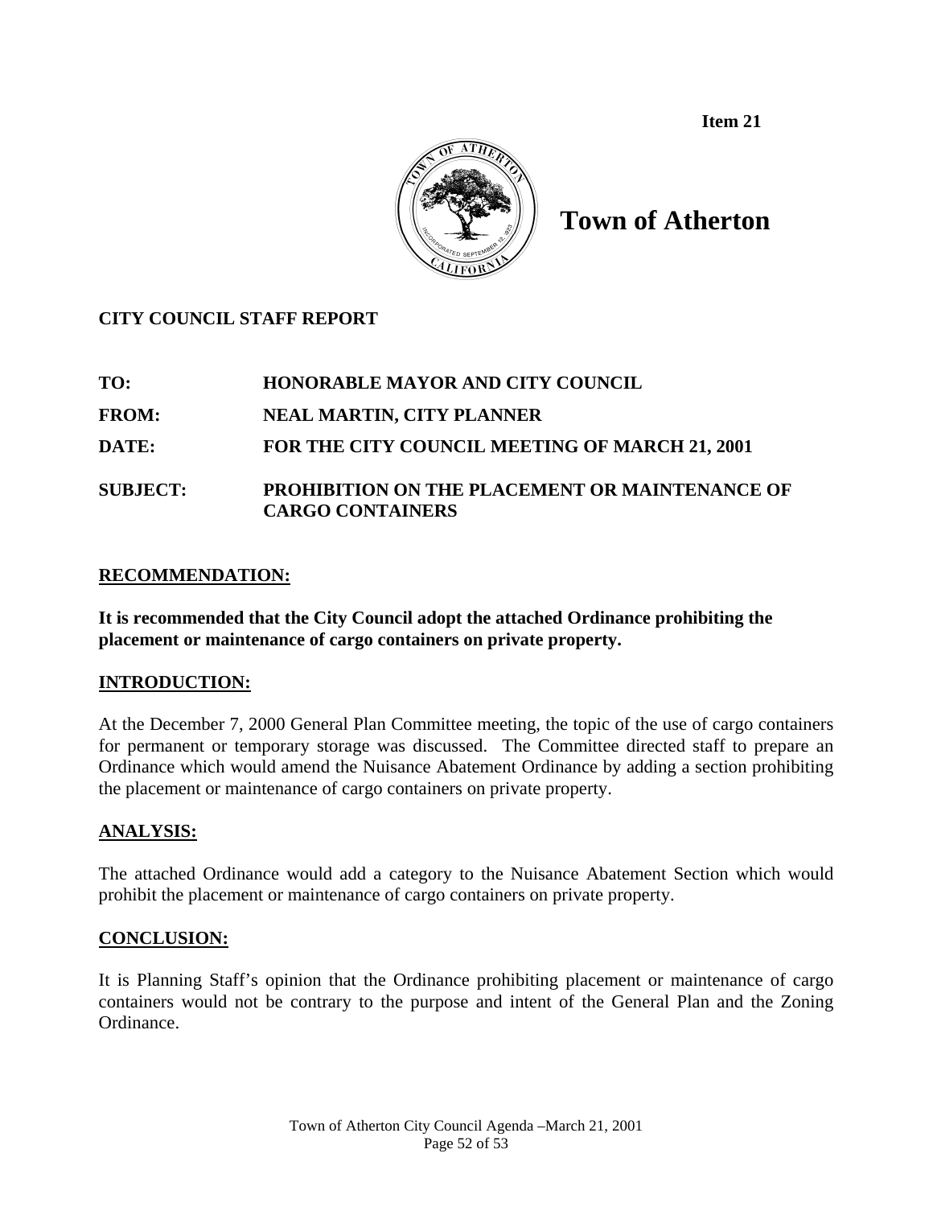**Item 21**

# Town of Atherton

**CITY COUNCIL STAFF REPORT**

**TO:** HONORABLE MAYOR AND CITY COUNCIL

**FROM:** NEAL MARTIN, CITY PLANNER

**DATE:** FOR THE CITY COUNCIL MEETING OF MARCH 21, 2001

**SUBJECT:** PROHIBITION ON THE PLACEMENT OR MAINTENANCE OF CARGO CONTAINERS

## RECOMMENDATION:

**It is recommended that the City Council adopt the attached Ordinance prohibiting the placement or maintenance of cargo containers on private property.**

## INTRODUCTION:

At the December 7, 2000 General Plan Committee meeting, the topic of the use of cargo containers for permanent or temporary storage was discussed. The Committee directed staff to prepare an Ordinance which would amend the Nuisance Abatement Ordinance by adding a section prohibiting the placement or maintenance of cargo containers on private property.

## ANALYSIS:

The attached Ordinance would add a category to the Nuisance Abatement Section which would prohibit the placement or maintenance of cargo containers on private property.

## CONCLUSION:

It is Planning Staff's opinion that the Ordinance prohibiting placement or maintenance of cargo containers would not be contrary to the purpose and intent of the General Plan and the Zoning Ordinance.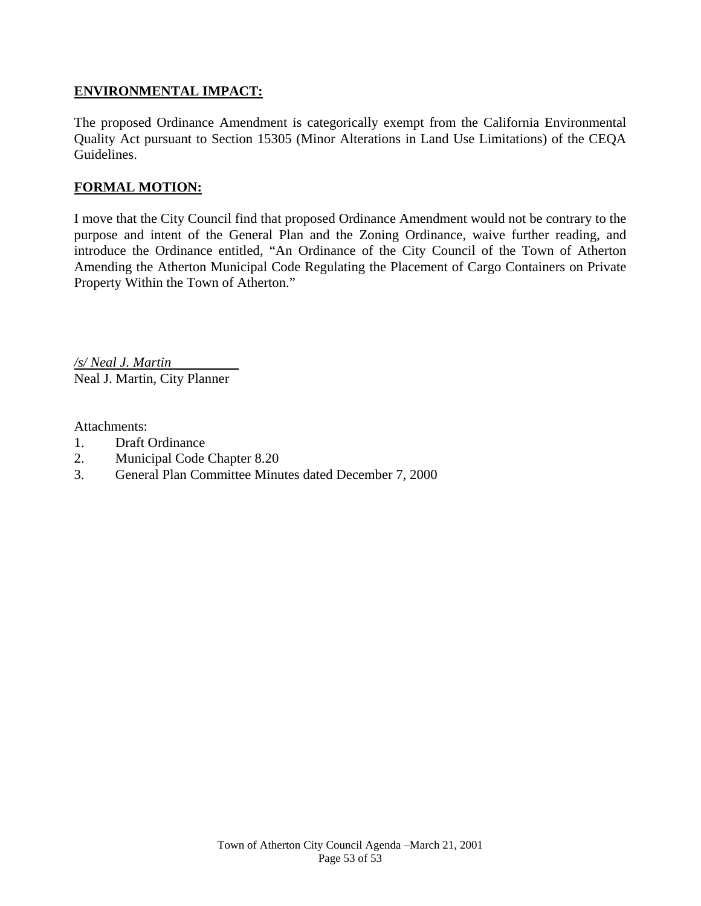**ENVIRONMENTAL IMPACT:**

The proposed Ordinance Amendment is categorically exempt from the California Environmental Quality Act pursuant to Section 15305 (Minor Alterations in Land Use Limitations) of the CEQA Guidelines.

**FORMAL MOTION:**

I move that the City Council find that proposed Ordinance Amendment would not be contrary to the purpose and intent of the General Plan and the Zoning Ordinance, waive further reading, and introduce the Ordinance entitled, "An Ordinance of the City Council of the Town of Atherton Amending the Atherton Municipal Code Regulating the Placement of Cargo Containers on Private Property Within the Town of Atherton."

*/s/ Neal J. Martin*
Neal J. Martin, City Planner

Attachments:

1. Draft Ordinance
2. Municipal Code Chapter 8.20
3. General Plan Committee Minutes dated December 7, 2000